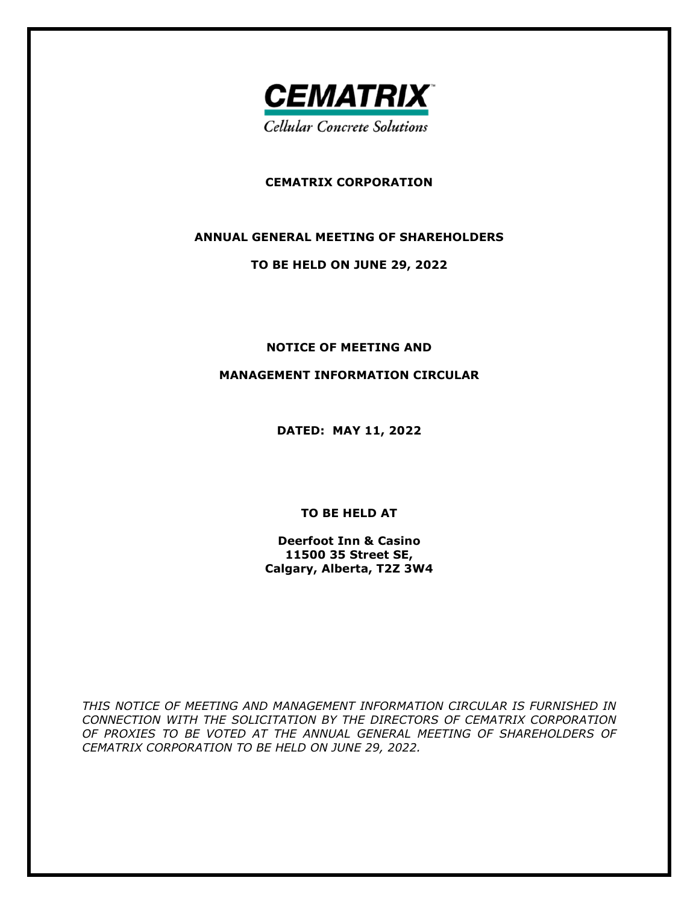**CEMATRIX**

*Cellular Concrete Solutions*

# CEMATRIX CORPORATION

## ANNUAL GENERAL MEETING OF SHAREHOLDERS

## TO BE HELD ON JUNE 29, 2022

## NOTICE OF MEETING AND

## MANAGEMENT INFORMATION CIRCULAR

**DATED: MAY 11, 2022**

**TO BE HELD AT**

**Deerfoot Inn & Casino**
**11500 35 Street SE,**
**Calgary, Alberta, T2Z 3W4**

*THIS NOTICE OF MEETING AND MANAGEMENT INFORMATION CIRCULAR IS FURNISHED IN CONNECTION WITH THE SOLICITATION BY THE DIRECTORS OF CEMATRIX CORPORATION OF PROXIES TO BE VOTED AT THE ANNUAL GENERAL MEETING OF SHAREHOLDERS OF CEMATRIX CORPORATION TO BE HELD ON JUNE 29, 2022.*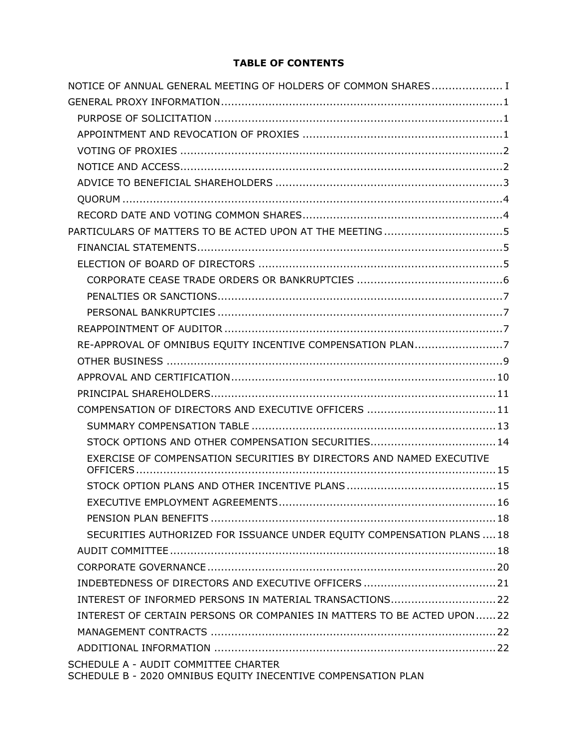**TABLE OF CONTENTS**

NOTICE OF ANNUAL GENERAL MEETING OF HOLDERS OF COMMON SHARES .................... I

GENERAL PROXY INFORMATION .................................................................................. 1

- PURPOSE OF SOLICITATION .................................................................................. 1
- APPOINTMENT AND REVOCATION OF PROXIES .......................................................... 1
- VOTING OF PROXIES .............................................................................................. 2
- NOTICE AND ACCESS ............................................................................................. 2
- ADVICE TO BENEFICIAL SHAREHOLDERS .................................................................. 3
- QUORUM ................................................................................................................ 4
- RECORD DATE AND VOTING COMMON SHARES .......................................................... 4

PARTICULARS OF MATTERS TO BE ACTED UPON AT THE MEETING .................................. 5

- FINANCIAL STATEMENTS ......................................................................................... 5
- ELECTION OF BOARD OF DIRECTORS ....................................................................... 5
  - CORPORATE CEASE TRADE ORDERS OR BANKRUPTCIES .......................................... 6
  - PENALTIES OR SANCTIONS ................................................................................... 7
  - PERSONAL BANKRUPTCIES ................................................................................... 7
- REAPPOINTMENT OF AUDITOR ................................................................................. 7
- RE-APPROVAL OF OMNIBUS EQUITY INCENTIVE COMPENSATION PLAN .......................... 7
- OTHER BUSINESS ................................................................................................... 9
- APPROVAL AND CERTIFICATION ............................................................................. 10
- PRINCIPAL SHAREHOLDERS ................................................................................... 11
- COMPENSATION OF DIRECTORS AND EXECUTIVE OFFICERS ..................................... 11
  - SUMMARY COMPENSATION TABLE ....................................................................... 13
  - STOCK OPTIONS AND OTHER COMPENSATION SECURITIES .................................... 14
  - EXERCISE OF COMPENSATION SECURITIES BY DIRECTORS AND NAMED EXECUTIVE OFFICERS ......................................................................................................... 15
  - STOCK OPTION PLANS AND OTHER INCENTIVE PLANS ........................................... 15
  - EXECUTIVE EMPLOYMENT AGREEMENTS ................................................................ 16
  - PENSION PLAN BENEFITS ................................................................................... 18
  - SECURITIES AUTHORIZED FOR ISSUANCE UNDER EQUITY COMPENSATION PLANS .... 18
- AUDIT COMMITTEE ............................................................................................... 18
- CORPORATE GOVERNANCE .................................................................................... 20
- INDEBTEDNESS OF DIRECTORS AND EXECUTIVE OFFICERS ....................................... 21
- INTEREST OF INFORMED PERSONS IN MATERIAL TRANSACTIONS ............................... 22
- INTEREST OF CERTAIN PERSONS OR COMPANIES IN MATTERS TO BE ACTED UPON ...... 22
- MANAGEMENT CONTRACTS ................................................................................... 22
- ADDITIONAL INFORMATION .................................................................................. 22

SCHEDULE A - AUDIT COMMITTEE CHARTER

SCHEDULE B - 2020 OMNIBUS EQUITY INECENTIVE COMPENSATION PLAN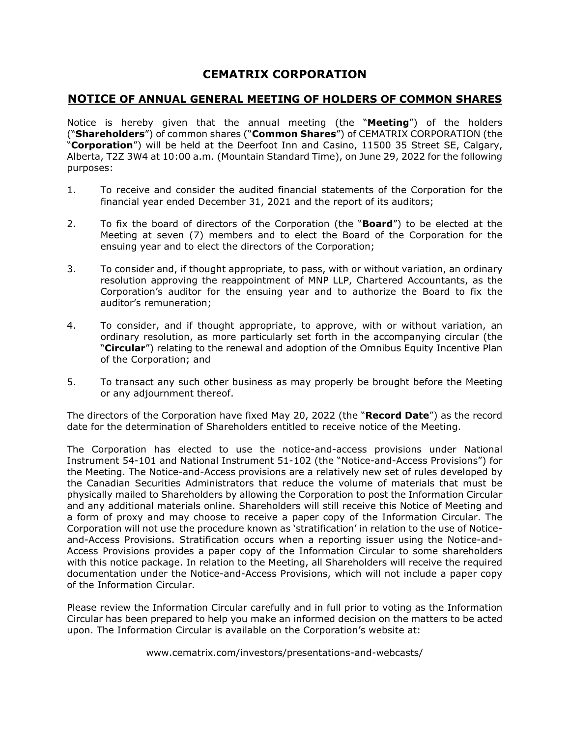# CEMATRIX CORPORATION

## NOTICE OF ANNUAL GENERAL MEETING OF HOLDERS OF COMMON SHARES

Notice is hereby given that the annual meeting (the "**Meeting**") of the holders ("**Shareholders**") of common shares ("**Common Shares**") of CEMATRIX CORPORATION (the "**Corporation**") will be held at the Deerfoot Inn and Casino, 11500 35 Street SE, Calgary, Alberta, T2Z 3W4 at 10:00 a.m. (Mountain Standard Time), on June 29, 2022 for the following purposes:

1. To receive and consider the audited financial statements of the Corporation for the financial year ended December 31, 2021 and the report of its auditors;

2. To fix the board of directors of the Corporation (the "**Board**") to be elected at the Meeting at seven (7) members and to elect the Board of the Corporation for the ensuing year and to elect the directors of the Corporation;

3. To consider and, if thought appropriate, to pass, with or without variation, an ordinary resolution approving the reappointment of MNP LLP, Chartered Accountants, as the Corporation's auditor for the ensuing year and to authorize the Board to fix the auditor's remuneration;

4. To consider, and if thought appropriate, to approve, with or without variation, an ordinary resolution, as more particularly set forth in the accompanying circular (the "**Circular**") relating to the renewal and adoption of the Omnibus Equity Incentive Plan of the Corporation; and

5. To transact any such other business as may properly be brought before the Meeting or any adjournment thereof.

The directors of the Corporation have fixed May 20, 2022 (the "**Record Date**") as the record date for the determination of Shareholders entitled to receive notice of the Meeting.

The Corporation has elected to use the notice-and-access provisions under National Instrument 54-101 and National Instrument 51-102 (the "Notice-and-Access Provisions") for the Meeting. The Notice-and-Access provisions are a relatively new set of rules developed by the Canadian Securities Administrators that reduce the volume of materials that must be physically mailed to Shareholders by allowing the Corporation to post the Information Circular and any additional materials online. Shareholders will still receive this Notice of Meeting and a form of proxy and may choose to receive a paper copy of the Information Circular. The Corporation will not use the procedure known as 'stratification' in relation to the use of Notice-and-Access Provisions. Stratification occurs when a reporting issuer using the Notice-and-Access Provisions provides a paper copy of the Information Circular to some shareholders with this notice package. In relation to the Meeting, all Shareholders will receive the required documentation under the Notice-and-Access Provisions, which will not include a paper copy of the Information Circular.

Please review the Information Circular carefully and in full prior to voting as the Information Circular has been prepared to help you make an informed decision on the matters to be acted upon. The Information Circular is available on the Corporation's website at:

www.cematrix.com/investors/presentations-and-webcasts/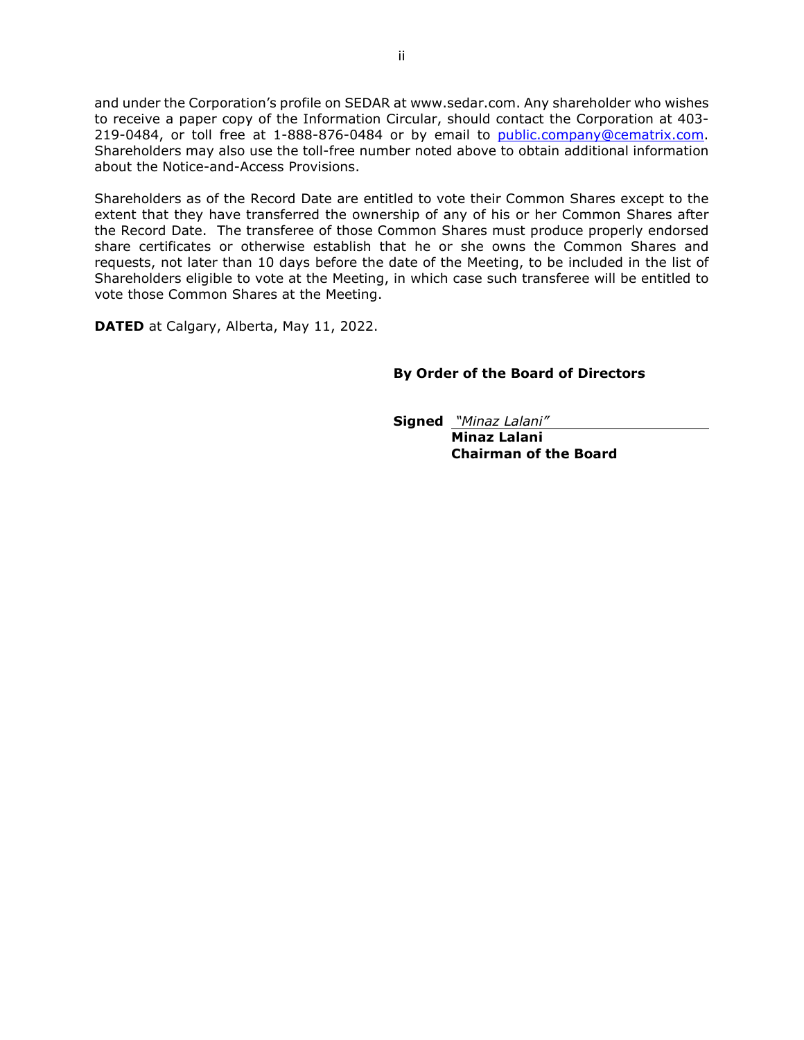and under the Corporation's profile on SEDAR at www.sedar.com. Any shareholder who wishes to receive a paper copy of the Information Circular, should contact the Corporation at 403-219-0484, or toll free at 1-888-876-0484 or by email to public.company@cematrix.com. Shareholders may also use the toll-free number noted above to obtain additional information about the Notice-and-Access Provisions.

Shareholders as of the Record Date are entitled to vote their Common Shares except to the extent that they have transferred the ownership of any of his or her Common Shares after the Record Date. The transferee of those Common Shares must produce properly endorsed share certificates or otherwise establish that he or she owns the Common Shares and requests, not later than 10 days before the date of the Meeting, to be included in the list of Shareholders eligible to vote at the Meeting, in which case such transferee will be entitled to vote those Common Shares at the Meeting.

**DATED** at Calgary, Alberta, May 11, 2022.

**By Order of the Board of Directors**

**Signed** *"Minaz Lalani"*
**Minaz Lalani**
**Chairman of the Board**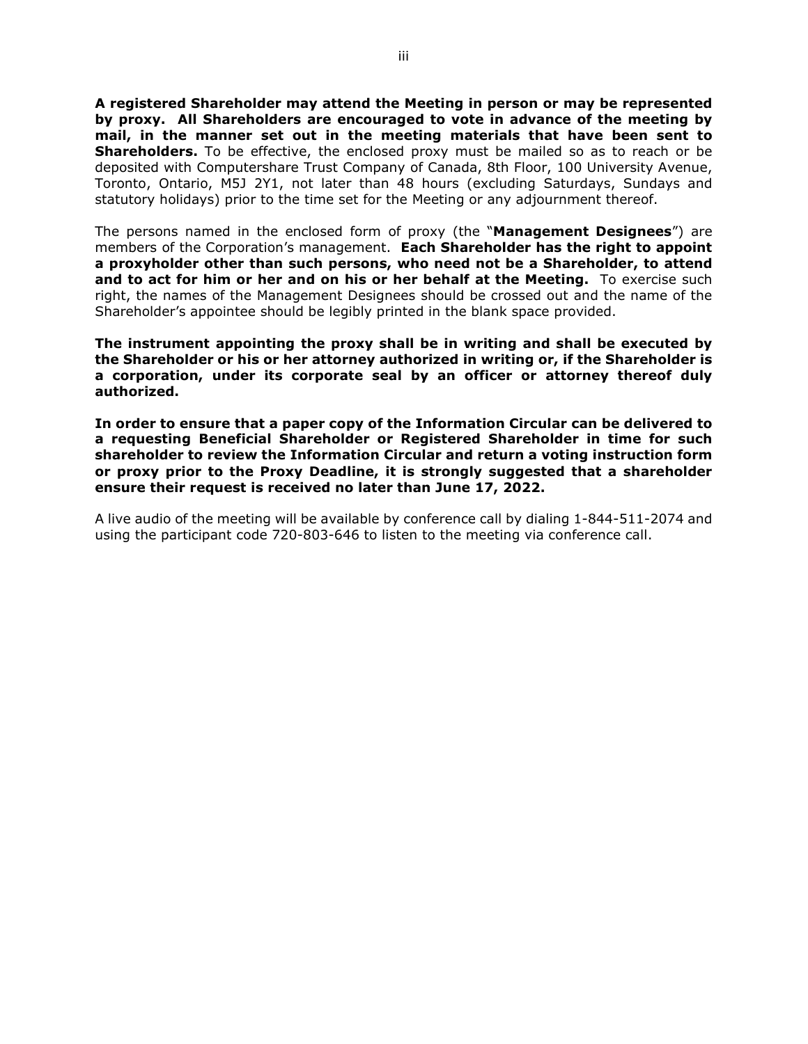**A registered Shareholder may attend the Meeting in person or may be represented by proxy. All Shareholders are encouraged to vote in advance of the meeting by mail, in the manner set out in the meeting materials that have been sent to Shareholders.** To be effective, the enclosed proxy must be mailed so as to reach or be deposited with Computershare Trust Company of Canada, 8th Floor, 100 University Avenue, Toronto, Ontario, M5J 2Y1, not later than 48 hours (excluding Saturdays, Sundays and statutory holidays) prior to the time set for the Meeting or any adjournment thereof.

The persons named in the enclosed form of proxy (the "**Management Designees**") are members of the Corporation's management. **Each Shareholder has the right to appoint a proxyholder other than such persons, who need not be a Shareholder, to attend and to act for him or her and on his or her behalf at the Meeting.** To exercise such right, the names of the Management Designees should be crossed out and the name of the Shareholder's appointee should be legibly printed in the blank space provided.

**The instrument appointing the proxy shall be in writing and shall be executed by the Shareholder or his or her attorney authorized in writing or, if the Shareholder is a corporation, under its corporate seal by an officer or attorney thereof duly authorized.**

**In order to ensure that a paper copy of the Information Circular can be delivered to a requesting Beneficial Shareholder or Registered Shareholder in time for such shareholder to review the Information Circular and return a voting instruction form or proxy prior to the Proxy Deadline, it is strongly suggested that a shareholder ensure their request is received no later than June 17, 2022.**

A live audio of the meeting will be available by conference call by dialing 1-844-511-2074 and using the participant code 720-803-646 to listen to the meeting via conference call.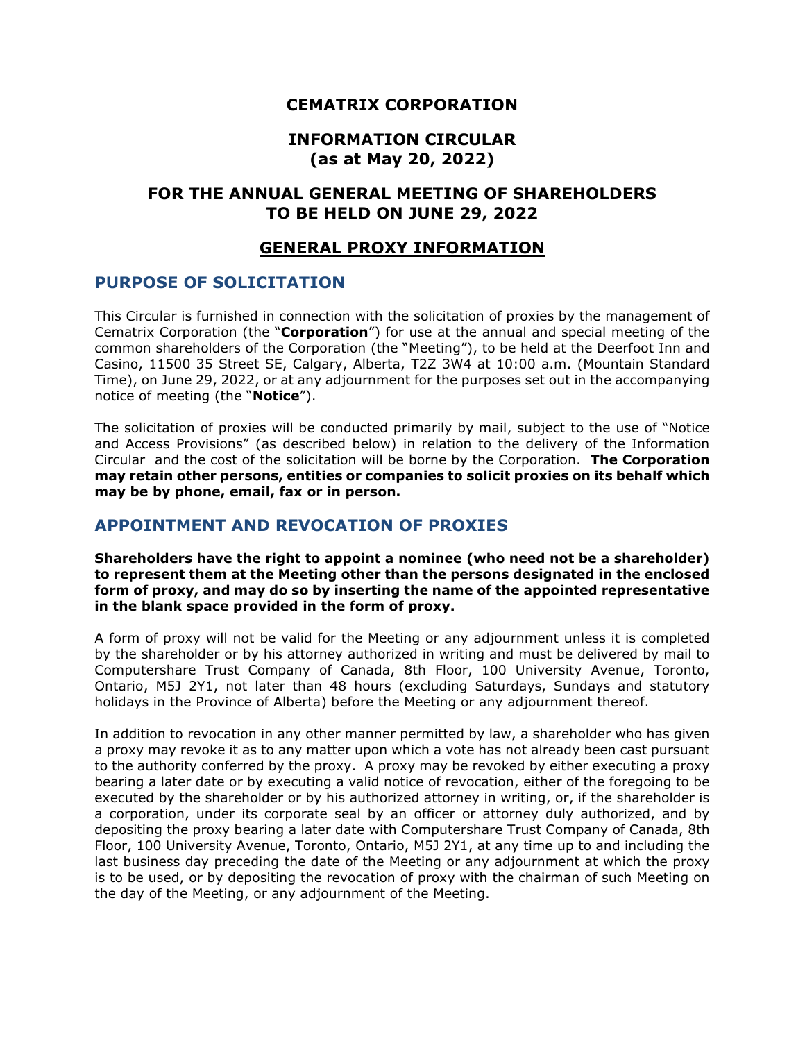# CEMATRIX CORPORATION

# INFORMATION CIRCULAR
# (as at May 20, 2022)

# FOR THE ANNUAL GENERAL MEETING OF SHAREHOLDERS TO BE HELD ON JUNE 29, 2022

## GENERAL PROXY INFORMATION

### PURPOSE OF SOLICITATION

This Circular is furnished in connection with the solicitation of proxies by the management of Cematrix Corporation (the "**Corporation**") for use at the annual and special meeting of the common shareholders of the Corporation (the "Meeting"), to be held at the Deerfoot Inn and Casino, 11500 35 Street SE, Calgary, Alberta, T2Z 3W4 at 10:00 a.m. (Mountain Standard Time), on June 29, 2022, or at any adjournment for the purposes set out in the accompanying notice of meeting (the "**Notice**").

The solicitation of proxies will be conducted primarily by mail, subject to the use of "Notice and Access Provisions" (as described below) in relation to the delivery of the Information Circular and the cost of the solicitation will be borne by the Corporation. **The Corporation may retain other persons, entities or companies to solicit proxies on its behalf which may be by phone, email, fax or in person.**

### APPOINTMENT AND REVOCATION OF PROXIES

**Shareholders have the right to appoint a nominee (who need not be a shareholder) to represent them at the Meeting other than the persons designated in the enclosed form of proxy, and may do so by inserting the name of the appointed representative in the blank space provided in the form of proxy.**

A form of proxy will not be valid for the Meeting or any adjournment unless it is completed by the shareholder or by his attorney authorized in writing and must be delivered by mail to Computershare Trust Company of Canada, 8th Floor, 100 University Avenue, Toronto, Ontario, M5J 2Y1, not later than 48 hours (excluding Saturdays, Sundays and statutory holidays in the Province of Alberta) before the Meeting or any adjournment thereof.

In addition to revocation in any other manner permitted by law, a shareholder who has given a proxy may revoke it as to any matter upon which a vote has not already been cast pursuant to the authority conferred by the proxy. A proxy may be revoked by either executing a proxy bearing a later date or by executing a valid notice of revocation, either of the foregoing to be executed by the shareholder or by his authorized attorney in writing, or, if the shareholder is a corporation, under its corporate seal by an officer or attorney duly authorized, and by depositing the proxy bearing a later date with Computershare Trust Company of Canada, 8th Floor, 100 University Avenue, Toronto, Ontario, M5J 2Y1, at any time up to and including the last business day preceding the date of the Meeting or any adjournment at which the proxy is to be used, or by depositing the revocation of proxy with the chairman of such Meeting on the day of the Meeting, or any adjournment of the Meeting.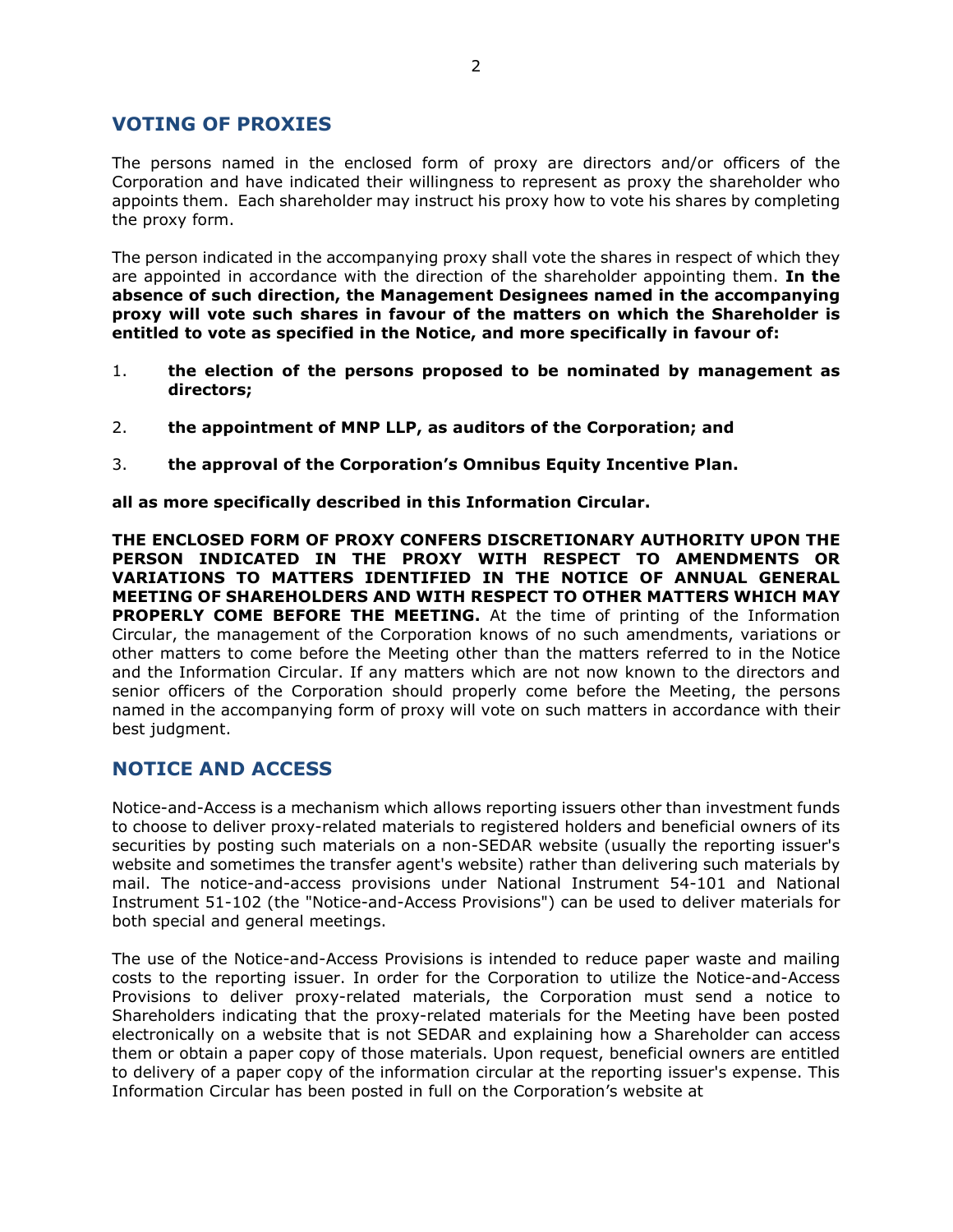## VOTING OF PROXIES

The persons named in the enclosed form of proxy are directors and/or officers of the Corporation and have indicated their willingness to represent as proxy the shareholder who appoints them. Each shareholder may instruct his proxy how to vote his shares by completing the proxy form.

The person indicated in the accompanying proxy shall vote the shares in respect of which they are appointed in accordance with the direction of the shareholder appointing them. **In the absence of such direction, the Management Designees named in the accompanying proxy will vote such shares in favour of the matters on which the Shareholder is entitled to vote as specified in the Notice, and more specifically in favour of:**

1. **the election of the persons proposed to be nominated by management as directors;**
2. **the appointment of MNP LLP, as auditors of the Corporation; and**
3. **the approval of the Corporation's Omnibus Equity Incentive Plan.**

**all as more specifically described in this Information Circular.**

**THE ENCLOSED FORM OF PROXY CONFERS DISCRETIONARY AUTHORITY UPON THE PERSON INDICATED IN THE PROXY WITH RESPECT TO AMENDMENTS OR VARIATIONS TO MATTERS IDENTIFIED IN THE NOTICE OF ANNUAL GENERAL MEETING OF SHAREHOLDERS AND WITH RESPECT TO OTHER MATTERS WHICH MAY PROPERLY COME BEFORE THE MEETING.** At the time of printing of the Information Circular, the management of the Corporation knows of no such amendments, variations or other matters to come before the Meeting other than the matters referred to in the Notice and the Information Circular. If any matters which are not now known to the directors and senior officers of the Corporation should properly come before the Meeting, the persons named in the accompanying form of proxy will vote on such matters in accordance with their best judgment.

## NOTICE AND ACCESS

Notice-and-Access is a mechanism which allows reporting issuers other than investment funds to choose to deliver proxy-related materials to registered holders and beneficial owners of its securities by posting such materials on a non-SEDAR website (usually the reporting issuer's website and sometimes the transfer agent's website) rather than delivering such materials by mail. The notice-and-access provisions under National Instrument 54-101 and National Instrument 51-102 (the "Notice-and-Access Provisions") can be used to deliver materials for both special and general meetings.

The use of the Notice-and-Access Provisions is intended to reduce paper waste and mailing costs to the reporting issuer. In order for the Corporation to utilize the Notice-and-Access Provisions to deliver proxy-related materials, the Corporation must send a notice to Shareholders indicating that the proxy-related materials for the Meeting have been posted electronically on a website that is not SEDAR and explaining how a Shareholder can access them or obtain a paper copy of those materials. Upon request, beneficial owners are entitled to delivery of a paper copy of the information circular at the reporting issuer's expense. This Information Circular has been posted in full on the Corporation's website at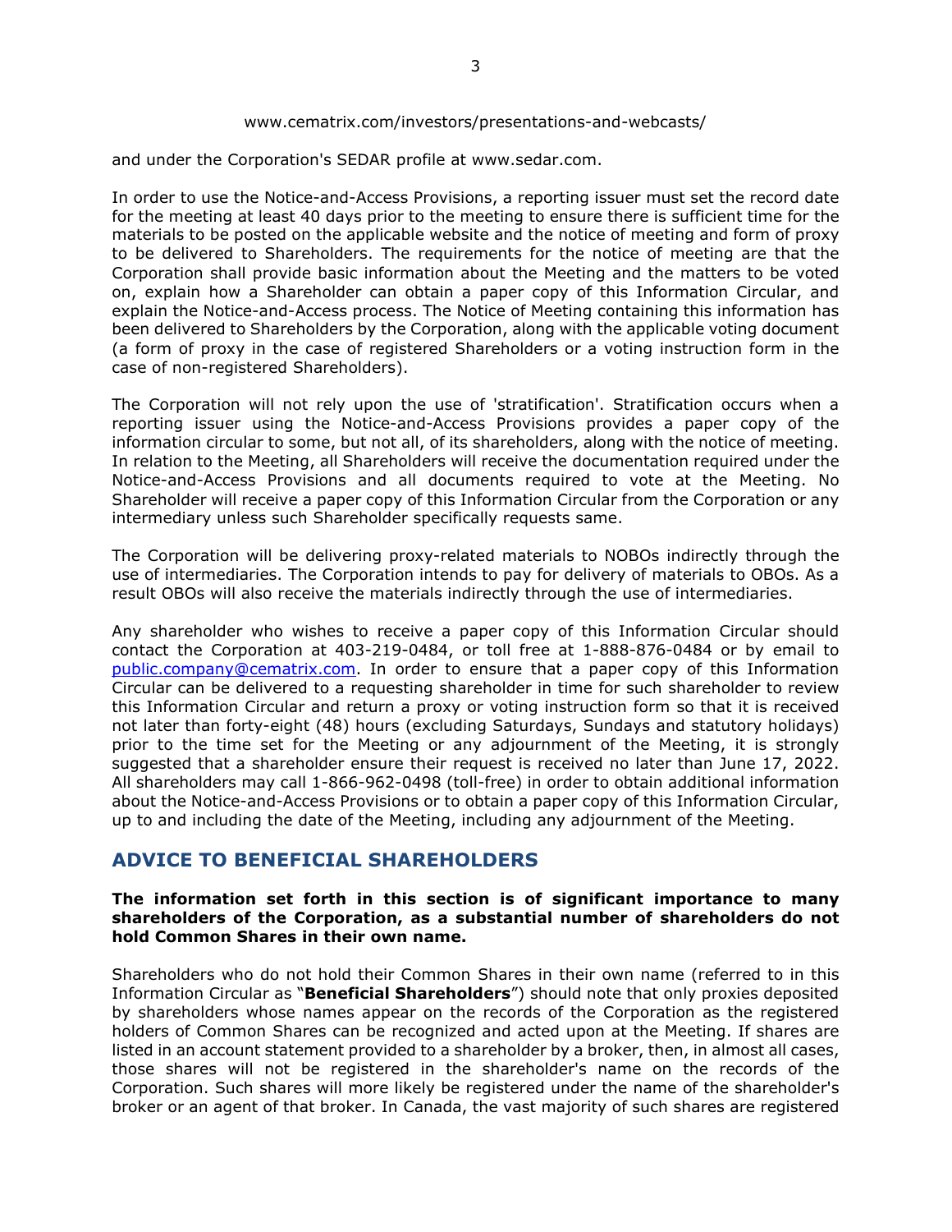www.cematrix.com/investors/presentations-and-webcasts/

and under the Corporation's SEDAR profile at www.sedar.com.

In order to use the Notice-and-Access Provisions, a reporting issuer must set the record date for the meeting at least 40 days prior to the meeting to ensure there is sufficient time for the materials to be posted on the applicable website and the notice of meeting and form of proxy to be delivered to Shareholders. The requirements for the notice of meeting are that the Corporation shall provide basic information about the Meeting and the matters to be voted on, explain how a Shareholder can obtain a paper copy of this Information Circular, and explain the Notice-and-Access process. The Notice of Meeting containing this information has been delivered to Shareholders by the Corporation, along with the applicable voting document (a form of proxy in the case of registered Shareholders or a voting instruction form in the case of non-registered Shareholders).

The Corporation will not rely upon the use of 'stratification'. Stratification occurs when a reporting issuer using the Notice-and-Access Provisions provides a paper copy of the information circular to some, but not all, of its shareholders, along with the notice of meeting. In relation to the Meeting, all Shareholders will receive the documentation required under the Notice-and-Access Provisions and all documents required to vote at the Meeting. No Shareholder will receive a paper copy of this Information Circular from the Corporation or any intermediary unless such Shareholder specifically requests same.

The Corporation will be delivering proxy-related materials to NOBOs indirectly through the use of intermediaries. The Corporation intends to pay for delivery of materials to OBOs. As a result OBOs will also receive the materials indirectly through the use of intermediaries.

Any shareholder who wishes to receive a paper copy of this Information Circular should contact the Corporation at 403-219-0484, or toll free at 1-888-876-0484 or by email to public.company@cematrix.com. In order to ensure that a paper copy of this Information Circular can be delivered to a requesting shareholder in time for such shareholder to review this Information Circular and return a proxy or voting instruction form so that it is received not later than forty-eight (48) hours (excluding Saturdays, Sundays and statutory holidays) prior to the time set for the Meeting or any adjournment of the Meeting, it is strongly suggested that a shareholder ensure their request is received no later than June 17, 2022. All shareholders may call 1-866-962-0498 (toll-free) in order to obtain additional information about the Notice-and-Access Provisions or to obtain a paper copy of this Information Circular, up to and including the date of the Meeting, including any adjournment of the Meeting.

## ADVICE TO BENEFICIAL SHAREHOLDERS

**The information set forth in this section is of significant importance to many shareholders of the Corporation, as a substantial number of shareholders do not hold Common Shares in their own name.**

Shareholders who do not hold their Common Shares in their own name (referred to in this Information Circular as "**Beneficial Shareholders**") should note that only proxies deposited by shareholders whose names appear on the records of the Corporation as the registered holders of Common Shares can be recognized and acted upon at the Meeting. If shares are listed in an account statement provided to a shareholder by a broker, then, in almost all cases, those shares will not be registered in the shareholder's name on the records of the Corporation. Such shares will more likely be registered under the name of the shareholder's broker or an agent of that broker. In Canada, the vast majority of such shares are registered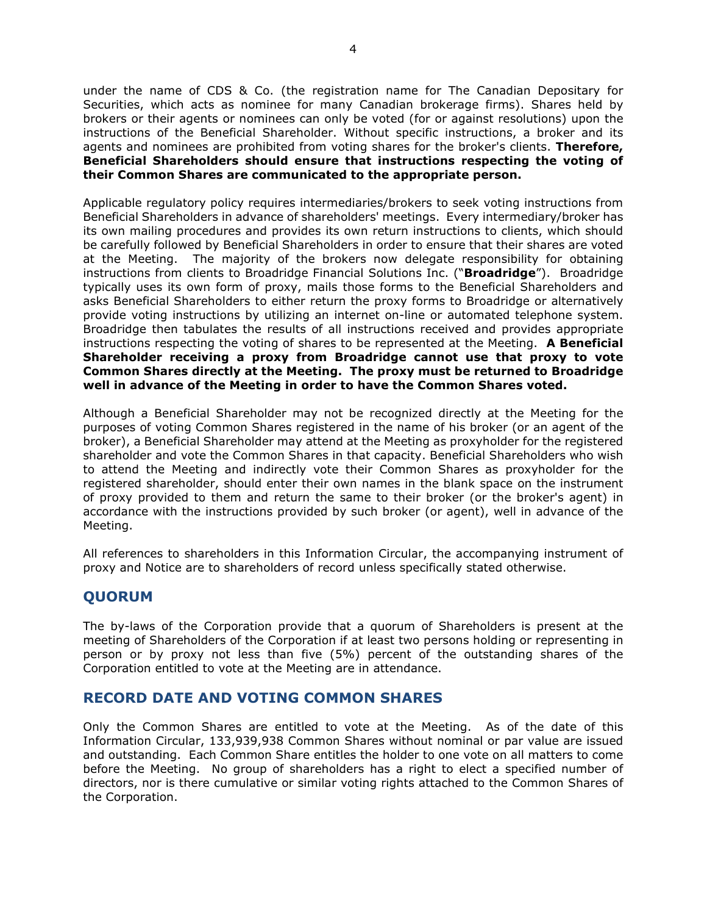under the name of CDS & Co. (the registration name for The Canadian Depositary for Securities, which acts as nominee for many Canadian brokerage firms). Shares held by brokers or their agents or nominees can only be voted (for or against resolutions) upon the instructions of the Beneficial Shareholder. Without specific instructions, a broker and its agents and nominees are prohibited from voting shares for the broker's clients. **Therefore, Beneficial Shareholders should ensure that instructions respecting the voting of their Common Shares are communicated to the appropriate person.**

Applicable regulatory policy requires intermediaries/brokers to seek voting instructions from Beneficial Shareholders in advance of shareholders' meetings. Every intermediary/broker has its own mailing procedures and provides its own return instructions to clients, which should be carefully followed by Beneficial Shareholders in order to ensure that their shares are voted at the Meeting. The majority of the brokers now delegate responsibility for obtaining instructions from clients to Broadridge Financial Solutions Inc. ("**Broadridge**"). Broadridge typically uses its own form of proxy, mails those forms to the Beneficial Shareholders and asks Beneficial Shareholders to either return the proxy forms to Broadridge or alternatively provide voting instructions by utilizing an internet on-line or automated telephone system. Broadridge then tabulates the results of all instructions received and provides appropriate instructions respecting the voting of shares to be represented at the Meeting. **A Beneficial Shareholder receiving a proxy from Broadridge cannot use that proxy to vote Common Shares directly at the Meeting. The proxy must be returned to Broadridge well in advance of the Meeting in order to have the Common Shares voted.**

Although a Beneficial Shareholder may not be recognized directly at the Meeting for the purposes of voting Common Shares registered in the name of his broker (or an agent of the broker), a Beneficial Shareholder may attend at the Meeting as proxyholder for the registered shareholder and vote the Common Shares in that capacity. Beneficial Shareholders who wish to attend the Meeting and indirectly vote their Common Shares as proxyholder for the registered shareholder, should enter their own names in the blank space on the instrument of proxy provided to them and return the same to their broker (or the broker's agent) in accordance with the instructions provided by such broker (or agent), well in advance of the Meeting.

All references to shareholders in this Information Circular, the accompanying instrument of proxy and Notice are to shareholders of record unless specifically stated otherwise.

## QUORUM

The by-laws of the Corporation provide that a quorum of Shareholders is present at the meeting of Shareholders of the Corporation if at least two persons holding or representing in person or by proxy not less than five (5%) percent of the outstanding shares of the Corporation entitled to vote at the Meeting are in attendance.

## RECORD DATE AND VOTING COMMON SHARES

Only the Common Shares are entitled to vote at the Meeting. As of the date of this Information Circular, 133,939,938 Common Shares without nominal or par value are issued and outstanding. Each Common Share entitles the holder to one vote on all matters to come before the Meeting. No group of shareholders has a right to elect a specified number of directors, nor is there cumulative or similar voting rights attached to the Common Shares of the Corporation.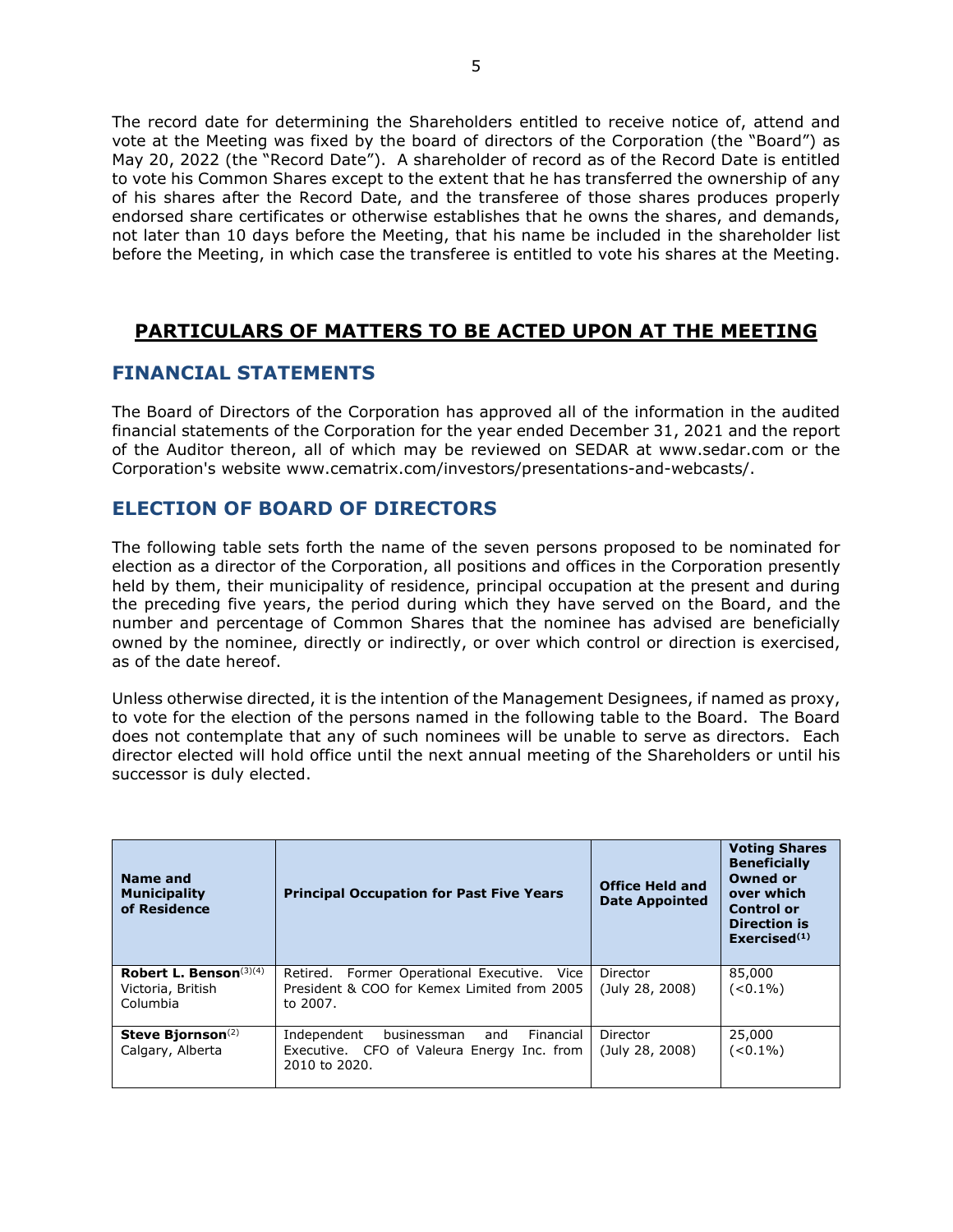The record date for determining the Shareholders entitled to receive notice of, attend and vote at the Meeting was fixed by the board of directors of the Corporation (the "Board") as May 20, 2022 (the "Record Date"). A shareholder of record as of the Record Date is entitled to vote his Common Shares except to the extent that he has transferred the ownership of any of his shares after the Record Date, and the transferee of those shares produces properly endorsed share certificates or otherwise establishes that he owns the shares, and demands, not later than 10 days before the Meeting, that his name be included in the shareholder list before the Meeting, in which case the transferee is entitled to vote his shares at the Meeting.

# PARTICULARS OF MATTERS TO BE ACTED UPON AT THE MEETING

## FINANCIAL STATEMENTS

The Board of Directors of the Corporation has approved all of the information in the audited financial statements of the Corporation for the year ended December 31, 2021 and the report of the Auditor thereon, all of which may be reviewed on SEDAR at www.sedar.com or the Corporation's website www.cematrix.com/investors/presentations-and-webcasts/.

## ELECTION OF BOARD OF DIRECTORS

The following table sets forth the name of the seven persons proposed to be nominated for election as a director of the Corporation, all positions and offices in the Corporation presently held by them, their municipality of residence, principal occupation at the present and during the preceding five years, the period during which they have served on the Board, and the number and percentage of Common Shares that the nominee has advised are beneficially owned by the nominee, directly or indirectly, or over which control or direction is exercised, as of the date hereof.

Unless otherwise directed, it is the intention of the Management Designees, if named as proxy, to vote for the election of the persons named in the following table to the Board. The Board does not contemplate that any of such nominees will be unable to serve as directors. Each director elected will hold office until the next annual meeting of the Shareholders or until his successor is duly elected.

| Name and Municipality of Residence | Principal Occupation for Past Five Years | Office Held and Date Appointed | Voting Shares Beneficially Owned or over which Control or Direction is Exercised(1) |
|---|---|---|---|
| **Robert L. Benson**(3)(4) Victoria, British Columbia | Retired. Former Operational Executive. Vice President & COO for Kemex Limited from 2005 to 2007. | Director (July 28, 2008) | 85,000 (<0.1%) |
| **Steve Bjornson**(2) Calgary, Alberta | Independent businessman and Financial Executive. CFO of Valeura Energy Inc. from 2010 to 2020. | Director (July 28, 2008) | 25,000 (<0.1%) |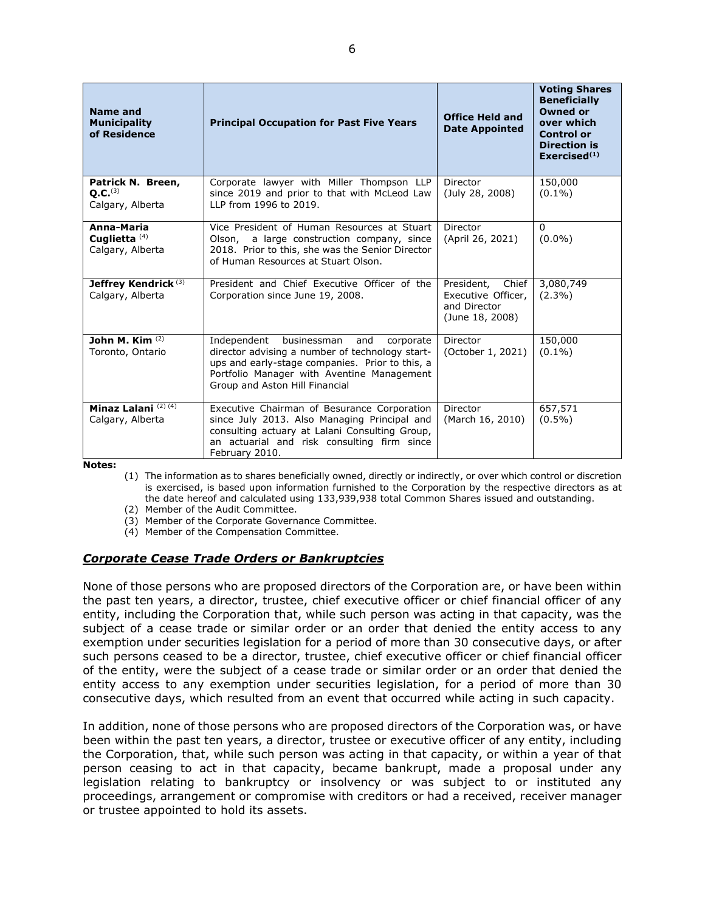| Name and Municipality of Residence | Principal Occupation for Past Five Years | Office Held and Date Appointed | Voting Shares Beneficially Owned or over which Control or Direction is Exercised(1) |
|---|---|---|---|
| **Patrick N. Breen, Q.C.** (3)<br>Calgary, Alberta | Corporate lawyer with Miller Thompson LLP since 2019 and prior to that with McLeod Law LLP from 1996 to 2019. | Director<br>(July 28, 2008) | 150,000<br>(0.1%) |
| **Anna-Maria Cuglietta** (4)<br>Calgary, Alberta | Vice President of Human Resources at Stuart Olson, a large construction company, since 2018. Prior to this, she was the Senior Director of Human Resources at Stuart Olson. | Director<br>(April 26, 2021) | 0<br>(0.0%) |
| **Jeffrey Kendrick** (3)<br>Calgary, Alberta | President and Chief Executive Officer of the Corporation since June 19, 2008. | President, Chief Executive Officer, and Director<br>(June 18, 2008) | 3,080,749<br>(2.3%) |
| **John M. Kim** (2)<br>Toronto, Ontario | Independent businessman and corporate director advising a number of technology start-ups and early-stage companies. Prior to this, a Portfolio Manager with Aventine Management Group and Aston Hill Financial | Director<br>(October 1, 2021) | 150,000<br>(0.1%) |
| **Minaz Lalani** (2) (4)<br>Calgary, Alberta | Executive Chairman of Besurance Corporation since July 2013. Also Managing Principal and consulting actuary at Lalani Consulting Group, an actuarial and risk consulting firm since February 2010. | Director<br>(March 16, 2010) | 657,571<br>(0.5%) |

**Notes:**

(1) The information as to shares beneficially owned, directly or indirectly, or over which control or discretion is exercised, is based upon information furnished to the Corporation by the respective directors as at the date hereof and calculated using 133,939,938 total Common Shares issued and outstanding.

(2) Member of the Audit Committee.

(3) Member of the Corporate Governance Committee.

(4) Member of the Compensation Committee.

### ***Corporate Cease Trade Orders or Bankruptcies***

None of those persons who are proposed directors of the Corporation are, or have been within the past ten years, a director, trustee, chief executive officer or chief financial officer of any entity, including the Corporation that, while such person was acting in that capacity, was the subject of a cease trade or similar order or an order that denied the entity access to any exemption under securities legislation for a period of more than 30 consecutive days, or after such persons ceased to be a director, trustee, chief executive officer or chief financial officer of the entity, were the subject of a cease trade or similar order or an order that denied the entity access to any exemption under securities legislation, for a period of more than 30 consecutive days, which resulted from an event that occurred while acting in such capacity.

In addition, none of those persons who are proposed directors of the Corporation was, or have been within the past ten years, a director, trustee or executive officer of any entity, including the Corporation, that, while such person was acting in that capacity, or within a year of that person ceasing to act in that capacity, became bankrupt, made a proposal under any legislation relating to bankruptcy or insolvency or was subject to or instituted any proceedings, arrangement or compromise with creditors or had a received, receiver manager or trustee appointed to hold its assets.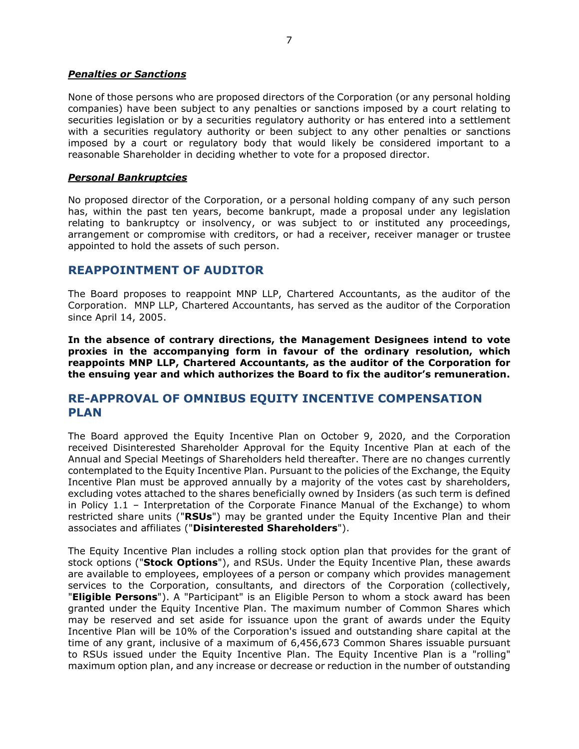***Penalties or Sanctions***

None of those persons who are proposed directors of the Corporation (or any personal holding companies) have been subject to any penalties or sanctions imposed by a court relating to securities legislation or by a securities regulatory authority or has entered into a settlement with a securities regulatory authority or been subject to any other penalties or sanctions imposed by a court or regulatory body that would likely be considered important to a reasonable Shareholder in deciding whether to vote for a proposed director.

***Personal Bankruptcies***

No proposed director of the Corporation, or a personal holding company of any such person has, within the past ten years, become bankrupt, made a proposal under any legislation relating to bankruptcy or insolvency, or was subject to or instituted any proceedings, arrangement or compromise with creditors, or had a receiver, receiver manager or trustee appointed to hold the assets of such person.

## REAPPOINTMENT OF AUDITOR

The Board proposes to reappoint MNP LLP, Chartered Accountants, as the auditor of the Corporation. MNP LLP, Chartered Accountants, has served as the auditor of the Corporation since April 14, 2005.

**In the absence of contrary directions, the Management Designees intend to vote proxies in the accompanying form in favour of the ordinary resolution, which reappoints MNP LLP, Chartered Accountants, as the auditor of the Corporation for the ensuing year and which authorizes the Board to fix the auditor's remuneration.**

## RE-APPROVAL OF OMNIBUS EQUITY INCENTIVE COMPENSATION PLAN

The Board approved the Equity Incentive Plan on October 9, 2020, and the Corporation received Disinterested Shareholder Approval for the Equity Incentive Plan at each of the Annual and Special Meetings of Shareholders held thereafter. There are no changes currently contemplated to the Equity Incentive Plan. Pursuant to the policies of the Exchange, the Equity Incentive Plan must be approved annually by a majority of the votes cast by shareholders, excluding votes attached to the shares beneficially owned by Insiders (as such term is defined in Policy 1.1 – Interpretation of the Corporate Finance Manual of the Exchange) to whom restricted share units ("**RSUs**") may be granted under the Equity Incentive Plan and their associates and affiliates ("**Disinterested Shareholders**").

The Equity Incentive Plan includes a rolling stock option plan that provides for the grant of stock options ("**Stock Options**"), and RSUs. Under the Equity Incentive Plan, these awards are available to employees, employees of a person or company which provides management services to the Corporation, consultants, and directors of the Corporation (collectively, "**Eligible Persons**"). A "Participant" is an Eligible Person to whom a stock award has been granted under the Equity Incentive Plan. The maximum number of Common Shares which may be reserved and set aside for issuance upon the grant of awards under the Equity Incentive Plan will be 10% of the Corporation's issued and outstanding share capital at the time of any grant, inclusive of a maximum of 6,456,673 Common Shares issuable pursuant to RSUs issued under the Equity Incentive Plan. The Equity Incentive Plan is a "rolling" maximum option plan, and any increase or decrease or reduction in the number of outstanding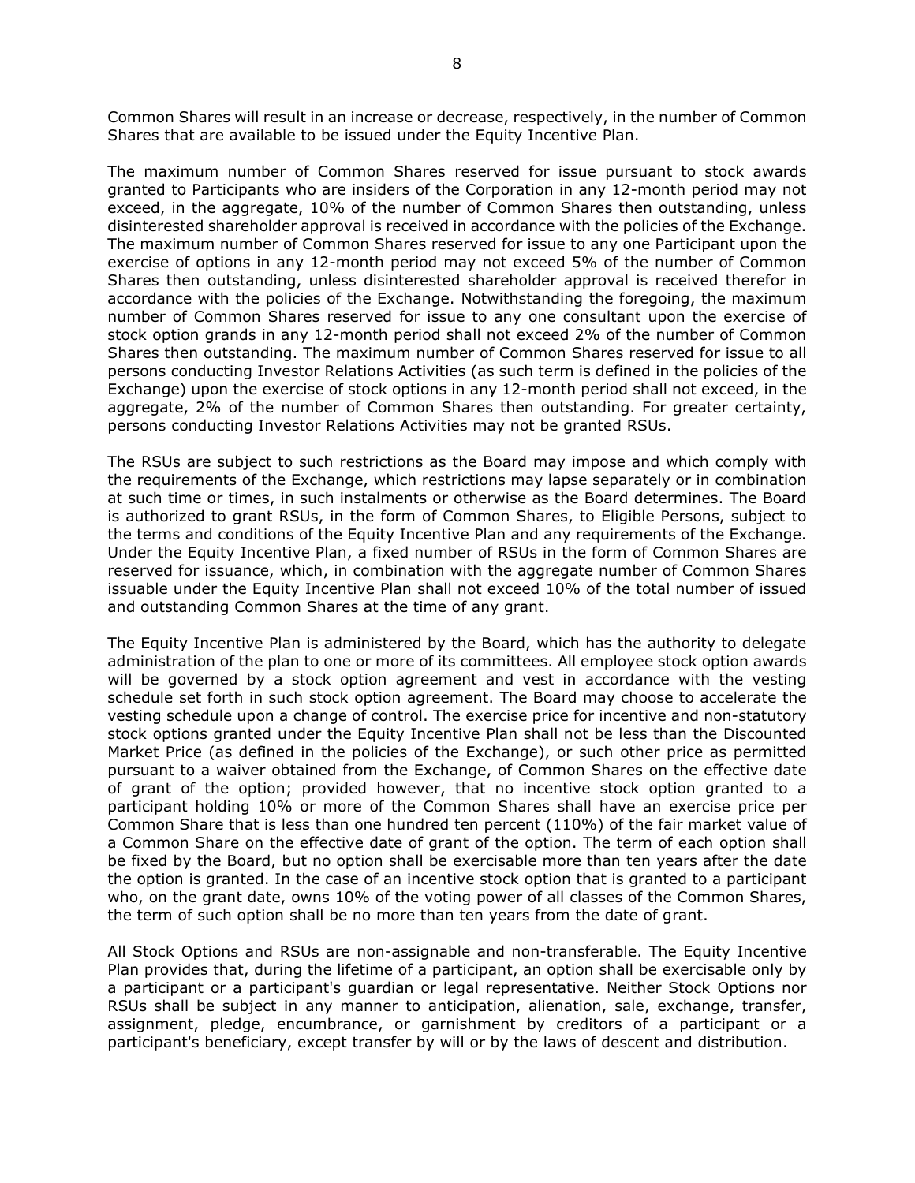Common Shares will result in an increase or decrease, respectively, in the number of Common Shares that are available to be issued under the Equity Incentive Plan.

The maximum number of Common Shares reserved for issue pursuant to stock awards granted to Participants who are insiders of the Corporation in any 12-month period may not exceed, in the aggregate, 10% of the number of Common Shares then outstanding, unless disinterested shareholder approval is received in accordance with the policies of the Exchange. The maximum number of Common Shares reserved for issue to any one Participant upon the exercise of options in any 12-month period may not exceed 5% of the number of Common Shares then outstanding, unless disinterested shareholder approval is received therefor in accordance with the policies of the Exchange. Notwithstanding the foregoing, the maximum number of Common Shares reserved for issue to any one consultant upon the exercise of stock option grands in any 12-month period shall not exceed 2% of the number of Common Shares then outstanding. The maximum number of Common Shares reserved for issue to all persons conducting Investor Relations Activities (as such term is defined in the policies of the Exchange) upon the exercise of stock options in any 12-month period shall not exceed, in the aggregate, 2% of the number of Common Shares then outstanding. For greater certainty, persons conducting Investor Relations Activities may not be granted RSUs.

The RSUs are subject to such restrictions as the Board may impose and which comply with the requirements of the Exchange, which restrictions may lapse separately or in combination at such time or times, in such instalments or otherwise as the Board determines. The Board is authorized to grant RSUs, in the form of Common Shares, to Eligible Persons, subject to the terms and conditions of the Equity Incentive Plan and any requirements of the Exchange. Under the Equity Incentive Plan, a fixed number of RSUs in the form of Common Shares are reserved for issuance, which, in combination with the aggregate number of Common Shares issuable under the Equity Incentive Plan shall not exceed 10% of the total number of issued and outstanding Common Shares at the time of any grant.

The Equity Incentive Plan is administered by the Board, which has the authority to delegate administration of the plan to one or more of its committees. All employee stock option awards will be governed by a stock option agreement and vest in accordance with the vesting schedule set forth in such stock option agreement. The Board may choose to accelerate the vesting schedule upon a change of control. The exercise price for incentive and non-statutory stock options granted under the Equity Incentive Plan shall not be less than the Discounted Market Price (as defined in the policies of the Exchange), or such other price as permitted pursuant to a waiver obtained from the Exchange, of Common Shares on the effective date of grant of the option; provided however, that no incentive stock option granted to a participant holding 10% or more of the Common Shares shall have an exercise price per Common Share that is less than one hundred ten percent (110%) of the fair market value of a Common Share on the effective date of grant of the option. The term of each option shall be fixed by the Board, but no option shall be exercisable more than ten years after the date the option is granted. In the case of an incentive stock option that is granted to a participant who, on the grant date, owns 10% of the voting power of all classes of the Common Shares, the term of such option shall be no more than ten years from the date of grant.

All Stock Options and RSUs are non-assignable and non-transferable. The Equity Incentive Plan provides that, during the lifetime of a participant, an option shall be exercisable only by a participant or a participant's guardian or legal representative. Neither Stock Options nor RSUs shall be subject in any manner to anticipation, alienation, sale, exchange, transfer, assignment, pledge, encumbrance, or garnishment by creditors of a participant or a participant's beneficiary, except transfer by will or by the laws of descent and distribution.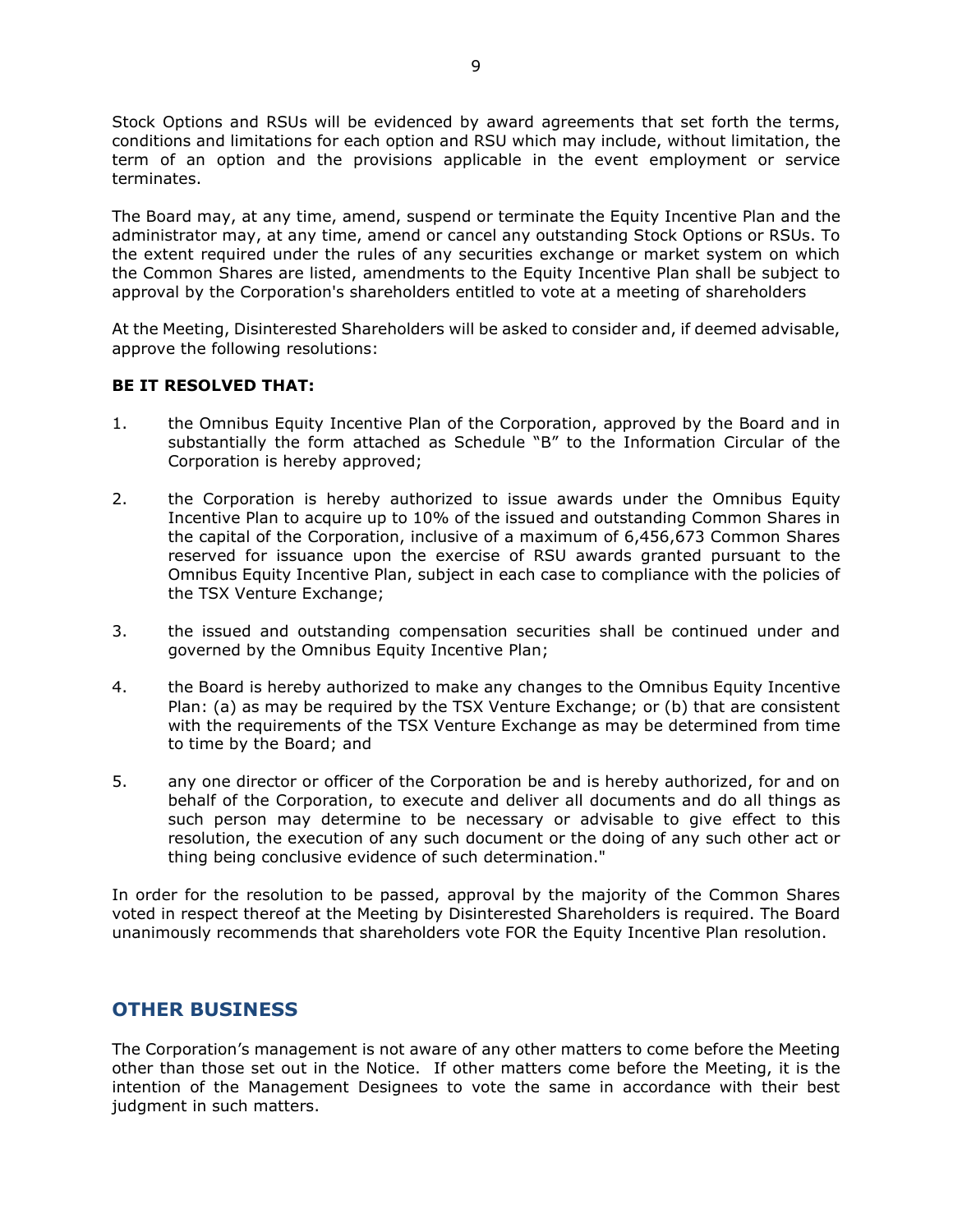Stock Options and RSUs will be evidenced by award agreements that set forth the terms, conditions and limitations for each option and RSU which may include, without limitation, the term of an option and the provisions applicable in the event employment or service terminates.

The Board may, at any time, amend, suspend or terminate the Equity Incentive Plan and the administrator may, at any time, amend or cancel any outstanding Stock Options or RSUs. To the extent required under the rules of any securities exchange or market system on which the Common Shares are listed, amendments to the Equity Incentive Plan shall be subject to approval by the Corporation's shareholders entitled to vote at a meeting of shareholders

At the Meeting, Disinterested Shareholders will be asked to consider and, if deemed advisable, approve the following resolutions:

**BE IT RESOLVED THAT:**

1. the Omnibus Equity Incentive Plan of the Corporation, approved by the Board and in substantially the form attached as Schedule "B" to the Information Circular of the Corporation is hereby approved;

2. the Corporation is hereby authorized to issue awards under the Omnibus Equity Incentive Plan to acquire up to 10% of the issued and outstanding Common Shares in the capital of the Corporation, inclusive of a maximum of 6,456,673 Common Shares reserved for issuance upon the exercise of RSU awards granted pursuant to the Omnibus Equity Incentive Plan, subject in each case to compliance with the policies of the TSX Venture Exchange;

3. the issued and outstanding compensation securities shall be continued under and governed by the Omnibus Equity Incentive Plan;

4. the Board is hereby authorized to make any changes to the Omnibus Equity Incentive Plan: (a) as may be required by the TSX Venture Exchange; or (b) that are consistent with the requirements of the TSX Venture Exchange as may be determined from time to time by the Board; and

5. any one director or officer of the Corporation be and is hereby authorized, for and on behalf of the Corporation, to execute and deliver all documents and do all things as such person may determine to be necessary or advisable to give effect to this resolution, the execution of any such document or the doing of any such other act or thing being conclusive evidence of such determination."

In order for the resolution to be passed, approval by the majority of the Common Shares voted in respect thereof at the Meeting by Disinterested Shareholders is required. The Board unanimously recommends that shareholders vote FOR the Equity Incentive Plan resolution.

## OTHER BUSINESS

The Corporation's management is not aware of any other matters to come before the Meeting other than those set out in the Notice. If other matters come before the Meeting, it is the intention of the Management Designees to vote the same in accordance with their best judgment in such matters.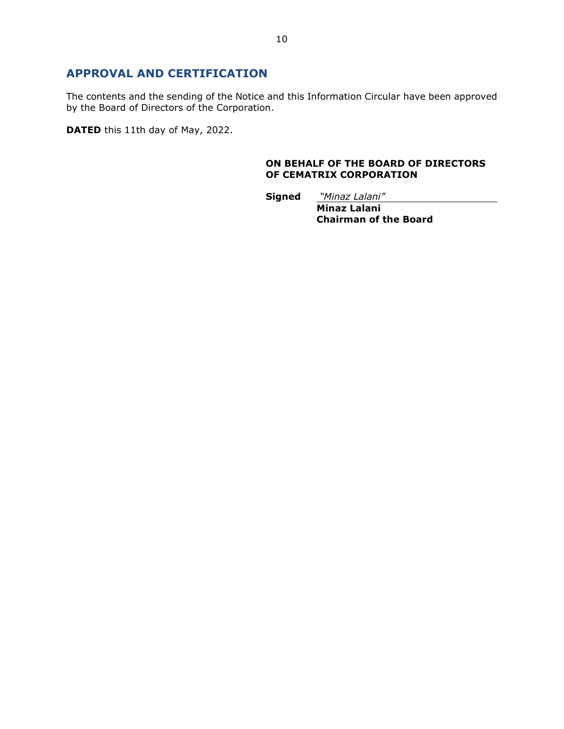## APPROVAL AND CERTIFICATION

The contents and the sending of the Notice and this Information Circular have been approved by the Board of Directors of the Corporation.

**DATED** this 11th day of May, 2022.

**ON BEHALF OF THE BOARD OF DIRECTORS OF CEMATRIX CORPORATION**

**Signed** *"Minaz Lalani"*
**Minaz Lalani**
**Chairman of the Board**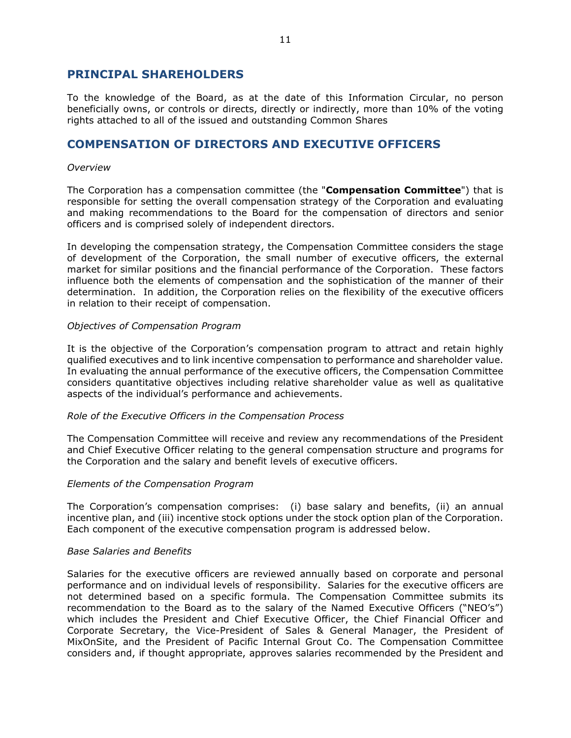## PRINCIPAL SHAREHOLDERS

To the knowledge of the Board, as at the date of this Information Circular, no person beneficially owns, or controls or directs, directly or indirectly, more than 10% of the voting rights attached to all of the issued and outstanding Common Shares

## COMPENSATION OF DIRECTORS AND EXECUTIVE OFFICERS

*Overview*

The Corporation has a compensation committee (the "**Compensation Committee**") that is responsible for setting the overall compensation strategy of the Corporation and evaluating and making recommendations to the Board for the compensation of directors and senior officers and is comprised solely of independent directors.

In developing the compensation strategy, the Compensation Committee considers the stage of development of the Corporation, the small number of executive officers, the external market for similar positions and the financial performance of the Corporation. These factors influence both the elements of compensation and the sophistication of the manner of their determination. In addition, the Corporation relies on the flexibility of the executive officers in relation to their receipt of compensation.

*Objectives of Compensation Program*

It is the objective of the Corporation's compensation program to attract and retain highly qualified executives and to link incentive compensation to performance and shareholder value. In evaluating the annual performance of the executive officers, the Compensation Committee considers quantitative objectives including relative shareholder value as well as qualitative aspects of the individual's performance and achievements.

*Role of the Executive Officers in the Compensation Process*

The Compensation Committee will receive and review any recommendations of the President and Chief Executive Officer relating to the general compensation structure and programs for the Corporation and the salary and benefit levels of executive officers.

*Elements of the Compensation Program*

The Corporation's compensation comprises: (i) base salary and benefits, (ii) an annual incentive plan, and (iii) incentive stock options under the stock option plan of the Corporation. Each component of the executive compensation program is addressed below.

*Base Salaries and Benefits*

Salaries for the executive officers are reviewed annually based on corporate and personal performance and on individual levels of responsibility. Salaries for the executive officers are not determined based on a specific formula. The Compensation Committee submits its recommendation to the Board as to the salary of the Named Executive Officers ("NEO's") which includes the President and Chief Executive Officer, the Chief Financial Officer and Corporate Secretary, the Vice-President of Sales & General Manager, the President of MixOnSite, and the President of Pacific Internal Grout Co. The Compensation Committee considers and, if thought appropriate, approves salaries recommended by the President and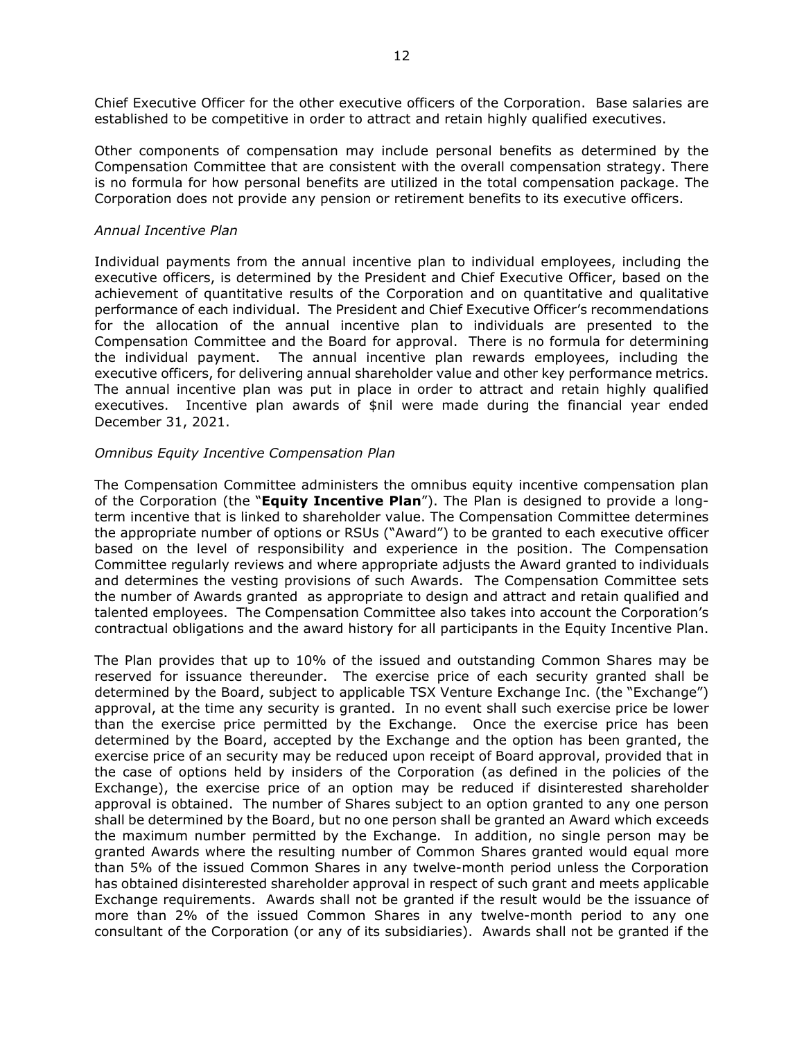Chief Executive Officer for the other executive officers of the Corporation. Base salaries are established to be competitive in order to attract and retain highly qualified executives.

Other components of compensation may include personal benefits as determined by the Compensation Committee that are consistent with the overall compensation strategy. There is no formula for how personal benefits are utilized in the total compensation package. The Corporation does not provide any pension or retirement benefits to its executive officers.

*Annual Incentive Plan*

Individual payments from the annual incentive plan to individual employees, including the executive officers, is determined by the President and Chief Executive Officer, based on the achievement of quantitative results of the Corporation and on quantitative and qualitative performance of each individual. The President and Chief Executive Officer's recommendations for the allocation of the annual incentive plan to individuals are presented to the Compensation Committee and the Board for approval. There is no formula for determining the individual payment. The annual incentive plan rewards employees, including the executive officers, for delivering annual shareholder value and other key performance metrics. The annual incentive plan was put in place in order to attract and retain highly qualified executives. Incentive plan awards of $nil were made during the financial year ended December 31, 2021.

*Omnibus Equity Incentive Compensation Plan*

The Compensation Committee administers the omnibus equity incentive compensation plan of the Corporation (the "**Equity Incentive Plan**"). The Plan is designed to provide a long-term incentive that is linked to shareholder value. The Compensation Committee determines the appropriate number of options or RSUs ("Award") to be granted to each executive officer based on the level of responsibility and experience in the position. The Compensation Committee regularly reviews and where appropriate adjusts the Award granted to individuals and determines the vesting provisions of such Awards. The Compensation Committee sets the number of Awards granted as appropriate to design and attract and retain qualified and talented employees. The Compensation Committee also takes into account the Corporation's contractual obligations and the award history for all participants in the Equity Incentive Plan.

The Plan provides that up to 10% of the issued and outstanding Common Shares may be reserved for issuance thereunder. The exercise price of each security granted shall be determined by the Board, subject to applicable TSX Venture Exchange Inc. (the "Exchange") approval, at the time any security is granted. In no event shall such exercise price be lower than the exercise price permitted by the Exchange. Once the exercise price has been determined by the Board, accepted by the Exchange and the option has been granted, the exercise price of an security may be reduced upon receipt of Board approval, provided that in the case of options held by insiders of the Corporation (as defined in the policies of the Exchange), the exercise price of an option may be reduced if disinterested shareholder approval is obtained. The number of Shares subject to an option granted to any one person shall be determined by the Board, but no one person shall be granted an Award which exceeds the maximum number permitted by the Exchange. In addition, no single person may be granted Awards where the resulting number of Common Shares granted would equal more than 5% of the issued Common Shares in any twelve-month period unless the Corporation has obtained disinterested shareholder approval in respect of such grant and meets applicable Exchange requirements. Awards shall not be granted if the result would be the issuance of more than 2% of the issued Common Shares in any twelve-month period to any one consultant of the Corporation (or any of its subsidiaries). Awards shall not be granted if the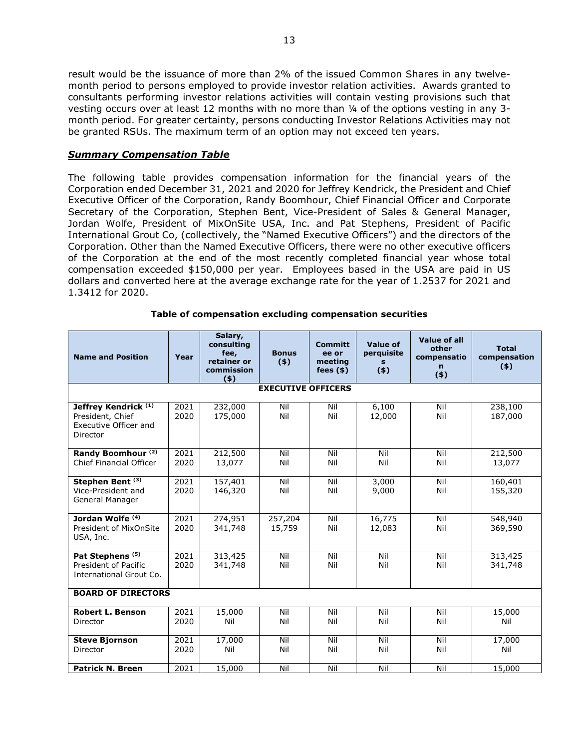result would be the issuance of more than 2% of the issued Common Shares in any twelve-month period to persons employed to provide investor relation activities. Awards granted to consultants performing investor relations activities will contain vesting provisions such that vesting occurs over at least 12 months with no more than ¼ of the options vesting in any 3-month period. For greater certainty, persons conducting Investor Relations Activities may not be granted RSUs. The maximum term of an option may not exceed ten years.

***Summary Compensation Table***

The following table provides compensation information for the financial years of the Corporation ended December 31, 2021 and 2020 for Jeffrey Kendrick, the President and Chief Executive Officer of the Corporation, Randy Boomhour, Chief Financial Officer and Corporate Secretary of the Corporation, Stephen Bent, Vice-President of Sales & General Manager, Jordan Wolfe, President of MixOnSite USA, Inc. and Pat Stephens, President of Pacific International Grout Co, (collectively, the "Named Executive Officers") and the directors of the Corporation. Other than the Named Executive Officers, there were no other executive officers of the Corporation at the end of the most recently completed financial year whose total compensation exceeded $150,000 per year. Employees based in the USA are paid in US dollars and converted here at the average exchange rate for the year of 1.2537 for 2021 and 1.3412 for 2020.

**Table of compensation excluding compensation securities**

| Name and Position | Year | Salary, consulting fee, retainer or commission ($) | Bonus ($) | Committee or meeting fees ($) | Value of perquisites ($) | Value of all other compensation ($) | Total compensation ($) |
|---|---|---|---|---|---|---|---|
| **EXECUTIVE OFFICERS** | | | | | | | |
| **Jeffrey Kendrick** [(1)] President, Chief Executive Officer and Director | 2021<br>2020 | 232,000<br>175,000 | Nil<br>Nil | Nil<br>Nil | 6,100<br>12,000 | Nil<br>Nil | 238,100<br>187,000 |
| **Randy Boomhour** [(2)] Chief Financial Officer | 2021<br>2020 | 212,500<br>13,077 | Nil<br>Nil | Nil<br>Nil | Nil<br>Nil | Nil<br>Nil | 212,500<br>13,077 |
| **Stephen Bent** [(3)] Vice-President and General Manager | 2021<br>2020 | 157,401<br>146,320 | Nil<br>Nil | Nil<br>Nil | 3,000<br>9,000 | Nil<br>Nil | 160,401<br>155,320 |
| **Jordan Wolfe** [(4)] President of MixOnSite USA, Inc. | 2021<br>2020 | 274,951<br>341,748 | 257,204<br>15,759 | Nil<br>Nil | 16,775<br>12,083 | Nil<br>Nil | 548,940<br>369,590 |
| **Pat Stephens** [(5)] President of Pacific International Grout Co. | 2021<br>2020 | 313,425<br>341,748 | Nil<br>Nil | Nil<br>Nil | Nil<br>Nil | Nil<br>Nil | 313,425<br>341,748 |
| **BOARD OF DIRECTORS** | | | | | | | |
| **Robert L. Benson** Director | 2021<br>2020 | 15,000<br>Nil | Nil<br>Nil | Nil<br>Nil | Nil<br>Nil | Nil<br>Nil | 15,000<br>Nil |
| **Steve Bjornson** Director | 2021<br>2020 | 17,000<br>Nil | Nil<br>Nil | Nil<br>Nil | Nil<br>Nil | Nil<br>Nil | 17,000<br>Nil |
| **Patrick N. Breen** | 2021 | 15,000 | Nil | Nil | Nil | Nil | 15,000 |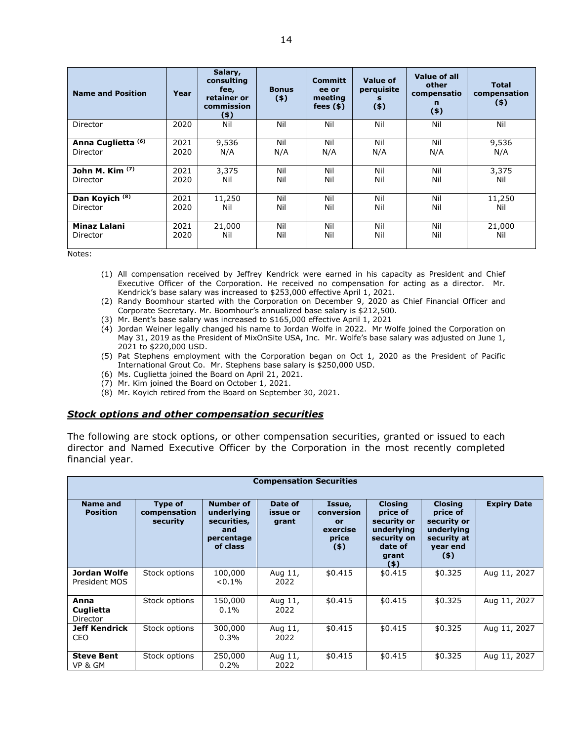| Name and Position | Year | Salary, consulting fee, retainer or commission ($) | Bonus ($) | Committee or meeting fees ($) | Value of perquisites ($) | Value of all other compensation ($) | Total compensation ($) |
|---|---|---|---|---|---|---|---|
| Director | 2020 | Nil | Nil | Nil | Nil | Nil | Nil |
| **Anna Cuglietta** (6)<br>Director | 2021<br>2020 | 9,536<br>N/A | Nil<br>N/A | Nil<br>N/A | Nil<br>N/A | Nil<br>N/A | 9,536<br>N/A |
| **John M. Kim** (7)<br>Director | 2021<br>2020 | 3,375<br>Nil | Nil<br>Nil | Nil<br>Nil | Nil<br>Nil | Nil<br>Nil | 3,375<br>Nil |
| **Dan Koyich** (8)<br>Director | 2021<br>2020 | 11,250<br>Nil | Nil<br>Nil | Nil<br>Nil | Nil<br>Nil | Nil<br>Nil | 11,250<br>Nil |
| **Minaz Lalani**<br>Director | 2021<br>2020 | 21,000<br>Nil | Nil<br>Nil | Nil<br>Nil | Nil<br>Nil | Nil<br>Nil | 21,000<br>Nil |

Notes:

(1) All compensation received by Jeffrey Kendrick were earned in his capacity as President and Chief Executive Officer of the Corporation. He received no compensation for acting as a director. Mr. Kendrick's base salary was increased to $253,000 effective April 1, 2021.
(2) Randy Boomhour started with the Corporation on December 9, 2020 as Chief Financial Officer and Corporate Secretary. Mr. Boomhour's annualized base salary is $212,500.
(3) Mr. Bent's base salary was increased to $165,000 effective April 1, 2021
(4) Jordan Weiner legally changed his name to Jordan Wolfe in 2022. Mr Wolfe joined the Corporation on May 31, 2019 as the President of MixOnSite USA, Inc. Mr. Wolfe's base salary was adjusted on June 1, 2021 to $220,000 USD.
(5) Pat Stephens employment with the Corporation began on Oct 1, 2020 as the President of Pacific International Grout Co. Mr. Stephens base salary is $250,000 USD.
(6) Ms. Cuglietta joined the Board on April 21, 2021.
(7) Mr. Kim joined the Board on October 1, 2021.
(8) Mr. Koyich retired from the Board on September 30, 2021.

### ***Stock options and other compensation securities***

The following are stock options, or other compensation securities, granted or issued to each director and Named Executive Officer by the Corporation in the most recently completed financial year.

| Compensation Securities | | | | | | | |
|---|---|---|---|---|---|---|---|
| **Name and Position** | **Type of compensation security** | **Number of underlying securities, and percentage of class** | **Date of issue or grant** | **Issue, conversion or exercise price ($)** | **Closing price of security or underlying security on date of grant ($)** | **Closing price of security or underlying security at year end ($)** | **Expiry Date** |
| **Jordan Wolfe**<br>President MOS | Stock options | 100,000<br><0.1% | Aug 11, 2022 | $0.415 | $0.415 | $0.325 | Aug 11, 2027 |
| **Anna Cuglietta**<br>Director | Stock options | 150,000<br>0.1% | Aug 11, 2022 | $0.415 | $0.415 | $0.325 | Aug 11, 2027 |
| **Jeff Kendrick**<br>CEO | Stock options | 300,000<br>0.3% | Aug 11, 2022 | $0.415 | $0.415 | $0.325 | Aug 11, 2027 |
| **Steve Bent**<br>VP & GM | Stock options | 250,000<br>0.2% | Aug 11, 2022 | $0.415 | $0.415 | $0.325 | Aug 11, 2027 |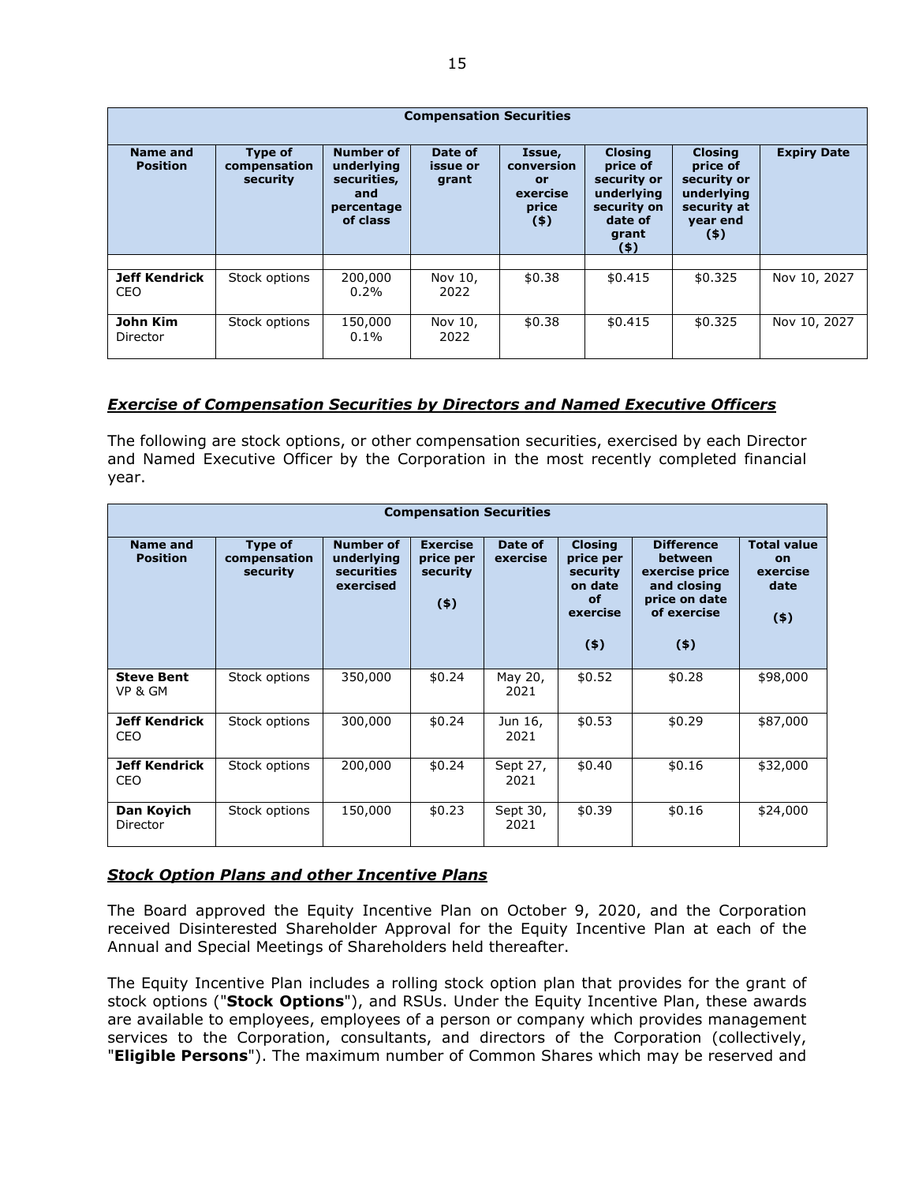| Compensation Securities | | | | | | | |
|---|---|---|---|---|---|---|---|
| **Name and Position** | **Type of compensation security** | **Number of underlying securities, and percentage of class** | **Date of issue or grant** | **Issue, conversion or exercise price ($)** | **Closing price of security or underlying security on date of grant ($)** | **Closing price of security or underlying security at year end ($)** | **Expiry Date** |
| | | | | | | | |
| **Jeff Kendrick** CEO | Stock options | 200,000 0.2% | Nov 10, 2022 | $0.38 | $0.415 | $0.325 | Nov 10, 2027 |
| **John Kim** Director | Stock options | 150,000 0.1% | Nov 10, 2022 | $0.38 | $0.415 | $0.325 | Nov 10, 2027 |

### ***Exercise of Compensation Securities by Directors and Named Executive Officers***

The following are stock options, or other compensation securities, exercised by each Director and Named Executive Officer by the Corporation in the most recently completed financial year.

| Compensation Securities | | | | | | | |
|---|---|---|---|---|---|---|---|
| **Name and Position** | **Type of compensation security** | **Number of underlying securities exercised** | **Exercise price per security ($)** | **Date of exercise** | **Closing price per security on date of exercise ($)** | **Difference between exercise price and closing price on date of exercise ($)** | **Total value on exercise date ($)** |
| **Steve Bent** VP & GM | Stock options | 350,000 | $0.24 | May 20, 2021 | $0.52 | $0.28 | $98,000 |
| **Jeff Kendrick** CEO | Stock options | 300,000 | $0.24 | Jun 16, 2021 | $0.53 | $0.29 | $87,000 |
| **Jeff Kendrick** CEO | Stock options | 200,000 | $0.24 | Sept 27, 2021 | $0.40 | $0.16 | $32,000 |
| **Dan Koyich** Director | Stock options | 150,000 | $0.23 | Sept 30, 2021 | $0.39 | $0.16 | $24,000 |

### ***Stock Option Plans and other Incentive Plans***

The Board approved the Equity Incentive Plan on October 9, 2020, and the Corporation received Disinterested Shareholder Approval for the Equity Incentive Plan at each of the Annual and Special Meetings of Shareholders held thereafter.

The Equity Incentive Plan includes a rolling stock option plan that provides for the grant of stock options ("**Stock Options**"), and RSUs. Under the Equity Incentive Plan, these awards are available to employees, employees of a person or company which provides management services to the Corporation, consultants, and directors of the Corporation (collectively, "**Eligible Persons**"). The maximum number of Common Shares which may be reserved and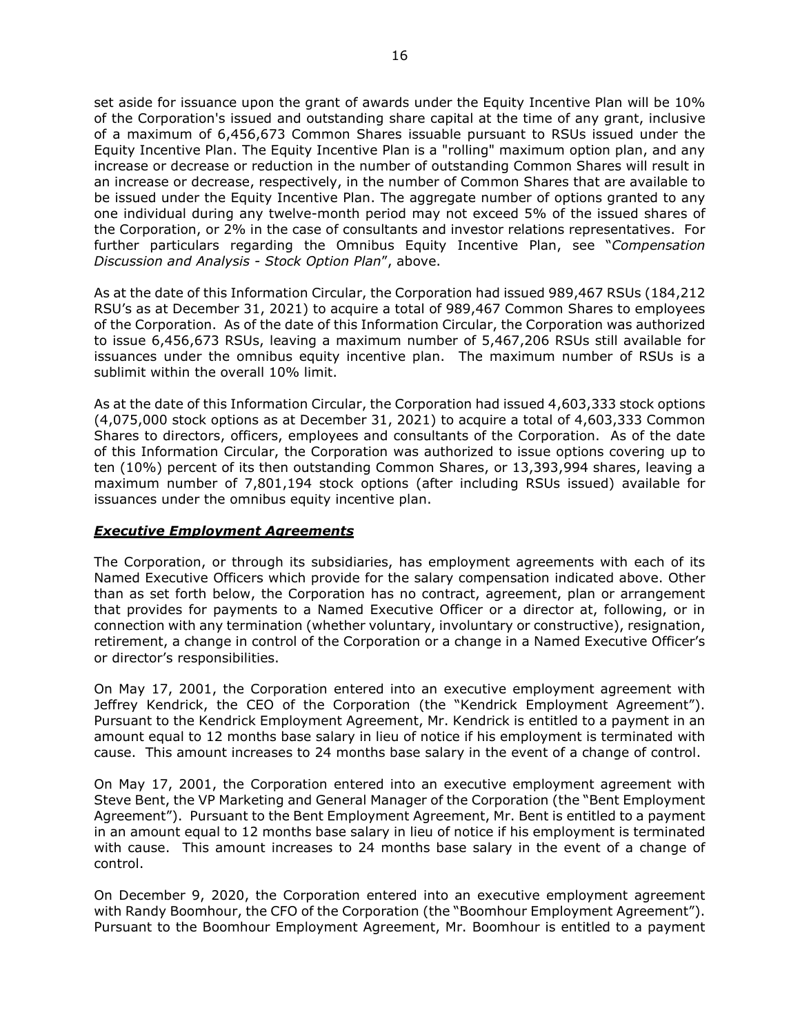set aside for issuance upon the grant of awards under the Equity Incentive Plan will be 10% of the Corporation's issued and outstanding share capital at the time of any grant, inclusive of a maximum of 6,456,673 Common Shares issuable pursuant to RSUs issued under the Equity Incentive Plan. The Equity Incentive Plan is a "rolling" maximum option plan, and any increase or decrease or reduction in the number of outstanding Common Shares will result in an increase or decrease, respectively, in the number of Common Shares that are available to be issued under the Equity Incentive Plan. The aggregate number of options granted to any one individual during any twelve-month period may not exceed 5% of the issued shares of the Corporation, or 2% in the case of consultants and investor relations representatives. For further particulars regarding the Omnibus Equity Incentive Plan, see "*Compensation Discussion and Analysis - Stock Option Plan*", above.

As at the date of this Information Circular, the Corporation had issued 989,467 RSUs (184,212 RSU's as at December 31, 2021) to acquire a total of 989,467 Common Shares to employees of the Corporation. As of the date of this Information Circular, the Corporation was authorized to issue 6,456,673 RSUs, leaving a maximum number of 5,467,206 RSUs still available for issuances under the omnibus equity incentive plan. The maximum number of RSUs is a sublimit within the overall 10% limit.

As at the date of this Information Circular, the Corporation had issued 4,603,333 stock options (4,075,000 stock options as at December 31, 2021) to acquire a total of 4,603,333 Common Shares to directors, officers, employees and consultants of the Corporation. As of the date of this Information Circular, the Corporation was authorized to issue options covering up to ten (10%) percent of its then outstanding Common Shares, or 13,393,994 shares, leaving a maximum number of 7,801,194 stock options (after including RSUs issued) available for issuances under the omnibus equity incentive plan.

## ***Executive Employment Agreements***

The Corporation, or through its subsidiaries, has employment agreements with each of its Named Executive Officers which provide for the salary compensation indicated above. Other than as set forth below, the Corporation has no contract, agreement, plan or arrangement that provides for payments to a Named Executive Officer or a director at, following, or in connection with any termination (whether voluntary, involuntary or constructive), resignation, retirement, a change in control of the Corporation or a change in a Named Executive Officer's or director's responsibilities.

On May 17, 2001, the Corporation entered into an executive employment agreement with Jeffrey Kendrick, the CEO of the Corporation (the "Kendrick Employment Agreement"). Pursuant to the Kendrick Employment Agreement, Mr. Kendrick is entitled to a payment in an amount equal to 12 months base salary in lieu of notice if his employment is terminated with cause. This amount increases to 24 months base salary in the event of a change of control.

On May 17, 2001, the Corporation entered into an executive employment agreement with Steve Bent, the VP Marketing and General Manager of the Corporation (the "Bent Employment Agreement"). Pursuant to the Bent Employment Agreement, Mr. Bent is entitled to a payment in an amount equal to 12 months base salary in lieu of notice if his employment is terminated with cause. This amount increases to 24 months base salary in the event of a change of control.

On December 9, 2020, the Corporation entered into an executive employment agreement with Randy Boomhour, the CFO of the Corporation (the "Boomhour Employment Agreement"). Pursuant to the Boomhour Employment Agreement, Mr. Boomhour is entitled to a payment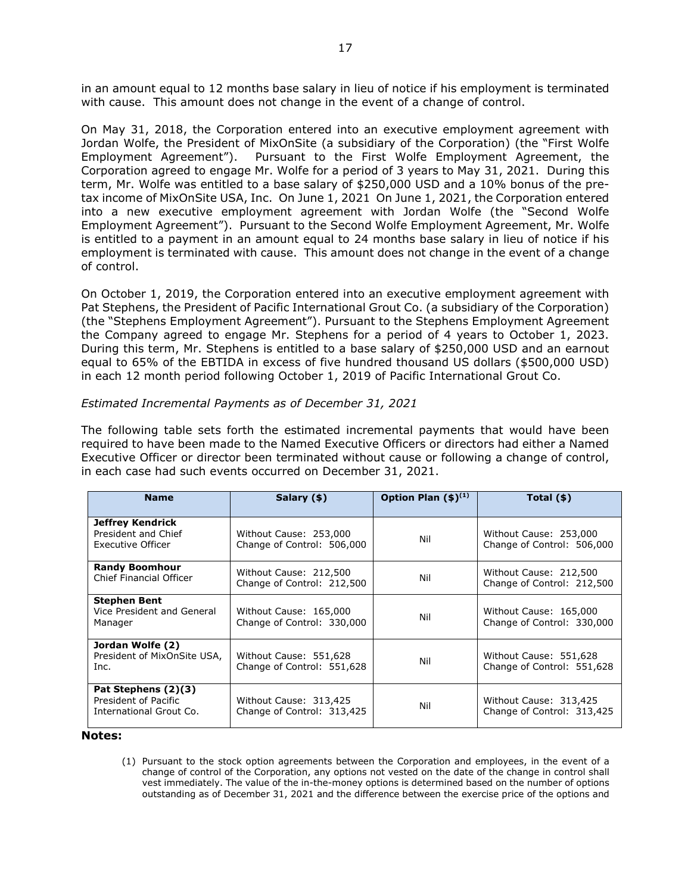in an amount equal to 12 months base salary in lieu of notice if his employment is terminated with cause. This amount does not change in the event of a change of control.

On May 31, 2018, the Corporation entered into an executive employment agreement with Jordan Wolfe, the President of MixOnSite (a subsidiary of the Corporation) (the "First Wolfe Employment Agreement"). Pursuant to the First Wolfe Employment Agreement, the Corporation agreed to engage Mr. Wolfe for a period of 3 years to May 31, 2021. During this term, Mr. Wolfe was entitled to a base salary of $250,000 USD and a 10% bonus of the pre-tax income of MixOnSite USA, Inc. On June 1, 2021 On June 1, 2021, the Corporation entered into a new executive employment agreement with Jordan Wolfe (the "Second Wolfe Employment Agreement"). Pursuant to the Second Wolfe Employment Agreement, Mr. Wolfe is entitled to a payment in an amount equal to 24 months base salary in lieu of notice if his employment is terminated with cause. This amount does not change in the event of a change of control.

On October 1, 2019, the Corporation entered into an executive employment agreement with Pat Stephens, the President of Pacific International Grout Co. (a subsidiary of the Corporation) (the "Stephens Employment Agreement"). Pursuant to the Stephens Employment Agreement the Company agreed to engage Mr. Stephens for a period of 4 years to October 1, 2023. During this term, Mr. Stephens is entitled to a base salary of $250,000 USD and an earnout equal to 65% of the EBTIDA in excess of five hundred thousand US dollars ($500,000 USD) in each 12 month period following October 1, 2019 of Pacific International Grout Co.

*Estimated Incremental Payments as of December 31, 2021*

The following table sets forth the estimated incremental payments that would have been required to have been made to the Named Executive Officers or directors had either a Named Executive Officer or director been terminated without cause or following a change of control, in each case had such events occurred on December 31, 2021.

| Name | Salary ($) | Option Plan ($)[(1)] | Total ($) |
|---|---|---|---|
| **Jeffrey Kendrick**<br>President and Chief Executive Officer | Without Cause: 253,000<br>Change of Control: 506,000 | Nil | Without Cause: 253,000<br>Change of Control: 506,000 |
| **Randy Boomhour**<br>Chief Financial Officer | Without Cause: 212,500<br>Change of Control: 212,500 | Nil | Without Cause: 212,500<br>Change of Control: 212,500 |
| **Stephen Bent**<br>Vice President and General Manager | Without Cause: 165,000<br>Change of Control: 330,000 | Nil | Without Cause: 165,000<br>Change of Control: 330,000 |
| **Jordan Wolfe (2)**<br>President of MixOnSite USA, Inc. | Without Cause: 551,628<br>Change of Control: 551,628 | Nil | Without Cause: 551,628<br>Change of Control: 551,628 |
| **Pat Stephens (2)(3)**<br>President of Pacific International Grout Co. | Without Cause: 313,425<br>Change of Control: 313,425 | Nil | Without Cause: 313,425<br>Change of Control: 313,425 |

**Notes:**

(1) Pursuant to the stock option agreements between the Corporation and employees, in the event of a change of control of the Corporation, any options not vested on the date of the change in control shall vest immediately. The value of the in-the-money options is determined based on the number of options outstanding as of December 31, 2021 and the difference between the exercise price of the options and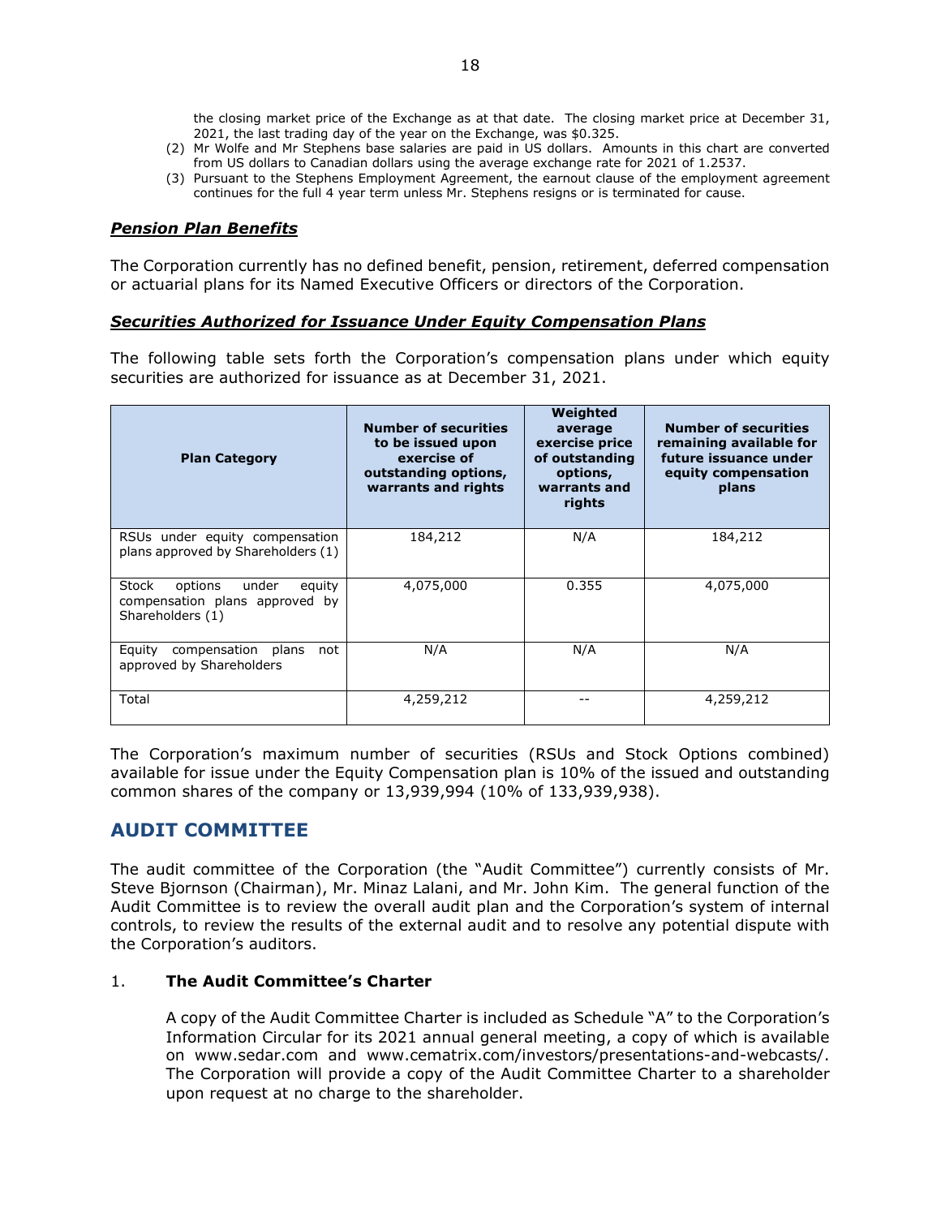the closing market price of the Exchange as at that date. The closing market price at December 31, 2021, the last trading day of the year on the Exchange, was $0.325.

(2) Mr Wolfe and Mr Stephens base salaries are paid in US dollars. Amounts in this chart are converted from US dollars to Canadian dollars using the average exchange rate for 2021 of 1.2537.

(3) Pursuant to the Stephens Employment Agreement, the earnout clause of the employment agreement continues for the full 4 year term unless Mr. Stephens resigns or is terminated for cause.

### ***Pension Plan Benefits***

The Corporation currently has no defined benefit, pension, retirement, deferred compensation or actuarial plans for its Named Executive Officers or directors of the Corporation.

### ***Securities Authorized for Issuance Under Equity Compensation Plans***

The following table sets forth the Corporation's compensation plans under which equity securities are authorized for issuance as at December 31, 2021.

| Plan Category | Number of securities to be issued upon exercise of outstanding options, warrants and rights | Weighted average exercise price of outstanding options, warrants and rights | Number of securities remaining available for future issuance under equity compensation plans |
|---|---|---|---|
| RSUs under equity compensation plans approved by Shareholders (1) | 184,212 | N/A | 184,212 |
| Stock options under equity compensation plans approved by Shareholders (1) | 4,075,000 | 0.355 | 4,075,000 |
| Equity compensation plans not approved by Shareholders | N/A | N/A | N/A |
| Total | 4,259,212 | -- | 4,259,212 |

The Corporation's maximum number of securities (RSUs and Stock Options combined) available for issue under the Equity Compensation plan is 10% of the issued and outstanding common shares of the company or 13,939,994 (10% of 133,939,938).

## AUDIT COMMITTEE

The audit committee of the Corporation (the "Audit Committee") currently consists of Mr. Steve Bjornson (Chairman), Mr. Minaz Lalani, and Mr. John Kim. The general function of the Audit Committee is to review the overall audit plan and the Corporation's system of internal controls, to review the results of the external audit and to resolve any potential dispute with the Corporation's auditors.

1. **The Audit Committee's Charter**

A copy of the Audit Committee Charter is included as Schedule "A" to the Corporation's Information Circular for its 2021 annual general meeting, a copy of which is available on www.sedar.com and www.cematrix.com/investors/presentations-and-webcasts/. The Corporation will provide a copy of the Audit Committee Charter to a shareholder upon request at no charge to the shareholder.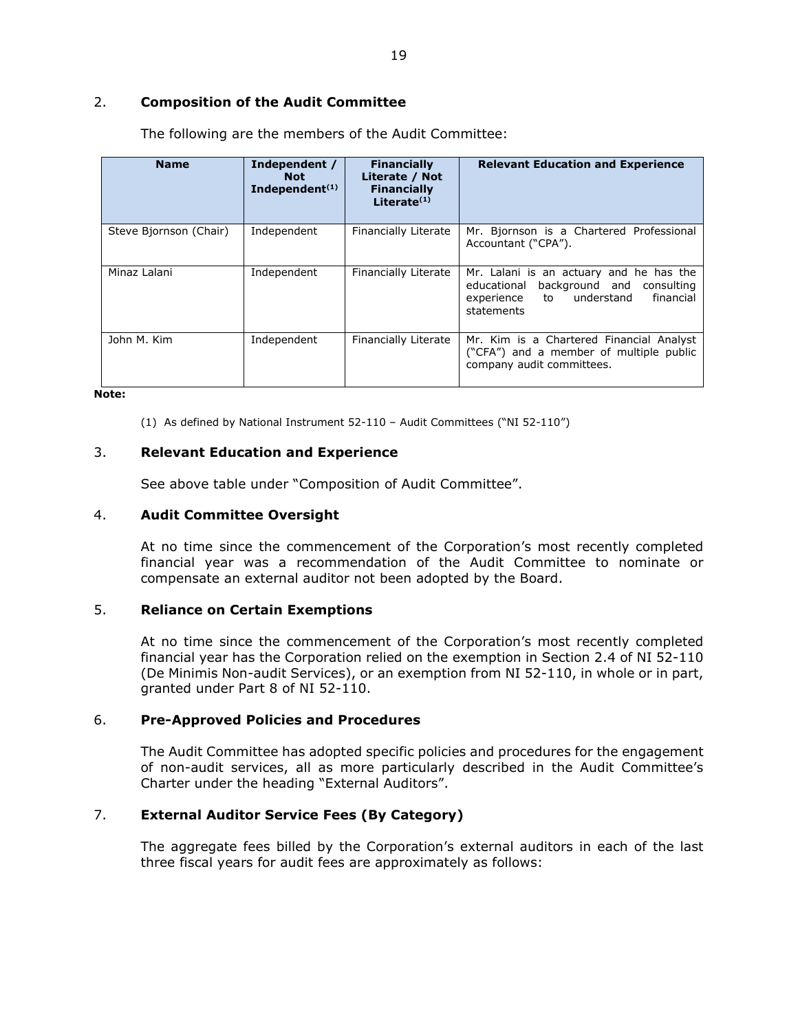## 2. **Composition of the Audit Committee**

The following are the members of the Audit Committee:

| Name | Independent / Not Independent[(1)] | Financially Literate / Not Financially Literate[(1)] | Relevant Education and Experience |
|---|---|---|---|
| Steve Bjornson (Chair) | Independent | Financially Literate | Mr. Bjornson is a Chartered Professional Accountant ("CPA"). |
| Minaz Lalani | Independent | Financially Literate | Mr. Lalani is an actuary and he has the educational background and consulting experience to understand financial statements |
| John M. Kim | Independent | Financially Literate | Mr. Kim is a Chartered Financial Analyst ("CFA") and a member of multiple public company audit committees. |

**Note:**

(1) As defined by National Instrument 52-110 – Audit Committees ("NI 52-110")

## 3. **Relevant Education and Experience**

See above table under "Composition of Audit Committee".

## 4. **Audit Committee Oversight**

At no time since the commencement of the Corporation's most recently completed financial year was a recommendation of the Audit Committee to nominate or compensate an external auditor not been adopted by the Board.

## 5. **Reliance on Certain Exemptions**

At no time since the commencement of the Corporation's most recently completed financial year has the Corporation relied on the exemption in Section 2.4 of NI 52-110 (De Minimis Non-audit Services), or an exemption from NI 52-110, in whole or in part, granted under Part 8 of NI 52-110.

## 6. **Pre-Approved Policies and Procedures**

The Audit Committee has adopted specific policies and procedures for the engagement of non-audit services, all as more particularly described in the Audit Committee's Charter under the heading "External Auditors".

## 7. **External Auditor Service Fees (By Category)**

The aggregate fees billed by the Corporation's external auditors in each of the last three fiscal years for audit fees are approximately as follows: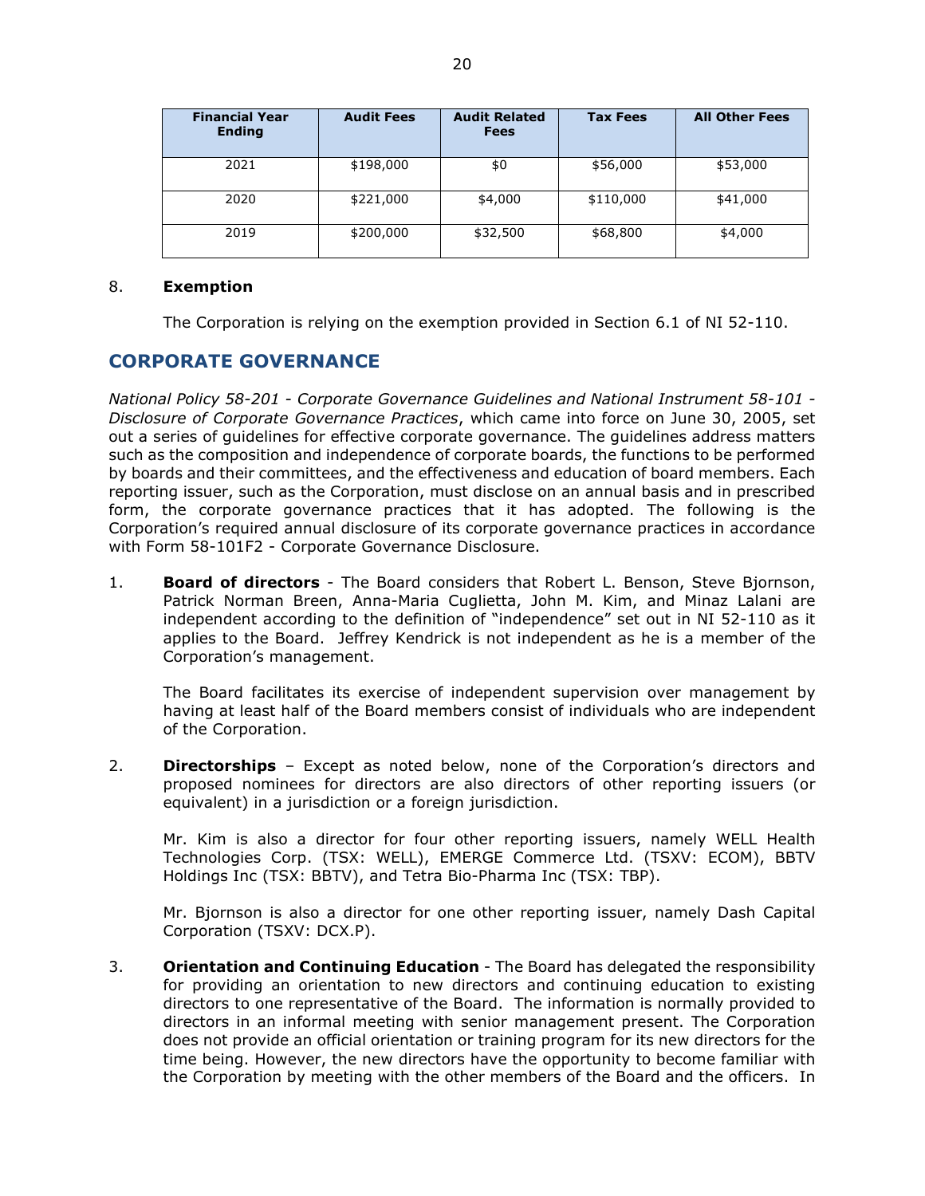| Financial Year Ending | Audit Fees | Audit Related Fees | Tax Fees | All Other Fees |
|---|---|---|---|---|
| 2021 | $198,000 | $0 | $56,000 | $53,000 |
| 2020 | $221,000 | $4,000 | $110,000 | $41,000 |
| 2019 | $200,000 | $32,500 | $68,800 | $4,000 |

8. **Exemption**

   The Corporation is relying on the exemption provided in Section 6.1 of NI 52-110.

## CORPORATE GOVERNANCE

*National Policy 58-201 - Corporate Governance Guidelines and National Instrument 58-101 - Disclosure of Corporate Governance Practices*, which came into force on June 30, 2005, set out a series of guidelines for effective corporate governance. The guidelines address matters such as the composition and independence of corporate boards, the functions to be performed by boards and their committees, and the effectiveness and education of board members. Each reporting issuer, such as the Corporation, must disclose on an annual basis and in prescribed form, the corporate governance practices that it has adopted. The following is the Corporation's required annual disclosure of its corporate governance practices in accordance with Form 58-101F2 - Corporate Governance Disclosure.

1. **Board of directors** - The Board considers that Robert L. Benson, Steve Bjornson, Patrick Norman Breen, Anna-Maria Cuglietta, John M. Kim, and Minaz Lalani are independent according to the definition of "independence" set out in NI 52-110 as it applies to the Board. Jeffrey Kendrick is not independent as he is a member of the Corporation's management.

   The Board facilitates its exercise of independent supervision over management by having at least half of the Board members consist of individuals who are independent of the Corporation.

2. **Directorships** – Except as noted below, none of the Corporation's directors and proposed nominees for directors are also directors of other reporting issuers (or equivalent) in a jurisdiction or a foreign jurisdiction.

   Mr. Kim is also a director for four other reporting issuers, namely WELL Health Technologies Corp. (TSX: WELL), EMERGE Commerce Ltd. (TSXV: ECOM), BBTV Holdings Inc (TSX: BBTV), and Tetra Bio-Pharma Inc (TSX: TBP).

   Mr. Bjornson is also a director for one other reporting issuer, namely Dash Capital Corporation (TSXV: DCX.P).

3. **Orientation and Continuing Education** - The Board has delegated the responsibility for providing an orientation to new directors and continuing education to existing directors to one representative of the Board. The information is normally provided to directors in an informal meeting with senior management present. The Corporation does not provide an official orientation or training program for its new directors for the time being. However, the new directors have the opportunity to become familiar with the Corporation by meeting with the other members of the Board and the officers. In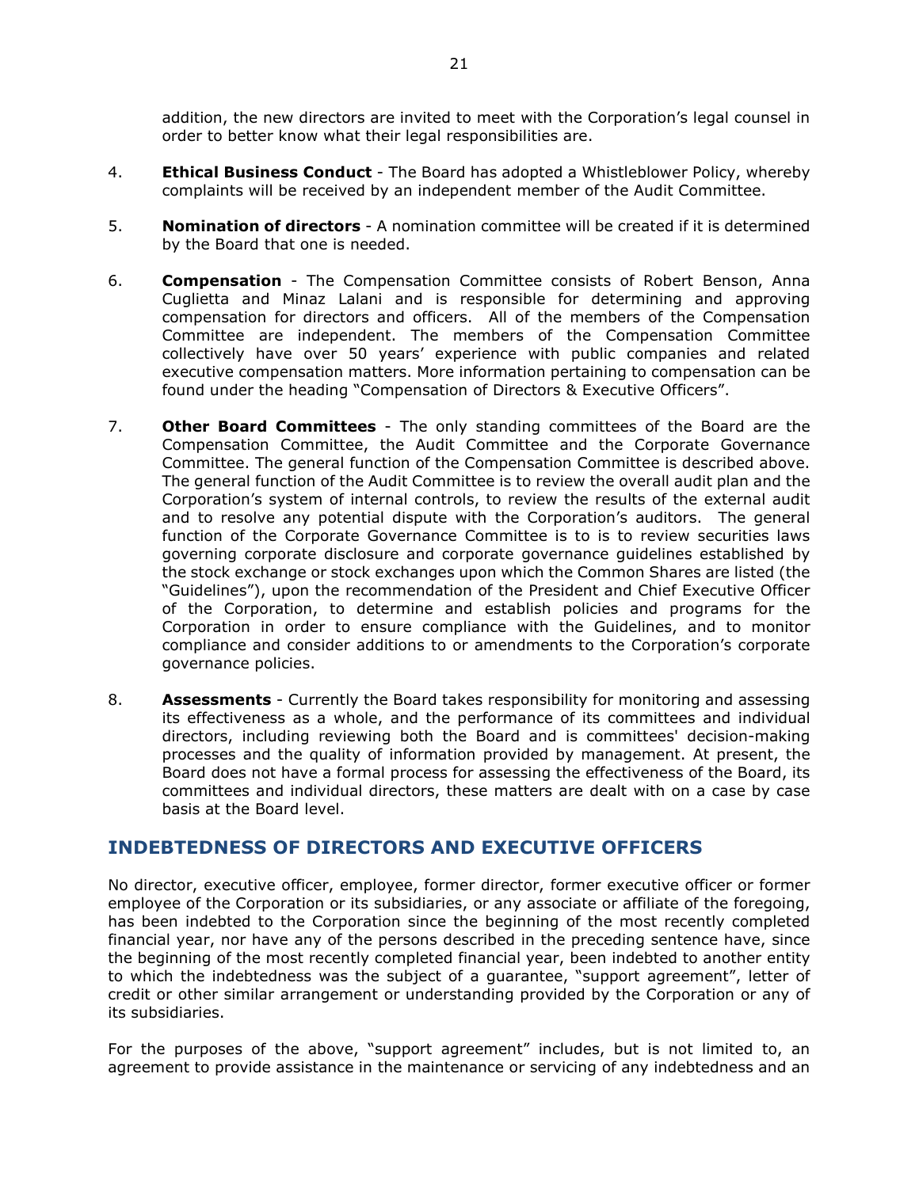addition, the new directors are invited to meet with the Corporation's legal counsel in order to better know what their legal responsibilities are.

4. **Ethical Business Conduct** - The Board has adopted a Whistleblower Policy, whereby complaints will be received by an independent member of the Audit Committee.

5. **Nomination of directors** - A nomination committee will be created if it is determined by the Board that one is needed.

6. **Compensation** - The Compensation Committee consists of Robert Benson, Anna Cuglietta and Minaz Lalani and is responsible for determining and approving compensation for directors and officers. All of the members of the Compensation Committee are independent. The members of the Compensation Committee collectively have over 50 years' experience with public companies and related executive compensation matters. More information pertaining to compensation can be found under the heading "Compensation of Directors & Executive Officers".

7. **Other Board Committees** - The only standing committees of the Board are the Compensation Committee, the Audit Committee and the Corporate Governance Committee. The general function of the Compensation Committee is described above. The general function of the Audit Committee is to review the overall audit plan and the Corporation's system of internal controls, to review the results of the external audit and to resolve any potential dispute with the Corporation's auditors. The general function of the Corporate Governance Committee is to is to review securities laws governing corporate disclosure and corporate governance guidelines established by the stock exchange or stock exchanges upon which the Common Shares are listed (the "Guidelines"), upon the recommendation of the President and Chief Executive Officer of the Corporation, to determine and establish policies and programs for the Corporation in order to ensure compliance with the Guidelines, and to monitor compliance and consider additions to or amendments to the Corporation's corporate governance policies.

8. **Assessments** - Currently the Board takes responsibility for monitoring and assessing its effectiveness as a whole, and the performance of its committees and individual directors, including reviewing both the Board and is committees' decision-making processes and the quality of information provided by management. At present, the Board does not have a formal process for assessing the effectiveness of the Board, its committees and individual directors, these matters are dealt with on a case by case basis at the Board level.

## INDEBTEDNESS OF DIRECTORS AND EXECUTIVE OFFICERS

No director, executive officer, employee, former director, former executive officer or former employee of the Corporation or its subsidiaries, or any associate or affiliate of the foregoing, has been indebted to the Corporation since the beginning of the most recently completed financial year, nor have any of the persons described in the preceding sentence have, since the beginning of the most recently completed financial year, been indebted to another entity to which the indebtedness was the subject of a guarantee, "support agreement", letter of credit or other similar arrangement or understanding provided by the Corporation or any of its subsidiaries.

For the purposes of the above, "support agreement" includes, but is not limited to, an agreement to provide assistance in the maintenance or servicing of any indebtedness and an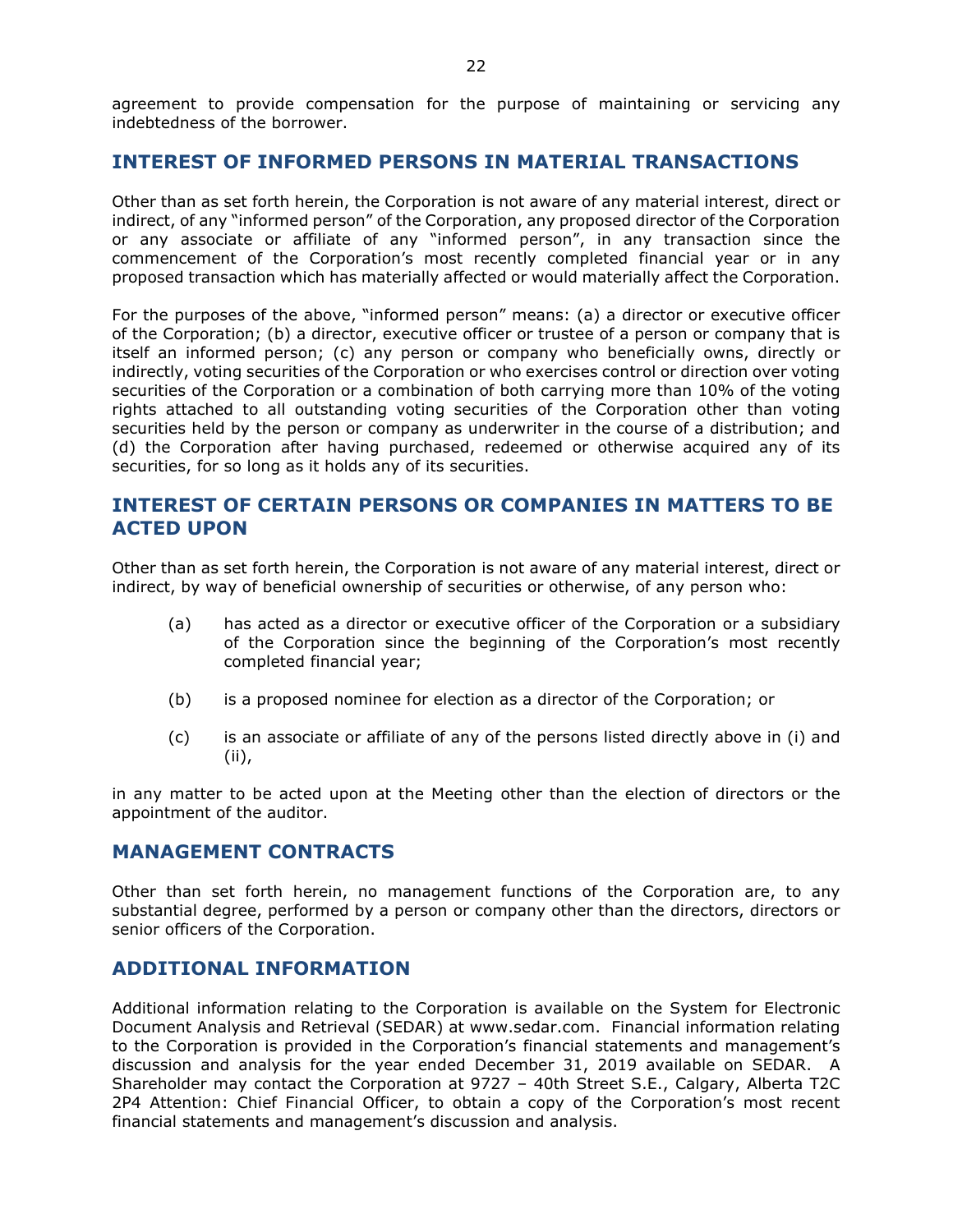agreement to provide compensation for the purpose of maintaining or servicing any indebtedness of the borrower.

## INTEREST OF INFORMED PERSONS IN MATERIAL TRANSACTIONS

Other than as set forth herein, the Corporation is not aware of any material interest, direct or indirect, of any "informed person" of the Corporation, any proposed director of the Corporation or any associate or affiliate of any "informed person", in any transaction since the commencement of the Corporation's most recently completed financial year or in any proposed transaction which has materially affected or would materially affect the Corporation.

For the purposes of the above, "informed person" means: (a) a director or executive officer of the Corporation; (b) a director, executive officer or trustee of a person or company that is itself an informed person; (c) any person or company who beneficially owns, directly or indirectly, voting securities of the Corporation or who exercises control or direction over voting securities of the Corporation or a combination of both carrying more than 10% of the voting rights attached to all outstanding voting securities of the Corporation other than voting securities held by the person or company as underwriter in the course of a distribution; and (d) the Corporation after having purchased, redeemed or otherwise acquired any of its securities, for so long as it holds any of its securities.

## INTEREST OF CERTAIN PERSONS OR COMPANIES IN MATTERS TO BE ACTED UPON

Other than as set forth herein, the Corporation is not aware of any material interest, direct or indirect, by way of beneficial ownership of securities or otherwise, of any person who:

(a) has acted as a director or executive officer of the Corporation or a subsidiary of the Corporation since the beginning of the Corporation's most recently completed financial year;

(b) is a proposed nominee for election as a director of the Corporation; or

(c) is an associate or affiliate of any of the persons listed directly above in (i) and (ii),

in any matter to be acted upon at the Meeting other than the election of directors or the appointment of the auditor.

## MANAGEMENT CONTRACTS

Other than set forth herein, no management functions of the Corporation are, to any substantial degree, performed by a person or company other than the directors, directors or senior officers of the Corporation.

## ADDITIONAL INFORMATION

Additional information relating to the Corporation is available on the System for Electronic Document Analysis and Retrieval (SEDAR) at www.sedar.com. Financial information relating to the Corporation is provided in the Corporation's financial statements and management's discussion and analysis for the year ended December 31, 2019 available on SEDAR. A Shareholder may contact the Corporation at 9727 – 40th Street S.E., Calgary, Alberta T2C 2P4 Attention: Chief Financial Officer, to obtain a copy of the Corporation's most recent financial statements and management's discussion and analysis.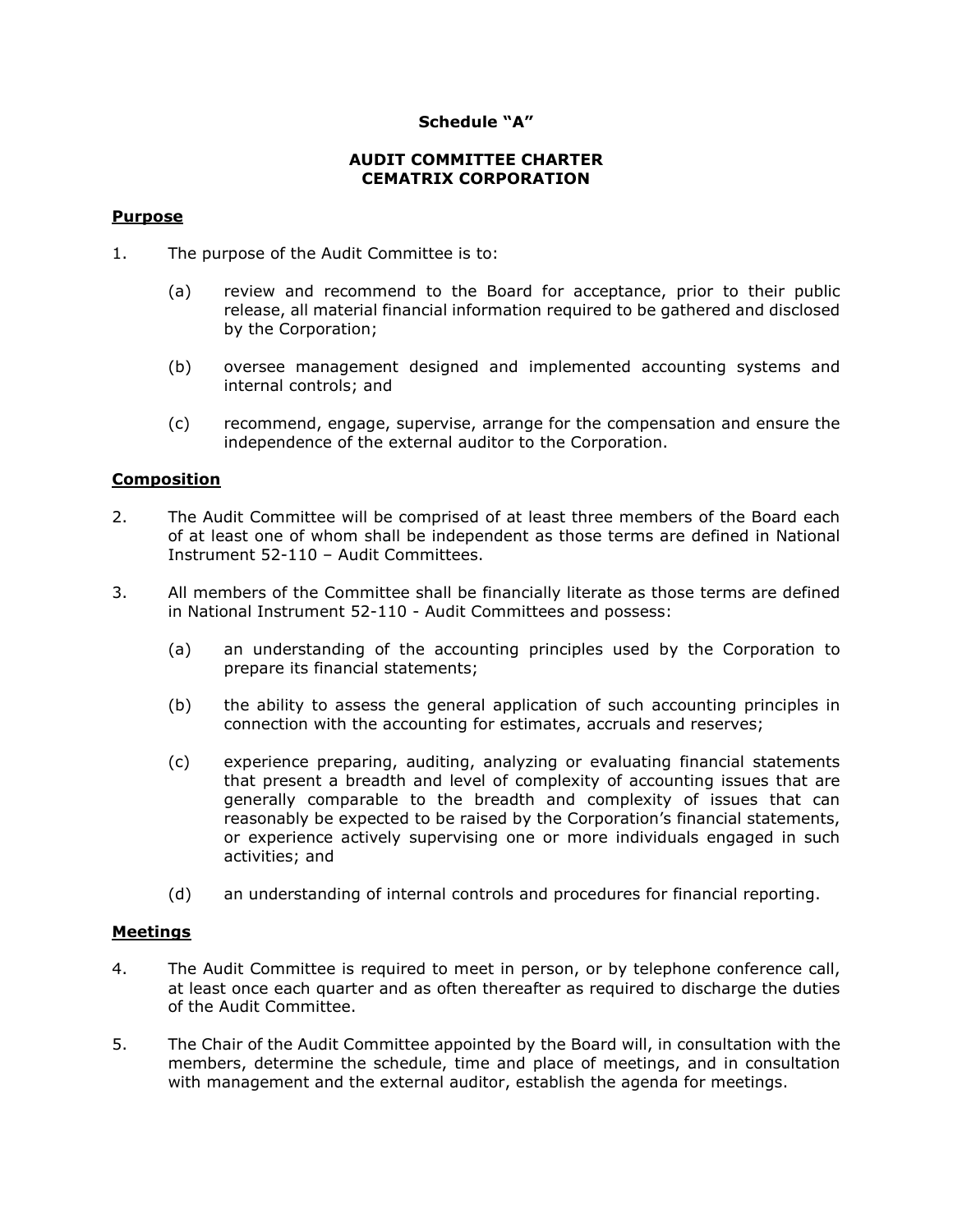**Schedule "A"**

**AUDIT COMMITTEE CHARTER**
**CEMATRIX CORPORATION**

**Purpose**

1. The purpose of the Audit Committee is to:

   (a) review and recommend to the Board for acceptance, prior to their public release, all material financial information required to be gathered and disclosed by the Corporation;

   (b) oversee management designed and implemented accounting systems and internal controls; and

   (c) recommend, engage, supervise, arrange for the compensation and ensure the independence of the external auditor to the Corporation.

**Composition**

2. The Audit Committee will be comprised of at least three members of the Board each of at least one of whom shall be independent as those terms are defined in National Instrument 52-110 – Audit Committees.

3. All members of the Committee shall be financially literate as those terms are defined in National Instrument 52-110 - Audit Committees and possess:

   (a) an understanding of the accounting principles used by the Corporation to prepare its financial statements;

   (b) the ability to assess the general application of such accounting principles in connection with the accounting for estimates, accruals and reserves;

   (c) experience preparing, auditing, analyzing or evaluating financial statements that present a breadth and level of complexity of accounting issues that are generally comparable to the breadth and complexity of issues that can reasonably be expected to be raised by the Corporation's financial statements, or experience actively supervising one or more individuals engaged in such activities; and

   (d) an understanding of internal controls and procedures for financial reporting.

**Meetings**

4. The Audit Committee is required to meet in person, or by telephone conference call, at least once each quarter and as often thereafter as required to discharge the duties of the Audit Committee.

5. The Chair of the Audit Committee appointed by the Board will, in consultation with the members, determine the schedule, time and place of meetings, and in consultation with management and the external auditor, establish the agenda for meetings.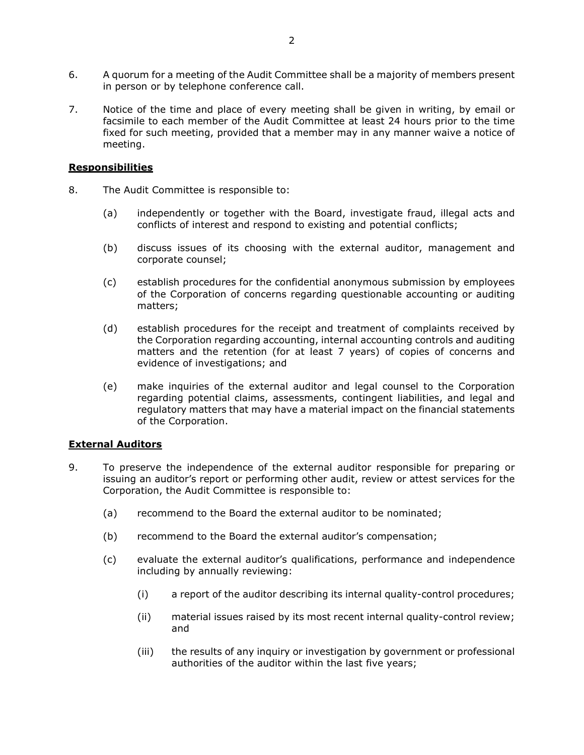6. A quorum for a meeting of the Audit Committee shall be a majority of members present in person or by telephone conference call.

7. Notice of the time and place of every meeting shall be given in writing, by email or facsimile to each member of the Audit Committee at least 24 hours prior to the time fixed for such meeting, provided that a member may in any manner waive a notice of meeting.

**Responsibilities**

8. The Audit Committee is responsible to:

   (a) independently or together with the Board, investigate fraud, illegal acts and conflicts of interest and respond to existing and potential conflicts;

   (b) discuss issues of its choosing with the external auditor, management and corporate counsel;

   (c) establish procedures for the confidential anonymous submission by employees of the Corporation of concerns regarding questionable accounting or auditing matters;

   (d) establish procedures for the receipt and treatment of complaints received by the Corporation regarding accounting, internal accounting controls and auditing matters and the retention (for at least 7 years) of copies of concerns and evidence of investigations; and

   (e) make inquiries of the external auditor and legal counsel to the Corporation regarding potential claims, assessments, contingent liabilities, and legal and regulatory matters that may have a material impact on the financial statements of the Corporation.

**External Auditors**

9. To preserve the independence of the external auditor responsible for preparing or issuing an auditor's report or performing other audit, review or attest services for the Corporation, the Audit Committee is responsible to:

   (a) recommend to the Board the external auditor to be nominated;

   (b) recommend to the Board the external auditor's compensation;

   (c) evaluate the external auditor's qualifications, performance and independence including by annually reviewing:

      (i) a report of the auditor describing its internal quality-control procedures;

      (ii) material issues raised by its most recent internal quality-control review; and

      (iii) the results of any inquiry or investigation by government or professional authorities of the auditor within the last five years;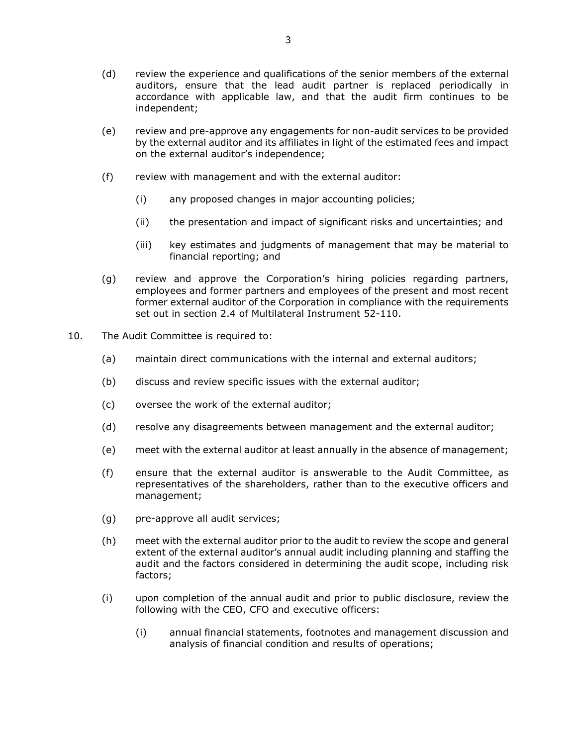(d) review the experience and qualifications of the senior members of the external auditors, ensure that the lead audit partner is replaced periodically in accordance with applicable law, and that the audit firm continues to be independent;

(e) review and pre-approve any engagements for non-audit services to be provided by the external auditor and its affiliates in light of the estimated fees and impact on the external auditor's independence;

(f) review with management and with the external auditor:

  (i) any proposed changes in major accounting policies;

  (ii) the presentation and impact of significant risks and uncertainties; and

  (iii) key estimates and judgments of management that may be material to financial reporting; and

(g) review and approve the Corporation's hiring policies regarding partners, employees and former partners and employees of the present and most recent former external auditor of the Corporation in compliance with the requirements set out in section 2.4 of Multilateral Instrument 52-110.

10. The Audit Committee is required to:

  (a) maintain direct communications with the internal and external auditors;

  (b) discuss and review specific issues with the external auditor;

  (c) oversee the work of the external auditor;

  (d) resolve any disagreements between management and the external auditor;

  (e) meet with the external auditor at least annually in the absence of management;

  (f) ensure that the external auditor is answerable to the Audit Committee, as representatives of the shareholders, rather than to the executive officers and management;

  (g) pre-approve all audit services;

  (h) meet with the external auditor prior to the audit to review the scope and general extent of the external auditor's annual audit including planning and staffing the audit and the factors considered in determining the audit scope, including risk factors;

  (i) upon completion of the annual audit and prior to public disclosure, review the following with the CEO, CFO and executive officers:

    (i) annual financial statements, footnotes and management discussion and analysis of financial condition and results of operations;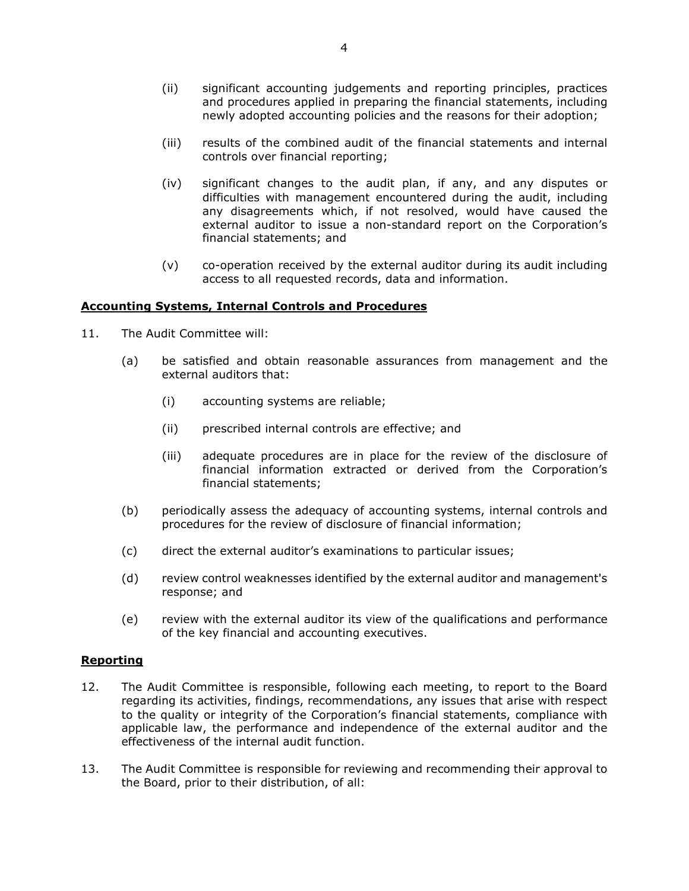(ii) significant accounting judgements and reporting principles, practices and procedures applied in preparing the financial statements, including newly adopted accounting policies and the reasons for their adoption;

(iii) results of the combined audit of the financial statements and internal controls over financial reporting;

(iv) significant changes to the audit plan, if any, and any disputes or difficulties with management encountered during the audit, including any disagreements which, if not resolved, would have caused the external auditor to issue a non-standard report on the Corporation's financial statements; and

(v) co-operation received by the external auditor during its audit including access to all requested records, data and information.

**<u>Accounting Systems, Internal Controls and Procedures</u>**

11. The Audit Committee will:

 (a) be satisfied and obtain reasonable assurances from management and the external auditors that:

  (i) accounting systems are reliable;

  (ii) prescribed internal controls are effective; and

  (iii) adequate procedures are in place for the review of the disclosure of financial information extracted or derived from the Corporation's financial statements;

 (b) periodically assess the adequacy of accounting systems, internal controls and procedures for the review of disclosure of financial information;

 (c) direct the external auditor's examinations to particular issues;

 (d) review control weaknesses identified by the external auditor and management's response; and

 (e) review with the external auditor its view of the qualifications and performance of the key financial and accounting executives.

**<u>Reporting</u>**

12. The Audit Committee is responsible, following each meeting, to report to the Board regarding its activities, findings, recommendations, any issues that arise with respect to the quality or integrity of the Corporation's financial statements, compliance with applicable law, the performance and independence of the external auditor and the effectiveness of the internal audit function.

13. The Audit Committee is responsible for reviewing and recommending their approval to the Board, prior to their distribution, of all: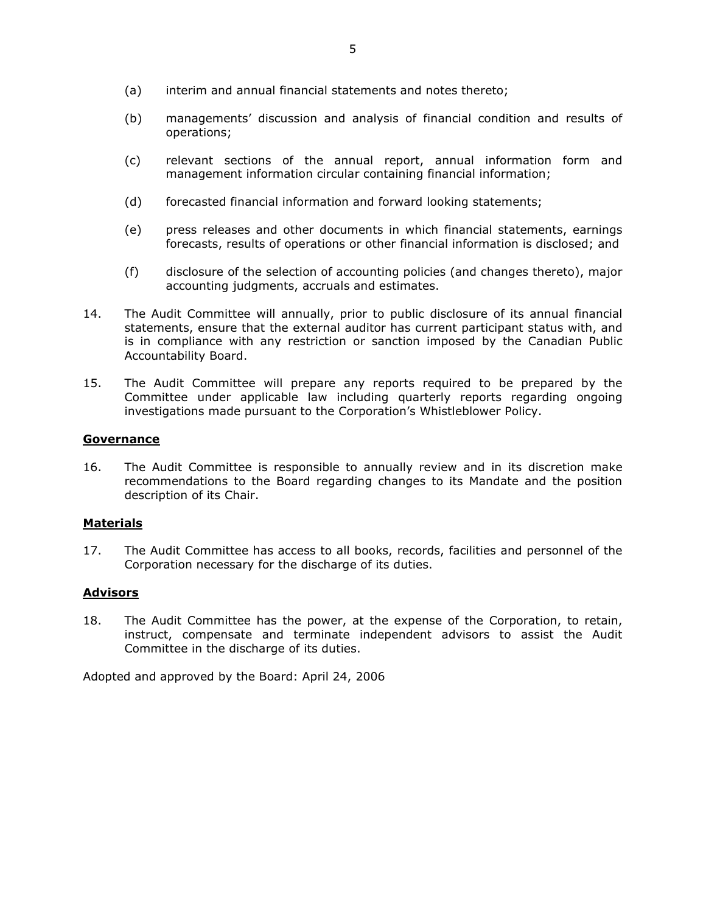(a) interim and annual financial statements and notes thereto;

(b) managements' discussion and analysis of financial condition and results of operations;

(c) relevant sections of the annual report, annual information form and management information circular containing financial information;

(d) forecasted financial information and forward looking statements;

(e) press releases and other documents in which financial statements, earnings forecasts, results of operations or other financial information is disclosed; and

(f) disclosure of the selection of accounting policies (and changes thereto), major accounting judgments, accruals and estimates.

14. The Audit Committee will annually, prior to public disclosure of its annual financial statements, ensure that the external auditor has current participant status with, and is in compliance with any restriction or sanction imposed by the Canadian Public Accountability Board.

15. The Audit Committee will prepare any reports required to be prepared by the Committee under applicable law including quarterly reports regarding ongoing investigations made pursuant to the Corporation's Whistleblower Policy.

**Governance**

16. The Audit Committee is responsible to annually review and in its discretion make recommendations to the Board regarding changes to its Mandate and the position description of its Chair.

**Materials**

17. The Audit Committee has access to all books, records, facilities and personnel of the Corporation necessary for the discharge of its duties.

**Advisors**

18. The Audit Committee has the power, at the expense of the Corporation, to retain, instruct, compensate and terminate independent advisors to assist the Audit Committee in the discharge of its duties.

Adopted and approved by the Board: April 24, 2006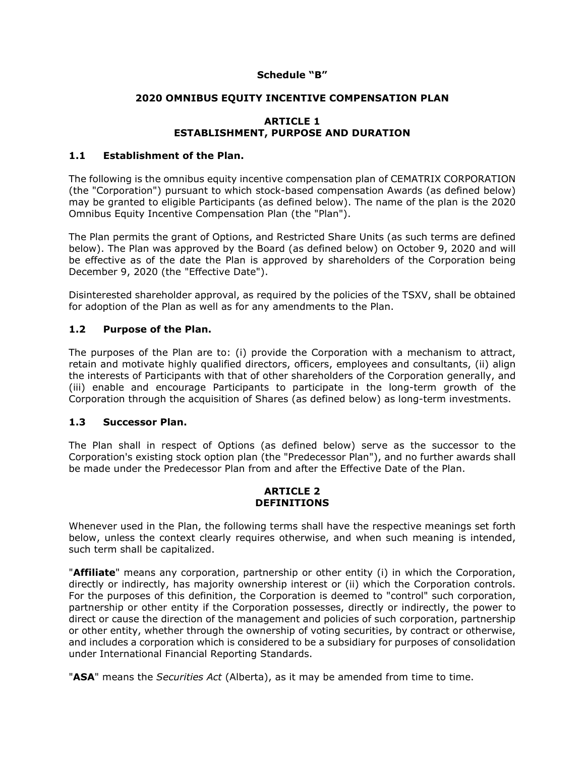**Schedule "B"**

# 2020 OMNIBUS EQUITY INCENTIVE COMPENSATION PLAN

## ARTICLE 1
## ESTABLISHMENT, PURPOSE AND DURATION

### 1.1 Establishment of the Plan.

The following is the omnibus equity incentive compensation plan of CEMATRIX CORPORATION (the "Corporation") pursuant to which stock-based compensation Awards (as defined below) may be granted to eligible Participants (as defined below). The name of the plan is the 2020 Omnibus Equity Incentive Compensation Plan (the "Plan").

The Plan permits the grant of Options, and Restricted Share Units (as such terms are defined below). The Plan was approved by the Board (as defined below) on October 9, 2020 and will be effective as of the date the Plan is approved by shareholders of the Corporation being December 9, 2020 (the "Effective Date").

Disinterested shareholder approval, as required by the policies of the TSXV, shall be obtained for adoption of the Plan as well as for any amendments to the Plan.

### 1.2 Purpose of the Plan.

The purposes of the Plan are to: (i) provide the Corporation with a mechanism to attract, retain and motivate highly qualified directors, officers, employees and consultants, (ii) align the interests of Participants with that of other shareholders of the Corporation generally, and (iii) enable and encourage Participants to participate in the long-term growth of the Corporation through the acquisition of Shares (as defined below) as long-term investments.

### 1.3 Successor Plan.

The Plan shall in respect of Options (as defined below) serve as the successor to the Corporation's existing stock option plan (the "Predecessor Plan"), and no further awards shall be made under the Predecessor Plan from and after the Effective Date of the Plan.

## ARTICLE 2
## DEFINITIONS

Whenever used in the Plan, the following terms shall have the respective meanings set forth below, unless the context clearly requires otherwise, and when such meaning is intended, such term shall be capitalized.

"**Affiliate**" means any corporation, partnership or other entity (i) in which the Corporation, directly or indirectly, has majority ownership interest or (ii) which the Corporation controls. For the purposes of this definition, the Corporation is deemed to "control" such corporation, partnership or other entity if the Corporation possesses, directly or indirectly, the power to direct or cause the direction of the management and policies of such corporation, partnership or other entity, whether through the ownership of voting securities, by contract or otherwise, and includes a corporation which is considered to be a subsidiary for purposes of consolidation under International Financial Reporting Standards.

"**ASA**" means the *Securities Act* (Alberta), as it may be amended from time to time.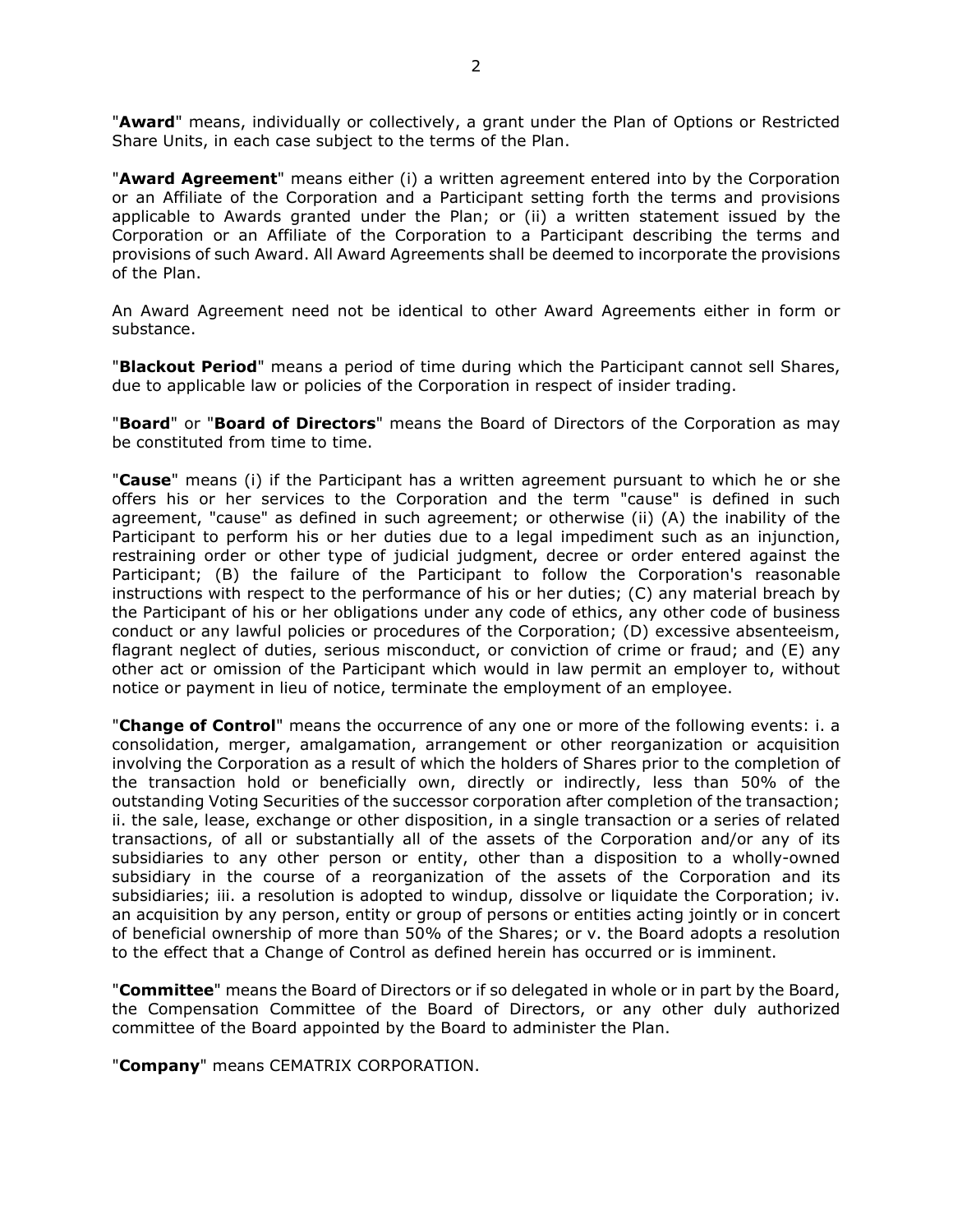"**Award**" means, individually or collectively, a grant under the Plan of Options or Restricted Share Units, in each case subject to the terms of the Plan.

"**Award Agreement**" means either (i) a written agreement entered into by the Corporation or an Affiliate of the Corporation and a Participant setting forth the terms and provisions applicable to Awards granted under the Plan; or (ii) a written statement issued by the Corporation or an Affiliate of the Corporation to a Participant describing the terms and provisions of such Award. All Award Agreements shall be deemed to incorporate the provisions of the Plan.

An Award Agreement need not be identical to other Award Agreements either in form or substance.

"**Blackout Period**" means a period of time during which the Participant cannot sell Shares, due to applicable law or policies of the Corporation in respect of insider trading.

"**Board**" or "**Board of Directors**" means the Board of Directors of the Corporation as may be constituted from time to time.

"**Cause**" means (i) if the Participant has a written agreement pursuant to which he or she offers his or her services to the Corporation and the term "cause" is defined in such agreement, "cause" as defined in such agreement; or otherwise (ii) (A) the inability of the Participant to perform his or her duties due to a legal impediment such as an injunction, restraining order or other type of judicial judgment, decree or order entered against the Participant; (B) the failure of the Participant to follow the Corporation's reasonable instructions with respect to the performance of his or her duties; (C) any material breach by the Participant of his or her obligations under any code of ethics, any other code of business conduct or any lawful policies or procedures of the Corporation; (D) excessive absenteeism, flagrant neglect of duties, serious misconduct, or conviction of crime or fraud; and (E) any other act or omission of the Participant which would in law permit an employer to, without notice or payment in lieu of notice, terminate the employment of an employee.

"**Change of Control**" means the occurrence of any one or more of the following events: i. a consolidation, merger, amalgamation, arrangement or other reorganization or acquisition involving the Corporation as a result of which the holders of Shares prior to the completion of the transaction hold or beneficially own, directly or indirectly, less than 50% of the outstanding Voting Securities of the successor corporation after completion of the transaction; ii. the sale, lease, exchange or other disposition, in a single transaction or a series of related transactions, of all or substantially all of the assets of the Corporation and/or any of its subsidiaries to any other person or entity, other than a disposition to a wholly-owned subsidiary in the course of a reorganization of the assets of the Corporation and its subsidiaries; iii. a resolution is adopted to windup, dissolve or liquidate the Corporation; iv. an acquisition by any person, entity or group of persons or entities acting jointly or in concert of beneficial ownership of more than 50% of the Shares; or v. the Board adopts a resolution to the effect that a Change of Control as defined herein has occurred or is imminent.

"**Committee**" means the Board of Directors or if so delegated in whole or in part by the Board, the Compensation Committee of the Board of Directors, or any other duly authorized committee of the Board appointed by the Board to administer the Plan.

"**Company**" means CEMATRIX CORPORATION.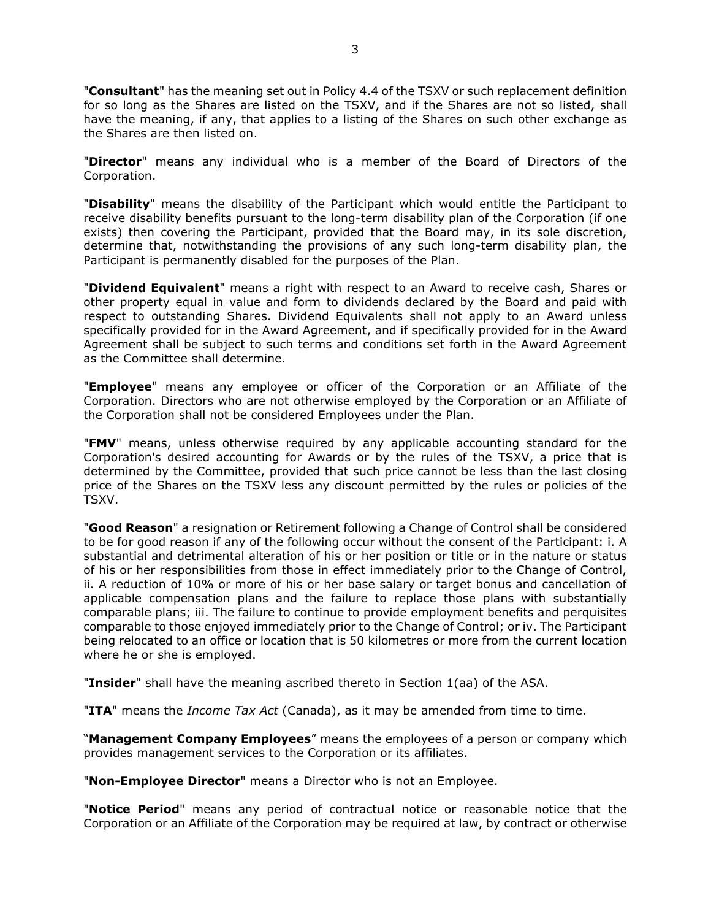"**Consultant**" has the meaning set out in Policy 4.4 of the TSXV or such replacement definition for so long as the Shares are listed on the TSXV, and if the Shares are not so listed, shall have the meaning, if any, that applies to a listing of the Shares on such other exchange as the Shares are then listed on.

"**Director**" means any individual who is a member of the Board of Directors of the Corporation.

"**Disability**" means the disability of the Participant which would entitle the Participant to receive disability benefits pursuant to the long-term disability plan of the Corporation (if one exists) then covering the Participant, provided that the Board may, in its sole discretion, determine that, notwithstanding the provisions of any such long-term disability plan, the Participant is permanently disabled for the purposes of the Plan.

"**Dividend Equivalent**" means a right with respect to an Award to receive cash, Shares or other property equal in value and form to dividends declared by the Board and paid with respect to outstanding Shares. Dividend Equivalents shall not apply to an Award unless specifically provided for in the Award Agreement, and if specifically provided for in the Award Agreement shall be subject to such terms and conditions set forth in the Award Agreement as the Committee shall determine.

"**Employee**" means any employee or officer of the Corporation or an Affiliate of the Corporation. Directors who are not otherwise employed by the Corporation or an Affiliate of the Corporation shall not be considered Employees under the Plan.

"**FMV**" means, unless otherwise required by any applicable accounting standard for the Corporation's desired accounting for Awards or by the rules of the TSXV, a price that is determined by the Committee, provided that such price cannot be less than the last closing price of the Shares on the TSXV less any discount permitted by the rules or policies of the TSXV.

"**Good Reason**" a resignation or Retirement following a Change of Control shall be considered to be for good reason if any of the following occur without the consent of the Participant: i. A substantial and detrimental alteration of his or her position or title or in the nature or status of his or her responsibilities from those in effect immediately prior to the Change of Control, ii. A reduction of 10% or more of his or her base salary or target bonus and cancellation of applicable compensation plans and the failure to replace those plans with substantially comparable plans; iii. The failure to continue to provide employment benefits and perquisites comparable to those enjoyed immediately prior to the Change of Control; or iv. The Participant being relocated to an office or location that is 50 kilometres or more from the current location where he or she is employed.

"**Insider**" shall have the meaning ascribed thereto in Section 1(aa) of the ASA.

"**ITA**" means the *Income Tax Act* (Canada), as it may be amended from time to time.

"**Management Company Employees**" means the employees of a person or company which provides management services to the Corporation or its affiliates.

"**Non-Employee Director**" means a Director who is not an Employee.

"**Notice Period**" means any period of contractual notice or reasonable notice that the Corporation or an Affiliate of the Corporation may be required at law, by contract or otherwise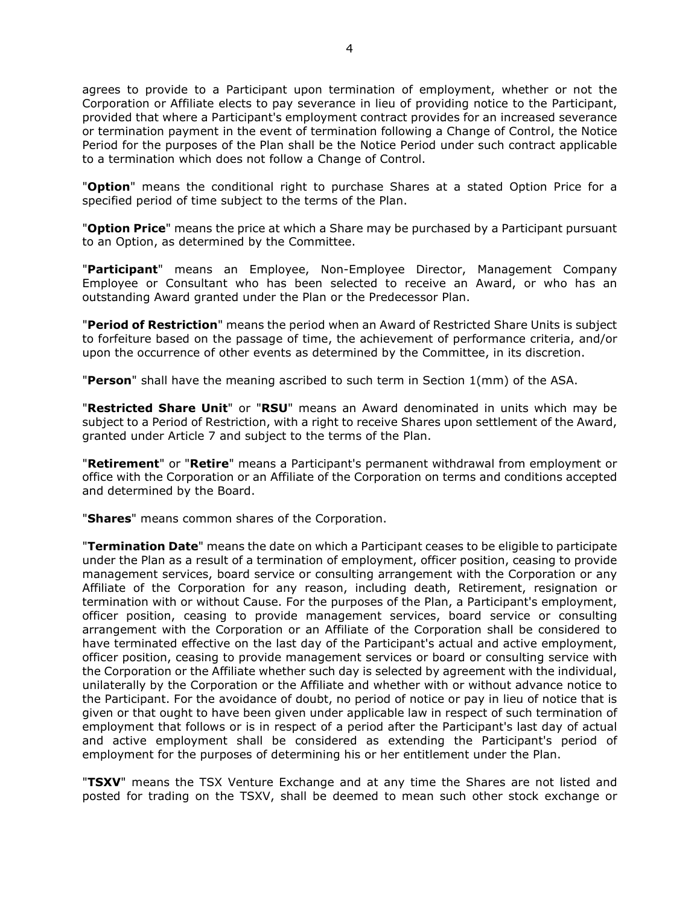agrees to provide to a Participant upon termination of employment, whether or not the Corporation or Affiliate elects to pay severance in lieu of providing notice to the Participant, provided that where a Participant's employment contract provides for an increased severance or termination payment in the event of termination following a Change of Control, the Notice Period for the purposes of the Plan shall be the Notice Period under such contract applicable to a termination which does not follow a Change of Control.

"**Option**" means the conditional right to purchase Shares at a stated Option Price for a specified period of time subject to the terms of the Plan.

"**Option Price**" means the price at which a Share may be purchased by a Participant pursuant to an Option, as determined by the Committee.

"**Participant**" means an Employee, Non-Employee Director, Management Company Employee or Consultant who has been selected to receive an Award, or who has an outstanding Award granted under the Plan or the Predecessor Plan.

"**Period of Restriction**" means the period when an Award of Restricted Share Units is subject to forfeiture based on the passage of time, the achievement of performance criteria, and/or upon the occurrence of other events as determined by the Committee, in its discretion.

"**Person**" shall have the meaning ascribed to such term in Section 1(mm) of the ASA.

"**Restricted Share Unit**" or "**RSU**" means an Award denominated in units which may be subject to a Period of Restriction, with a right to receive Shares upon settlement of the Award, granted under Article 7 and subject to the terms of the Plan.

"**Retirement**" or "**Retire**" means a Participant's permanent withdrawal from employment or office with the Corporation or an Affiliate of the Corporation on terms and conditions accepted and determined by the Board.

"**Shares**" means common shares of the Corporation.

"**Termination Date**" means the date on which a Participant ceases to be eligible to participate under the Plan as a result of a termination of employment, officer position, ceasing to provide management services, board service or consulting arrangement with the Corporation or any Affiliate of the Corporation for any reason, including death, Retirement, resignation or termination with or without Cause. For the purposes of the Plan, a Participant's employment, officer position, ceasing to provide management services, board service or consulting arrangement with the Corporation or an Affiliate of the Corporation shall be considered to have terminated effective on the last day of the Participant's actual and active employment, officer position, ceasing to provide management services or board or consulting service with the Corporation or the Affiliate whether such day is selected by agreement with the individual, unilaterally by the Corporation or the Affiliate and whether with or without advance notice to the Participant. For the avoidance of doubt, no period of notice or pay in lieu of notice that is given or that ought to have been given under applicable law in respect of such termination of employment that follows or is in respect of a period after the Participant's last day of actual and active employment shall be considered as extending the Participant's period of employment for the purposes of determining his or her entitlement under the Plan.

"**TSXV**" means the TSX Venture Exchange and at any time the Shares are not listed and posted for trading on the TSXV, shall be deemed to mean such other stock exchange or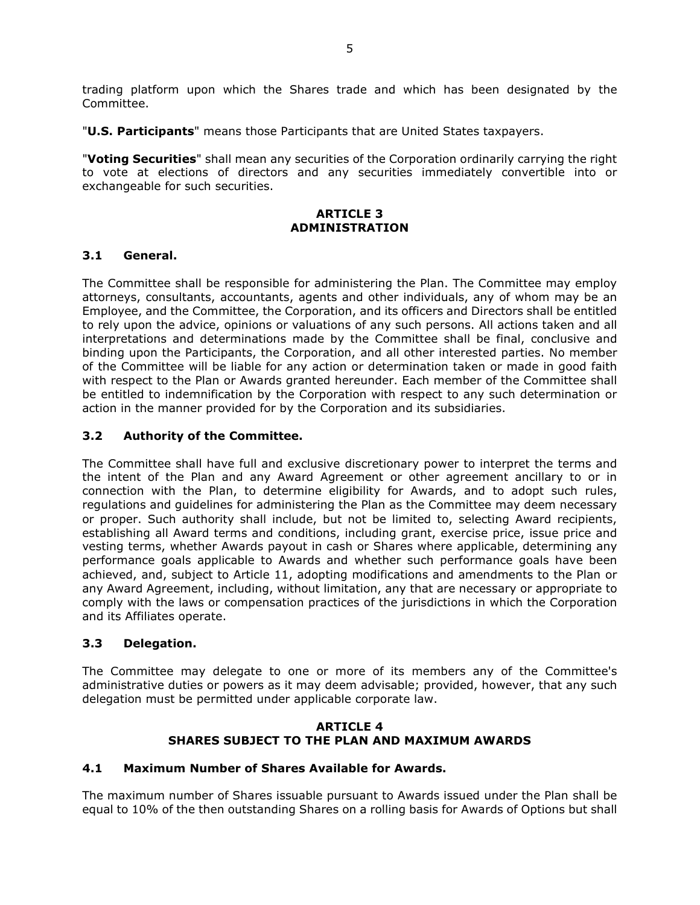trading platform upon which the Shares trade and which has been designated by the Committee.

"**U.S. Participants**" means those Participants that are United States taxpayers.

"**Voting Securities**" shall mean any securities of the Corporation ordinarily carrying the right to vote at elections of directors and any securities immediately convertible into or exchangeable for such securities.

## ARTICLE 3
## ADMINISTRATION

### 3.1 General.

The Committee shall be responsible for administering the Plan. The Committee may employ attorneys, consultants, accountants, agents and other individuals, any of whom may be an Employee, and the Committee, the Corporation, and its officers and Directors shall be entitled to rely upon the advice, opinions or valuations of any such persons. All actions taken and all interpretations and determinations made by the Committee shall be final, conclusive and binding upon the Participants, the Corporation, and all other interested parties. No member of the Committee will be liable for any action or determination taken or made in good faith with respect to the Plan or Awards granted hereunder. Each member of the Committee shall be entitled to indemnification by the Corporation with respect to any such determination or action in the manner provided for by the Corporation and its subsidiaries.

### 3.2 Authority of the Committee.

The Committee shall have full and exclusive discretionary power to interpret the terms and the intent of the Plan and any Award Agreement or other agreement ancillary to or in connection with the Plan, to determine eligibility for Awards, and to adopt such rules, regulations and guidelines for administering the Plan as the Committee may deem necessary or proper. Such authority shall include, but not be limited to, selecting Award recipients, establishing all Award terms and conditions, including grant, exercise price, issue price and vesting terms, whether Awards payout in cash or Shares where applicable, determining any performance goals applicable to Awards and whether such performance goals have been achieved, and, subject to Article 11, adopting modifications and amendments to the Plan or any Award Agreement, including, without limitation, any that are necessary or appropriate to comply with the laws or compensation practices of the jurisdictions in which the Corporation and its Affiliates operate.

### 3.3 Delegation.

The Committee may delegate to one or more of its members any of the Committee's administrative duties or powers as it may deem advisable; provided, however, that any such delegation must be permitted under applicable corporate law.

## ARTICLE 4
## SHARES SUBJECT TO THE PLAN AND MAXIMUM AWARDS

### 4.1 Maximum Number of Shares Available for Awards.

The maximum number of Shares issuable pursuant to Awards issued under the Plan shall be equal to 10% of the then outstanding Shares on a rolling basis for Awards of Options but shall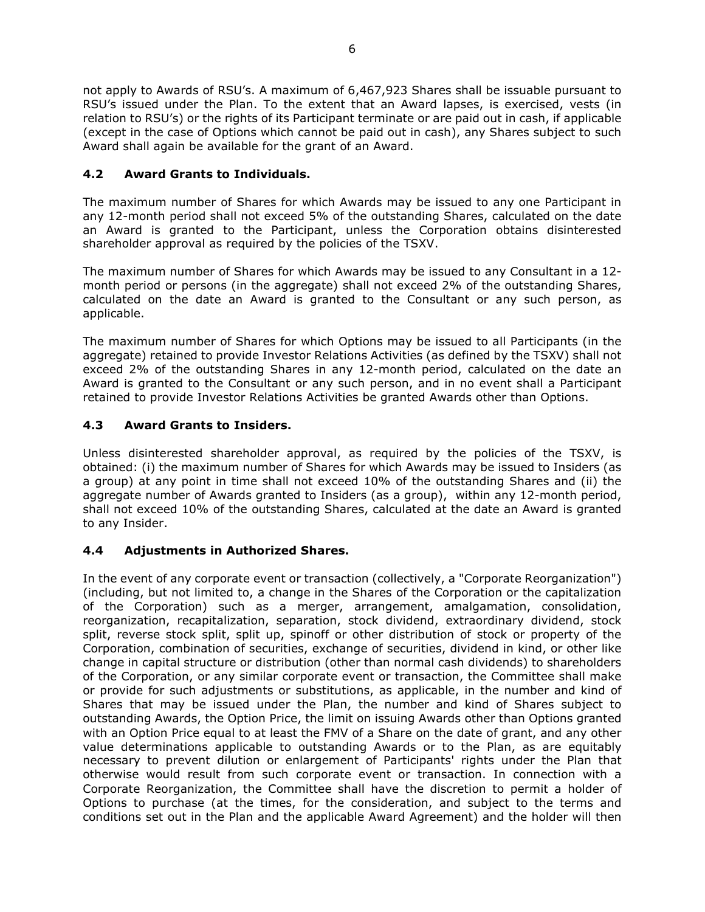not apply to Awards of RSU's. A maximum of 6,467,923 Shares shall be issuable pursuant to RSU's issued under the Plan. To the extent that an Award lapses, is exercised, vests (in relation to RSU's) or the rights of its Participant terminate or are paid out in cash, if applicable (except in the case of Options which cannot be paid out in cash), any Shares subject to such Award shall again be available for the grant of an Award.

### 4.2 Award Grants to Individuals.

The maximum number of Shares for which Awards may be issued to any one Participant in any 12-month period shall not exceed 5% of the outstanding Shares, calculated on the date an Award is granted to the Participant, unless the Corporation obtains disinterested shareholder approval as required by the policies of the TSXV.

The maximum number of Shares for which Awards may be issued to any Consultant in a 12-month period or persons (in the aggregate) shall not exceed 2% of the outstanding Shares, calculated on the date an Award is granted to the Consultant or any such person, as applicable.

The maximum number of Shares for which Options may be issued to all Participants (in the aggregate) retained to provide Investor Relations Activities (as defined by the TSXV) shall not exceed 2% of the outstanding Shares in any 12-month period, calculated on the date an Award is granted to the Consultant or any such person, and in no event shall a Participant retained to provide Investor Relations Activities be granted Awards other than Options.

### 4.3 Award Grants to Insiders.

Unless disinterested shareholder approval, as required by the policies of the TSXV, is obtained: (i) the maximum number of Shares for which Awards may be issued to Insiders (as a group) at any point in time shall not exceed 10% of the outstanding Shares and (ii) the aggregate number of Awards granted to Insiders (as a group), within any 12-month period, shall not exceed 10% of the outstanding Shares, calculated at the date an Award is granted to any Insider.

### 4.4 Adjustments in Authorized Shares.

In the event of any corporate event or transaction (collectively, a "Corporate Reorganization") (including, but not limited to, a change in the Shares of the Corporation or the capitalization of the Corporation) such as a merger, arrangement, amalgamation, consolidation, reorganization, recapitalization, separation, stock dividend, extraordinary dividend, stock split, reverse stock split, split up, spinoff or other distribution of stock or property of the Corporation, combination of securities, exchange of securities, dividend in kind, or other like change in capital structure or distribution (other than normal cash dividends) to shareholders of the Corporation, or any similar corporate event or transaction, the Committee shall make or provide for such adjustments or substitutions, as applicable, in the number and kind of Shares that may be issued under the Plan, the number and kind of Shares subject to outstanding Awards, the Option Price, the limit on issuing Awards other than Options granted with an Option Price equal to at least the FMV of a Share on the date of grant, and any other value determinations applicable to outstanding Awards or to the Plan, as are equitably necessary to prevent dilution or enlargement of Participants' rights under the Plan that otherwise would result from such corporate event or transaction. In connection with a Corporate Reorganization, the Committee shall have the discretion to permit a holder of Options to purchase (at the times, for the consideration, and subject to the terms and conditions set out in the Plan and the applicable Award Agreement) and the holder will then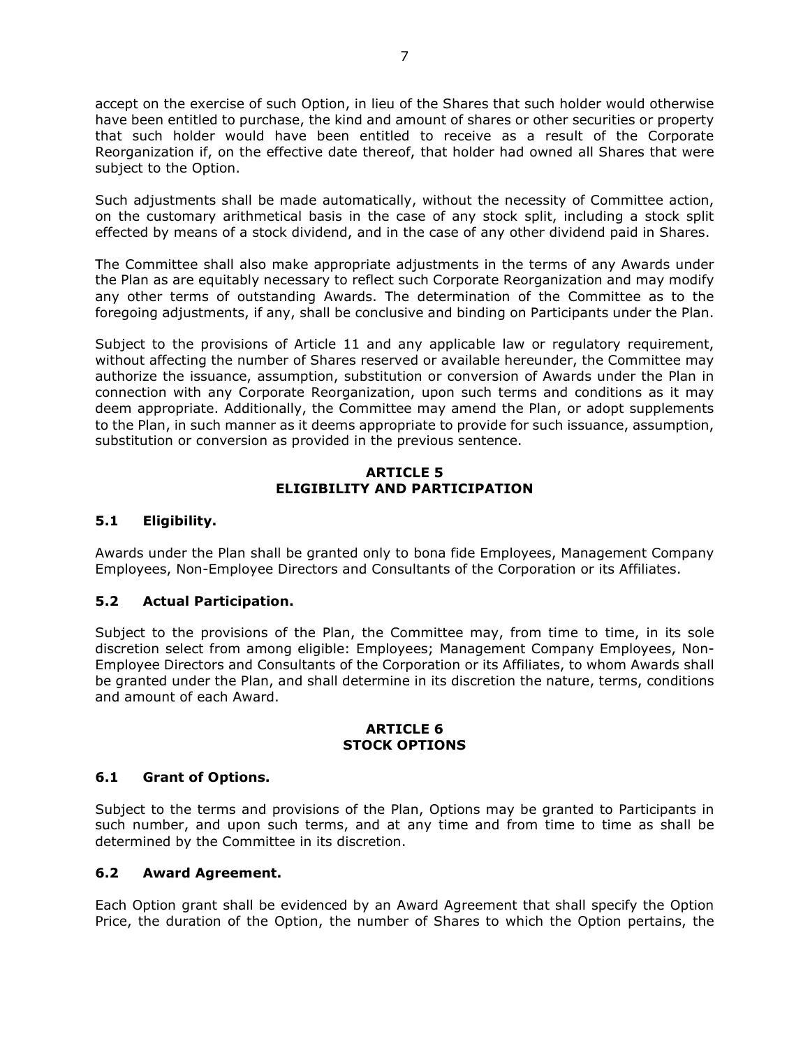accept on the exercise of such Option, in lieu of the Shares that such holder would otherwise have been entitled to purchase, the kind and amount of shares or other securities or property that such holder would have been entitled to receive as a result of the Corporate Reorganization if, on the effective date thereof, that holder had owned all Shares that were subject to the Option.

Such adjustments shall be made automatically, without the necessity of Committee action, on the customary arithmetical basis in the case of any stock split, including a stock split effected by means of a stock dividend, and in the case of any other dividend paid in Shares.

The Committee shall also make appropriate adjustments in the terms of any Awards under the Plan as are equitably necessary to reflect such Corporate Reorganization and may modify any other terms of outstanding Awards. The determination of the Committee as to the foregoing adjustments, if any, shall be conclusive and binding on Participants under the Plan.

Subject to the provisions of Article 11 and any applicable law or regulatory requirement, without affecting the number of Shares reserved or available hereunder, the Committee may authorize the issuance, assumption, substitution or conversion of Awards under the Plan in connection with any Corporate Reorganization, upon such terms and conditions as it may deem appropriate. Additionally, the Committee may amend the Plan, or adopt supplements to the Plan, in such manner as it deems appropriate to provide for such issuance, assumption, substitution or conversion as provided in the previous sentence.

## ARTICLE 5
## ELIGIBILITY AND PARTICIPATION

### 5.1 Eligibility.

Awards under the Plan shall be granted only to bona fide Employees, Management Company Employees, Non-Employee Directors and Consultants of the Corporation or its Affiliates.

### 5.2 Actual Participation.

Subject to the provisions of the Plan, the Committee may, from time to time, in its sole discretion select from among eligible: Employees; Management Company Employees, Non-Employee Directors and Consultants of the Corporation or its Affiliates, to whom Awards shall be granted under the Plan, and shall determine in its discretion the nature, terms, conditions and amount of each Award.

## ARTICLE 6
## STOCK OPTIONS

### 6.1 Grant of Options.

Subject to the terms and provisions of the Plan, Options may be granted to Participants in such number, and upon such terms, and at any time and from time to time as shall be determined by the Committee in its discretion.

### 6.2 Award Agreement.

Each Option grant shall be evidenced by an Award Agreement that shall specify the Option Price, the duration of the Option, the number of Shares to which the Option pertains, the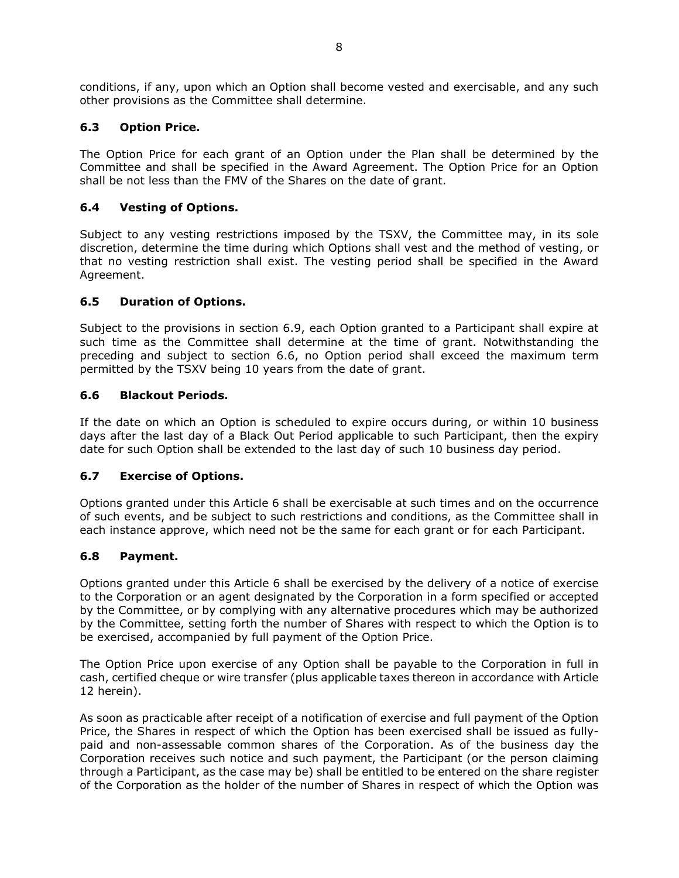conditions, if any, upon which an Option shall become vested and exercisable, and any such other provisions as the Committee shall determine.

### 6.3 Option Price.

The Option Price for each grant of an Option under the Plan shall be determined by the Committee and shall be specified in the Award Agreement. The Option Price for an Option shall be not less than the FMV of the Shares on the date of grant.

### 6.4 Vesting of Options.

Subject to any vesting restrictions imposed by the TSXV, the Committee may, in its sole discretion, determine the time during which Options shall vest and the method of vesting, or that no vesting restriction shall exist. The vesting period shall be specified in the Award Agreement.

### 6.5 Duration of Options.

Subject to the provisions in section 6.9, each Option granted to a Participant shall expire at such time as the Committee shall determine at the time of grant. Notwithstanding the preceding and subject to section 6.6, no Option period shall exceed the maximum term permitted by the TSXV being 10 years from the date of grant.

### 6.6 Blackout Periods.

If the date on which an Option is scheduled to expire occurs during, or within 10 business days after the last day of a Black Out Period applicable to such Participant, then the expiry date for such Option shall be extended to the last day of such 10 business day period.

### 6.7 Exercise of Options.

Options granted under this Article 6 shall be exercisable at such times and on the occurrence of such events, and be subject to such restrictions and conditions, as the Committee shall in each instance approve, which need not be the same for each grant or for each Participant.

### 6.8 Payment.

Options granted under this Article 6 shall be exercised by the delivery of a notice of exercise to the Corporation or an agent designated by the Corporation in a form specified or accepted by the Committee, or by complying with any alternative procedures which may be authorized by the Committee, setting forth the number of Shares with respect to which the Option is to be exercised, accompanied by full payment of the Option Price.

The Option Price upon exercise of any Option shall be payable to the Corporation in full in cash, certified cheque or wire transfer (plus applicable taxes thereon in accordance with Article 12 herein).

As soon as practicable after receipt of a notification of exercise and full payment of the Option Price, the Shares in respect of which the Option has been exercised shall be issued as fully-paid and non-assessable common shares of the Corporation. As of the business day the Corporation receives such notice and such payment, the Participant (or the person claiming through a Participant, as the case may be) shall be entitled to be entered on the share register of the Corporation as the holder of the number of Shares in respect of which the Option was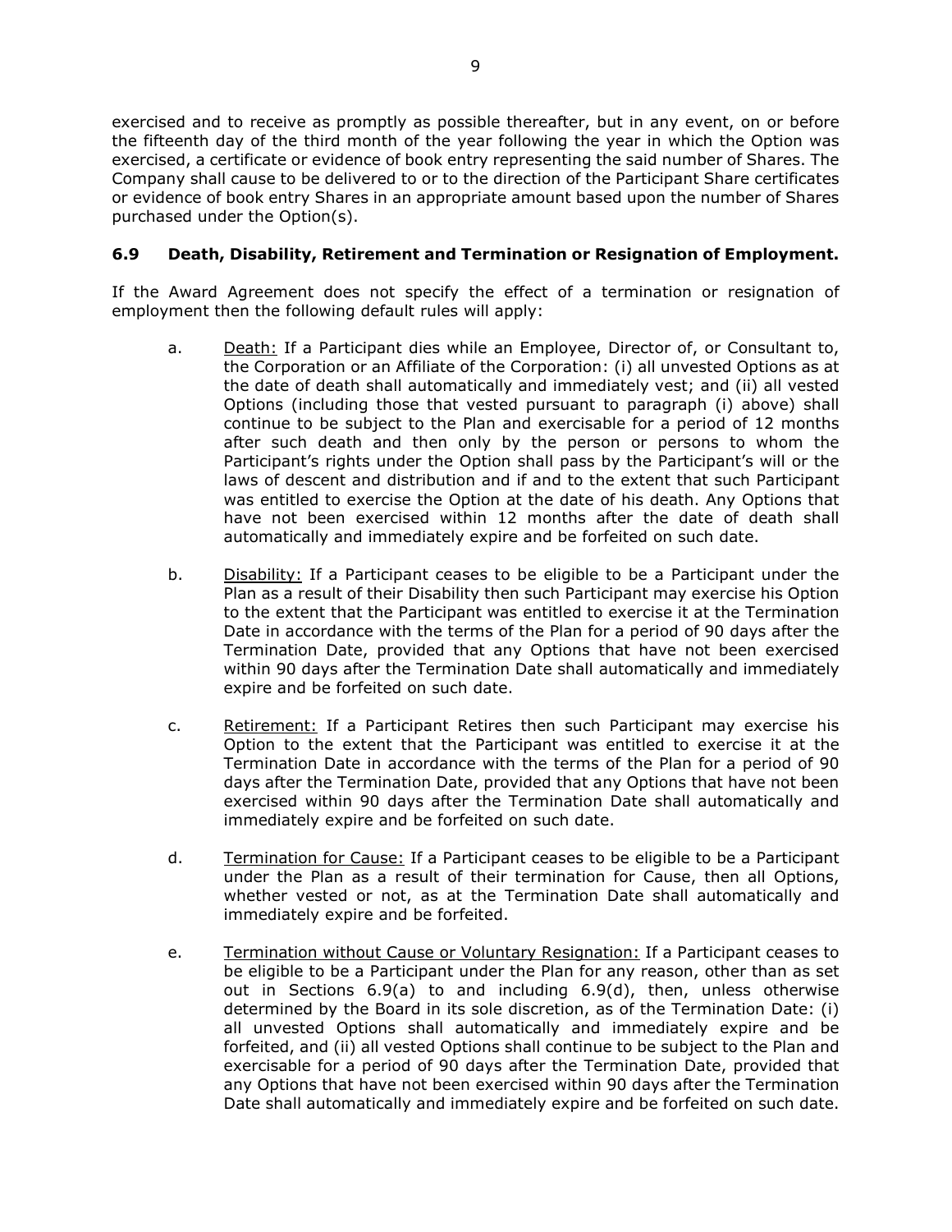exercised and to receive as promptly as possible thereafter, but in any event, on or before the fifteenth day of the third month of the year following the year in which the Option was exercised, a certificate or evidence of book entry representing the said number of Shares. The Company shall cause to be delivered to or to the direction of the Participant Share certificates or evidence of book entry Shares in an appropriate amount based upon the number of Shares purchased under the Option(s).

### 6.9 Death, Disability, Retirement and Termination or Resignation of Employment.

If the Award Agreement does not specify the effect of a termination or resignation of employment then the following default rules will apply:

a. Death: If a Participant dies while an Employee, Director of, or Consultant to, the Corporation or an Affiliate of the Corporation: (i) all unvested Options as at the date of death shall automatically and immediately vest; and (ii) all vested Options (including those that vested pursuant to paragraph (i) above) shall continue to be subject to the Plan and exercisable for a period of 12 months after such death and then only by the person or persons to whom the Participant's rights under the Option shall pass by the Participant's will or the laws of descent and distribution and if and to the extent that such Participant was entitled to exercise the Option at the date of his death. Any Options that have not been exercised within 12 months after the date of death shall automatically and immediately expire and be forfeited on such date.

b. Disability: If a Participant ceases to be eligible to be a Participant under the Plan as a result of their Disability then such Participant may exercise his Option to the extent that the Participant was entitled to exercise it at the Termination Date in accordance with the terms of the Plan for a period of 90 days after the Termination Date, provided that any Options that have not been exercised within 90 days after the Termination Date shall automatically and immediately expire and be forfeited on such date.

c. Retirement: If a Participant Retires then such Participant may exercise his Option to the extent that the Participant was entitled to exercise it at the Termination Date in accordance with the terms of the Plan for a period of 90 days after the Termination Date, provided that any Options that have not been exercised within 90 days after the Termination Date shall automatically and immediately expire and be forfeited on such date.

d. Termination for Cause: If a Participant ceases to be eligible to be a Participant under the Plan as a result of their termination for Cause, then all Options, whether vested or not, as at the Termination Date shall automatically and immediately expire and be forfeited.

e. Termination without Cause or Voluntary Resignation: If a Participant ceases to be eligible to be a Participant under the Plan for any reason, other than as set out in Sections 6.9(a) to and including 6.9(d), then, unless otherwise determined by the Board in its sole discretion, as of the Termination Date: (i) all unvested Options shall automatically and immediately expire and be forfeited, and (ii) all vested Options shall continue to be subject to the Plan and exercisable for a period of 90 days after the Termination Date, provided that any Options that have not been exercised within 90 days after the Termination Date shall automatically and immediately expire and be forfeited on such date.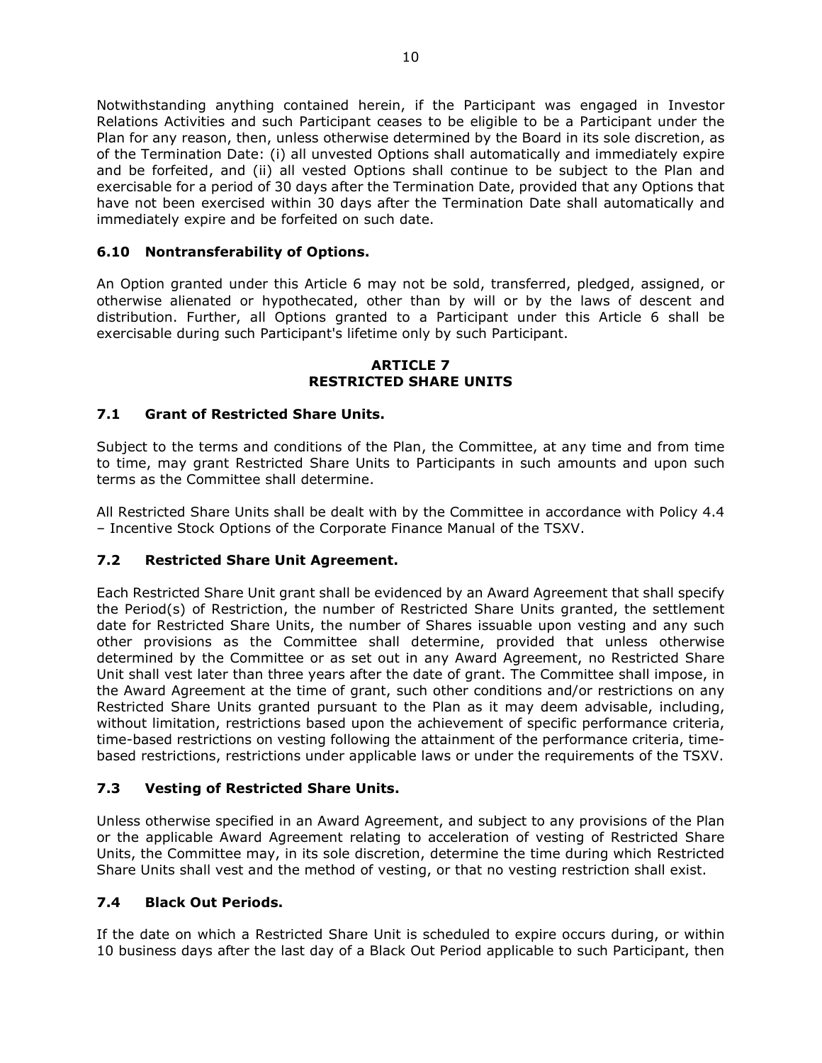Notwithstanding anything contained herein, if the Participant was engaged in Investor Relations Activities and such Participant ceases to be eligible to be a Participant under the Plan for any reason, then, unless otherwise determined by the Board in its sole discretion, as of the Termination Date: (i) all unvested Options shall automatically and immediately expire and be forfeited, and (ii) all vested Options shall continue to be subject to the Plan and exercisable for a period of 30 days after the Termination Date, provided that any Options that have not been exercised within 30 days after the Termination Date shall automatically and immediately expire and be forfeited on such date.

### 6.10 Nontransferability of Options.

An Option granted under this Article 6 may not be sold, transferred, pledged, assigned, or otherwise alienated or hypothecated, other than by will or by the laws of descent and distribution. Further, all Options granted to a Participant under this Article 6 shall be exercisable during such Participant's lifetime only by such Participant.

## ARTICLE 7
## RESTRICTED SHARE UNITS

### 7.1 Grant of Restricted Share Units.

Subject to the terms and conditions of the Plan, the Committee, at any time and from time to time, may grant Restricted Share Units to Participants in such amounts and upon such terms as the Committee shall determine.

All Restricted Share Units shall be dealt with by the Committee in accordance with Policy 4.4 – Incentive Stock Options of the Corporate Finance Manual of the TSXV.

### 7.2 Restricted Share Unit Agreement.

Each Restricted Share Unit grant shall be evidenced by an Award Agreement that shall specify the Period(s) of Restriction, the number of Restricted Share Units granted, the settlement date for Restricted Share Units, the number of Shares issuable upon vesting and any such other provisions as the Committee shall determine, provided that unless otherwise determined by the Committee or as set out in any Award Agreement, no Restricted Share Unit shall vest later than three years after the date of grant. The Committee shall impose, in the Award Agreement at the time of grant, such other conditions and/or restrictions on any Restricted Share Units granted pursuant to the Plan as it may deem advisable, including, without limitation, restrictions based upon the achievement of specific performance criteria, time-based restrictions on vesting following the attainment of the performance criteria, time-based restrictions, restrictions under applicable laws or under the requirements of the TSXV.

### 7.3 Vesting of Restricted Share Units.

Unless otherwise specified in an Award Agreement, and subject to any provisions of the Plan or the applicable Award Agreement relating to acceleration of vesting of Restricted Share Units, the Committee may, in its sole discretion, determine the time during which Restricted Share Units shall vest and the method of vesting, or that no vesting restriction shall exist.

### 7.4 Black Out Periods.

If the date on which a Restricted Share Unit is scheduled to expire occurs during, or within 10 business days after the last day of a Black Out Period applicable to such Participant, then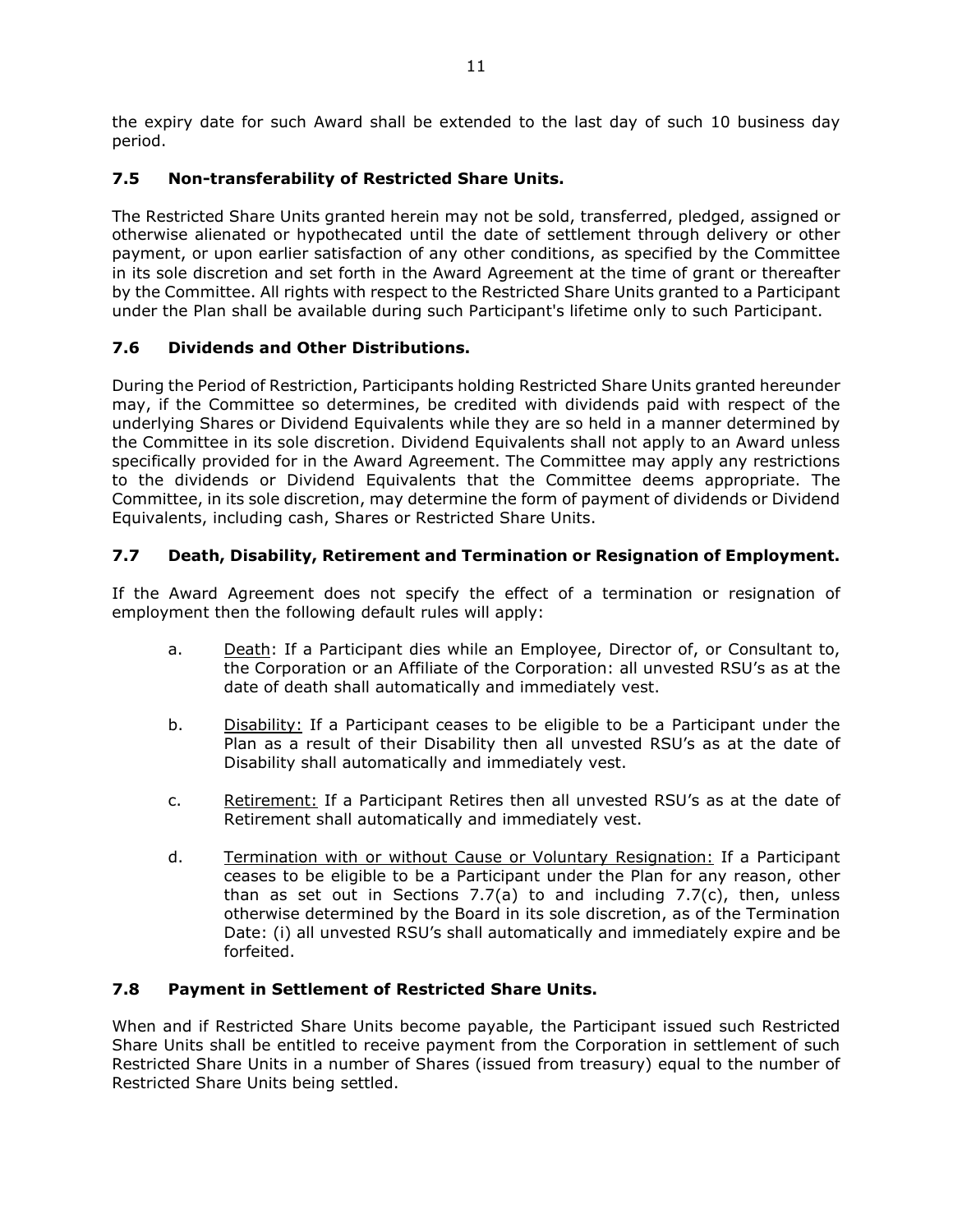the expiry date for such Award shall be extended to the last day of such 10 business day period.

### 7.5 Non-transferability of Restricted Share Units.

The Restricted Share Units granted herein may not be sold, transferred, pledged, assigned or otherwise alienated or hypothecated until the date of settlement through delivery or other payment, or upon earlier satisfaction of any other conditions, as specified by the Committee in its sole discretion and set forth in the Award Agreement at the time of grant or thereafter by the Committee. All rights with respect to the Restricted Share Units granted to a Participant under the Plan shall be available during such Participant's lifetime only to such Participant.

### 7.6 Dividends and Other Distributions.

During the Period of Restriction, Participants holding Restricted Share Units granted hereunder may, if the Committee so determines, be credited with dividends paid with respect of the underlying Shares or Dividend Equivalents while they are so held in a manner determined by the Committee in its sole discretion. Dividend Equivalents shall not apply to an Award unless specifically provided for in the Award Agreement. The Committee may apply any restrictions to the dividends or Dividend Equivalents that the Committee deems appropriate. The Committee, in its sole discretion, may determine the form of payment of dividends or Dividend Equivalents, including cash, Shares or Restricted Share Units.

### 7.7 Death, Disability, Retirement and Termination or Resignation of Employment.

If the Award Agreement does not specify the effect of a termination or resignation of employment then the following default rules will apply:

a. Death: If a Participant dies while an Employee, Director of, or Consultant to, the Corporation or an Affiliate of the Corporation: all unvested RSU's as at the date of death shall automatically and immediately vest.

b. Disability: If a Participant ceases to be eligible to be a Participant under the Plan as a result of their Disability then all unvested RSU's as at the date of Disability shall automatically and immediately vest.

c. Retirement: If a Participant Retires then all unvested RSU's as at the date of Retirement shall automatically and immediately vest.

d. Termination with or without Cause or Voluntary Resignation: If a Participant ceases to be eligible to be a Participant under the Plan for any reason, other than as set out in Sections 7.7(a) to and including 7.7(c), then, unless otherwise determined by the Board in its sole discretion, as of the Termination Date: (i) all unvested RSU's shall automatically and immediately expire and be forfeited.

### 7.8 Payment in Settlement of Restricted Share Units.

When and if Restricted Share Units become payable, the Participant issued such Restricted Share Units shall be entitled to receive payment from the Corporation in settlement of such Restricted Share Units in a number of Shares (issued from treasury) equal to the number of Restricted Share Units being settled.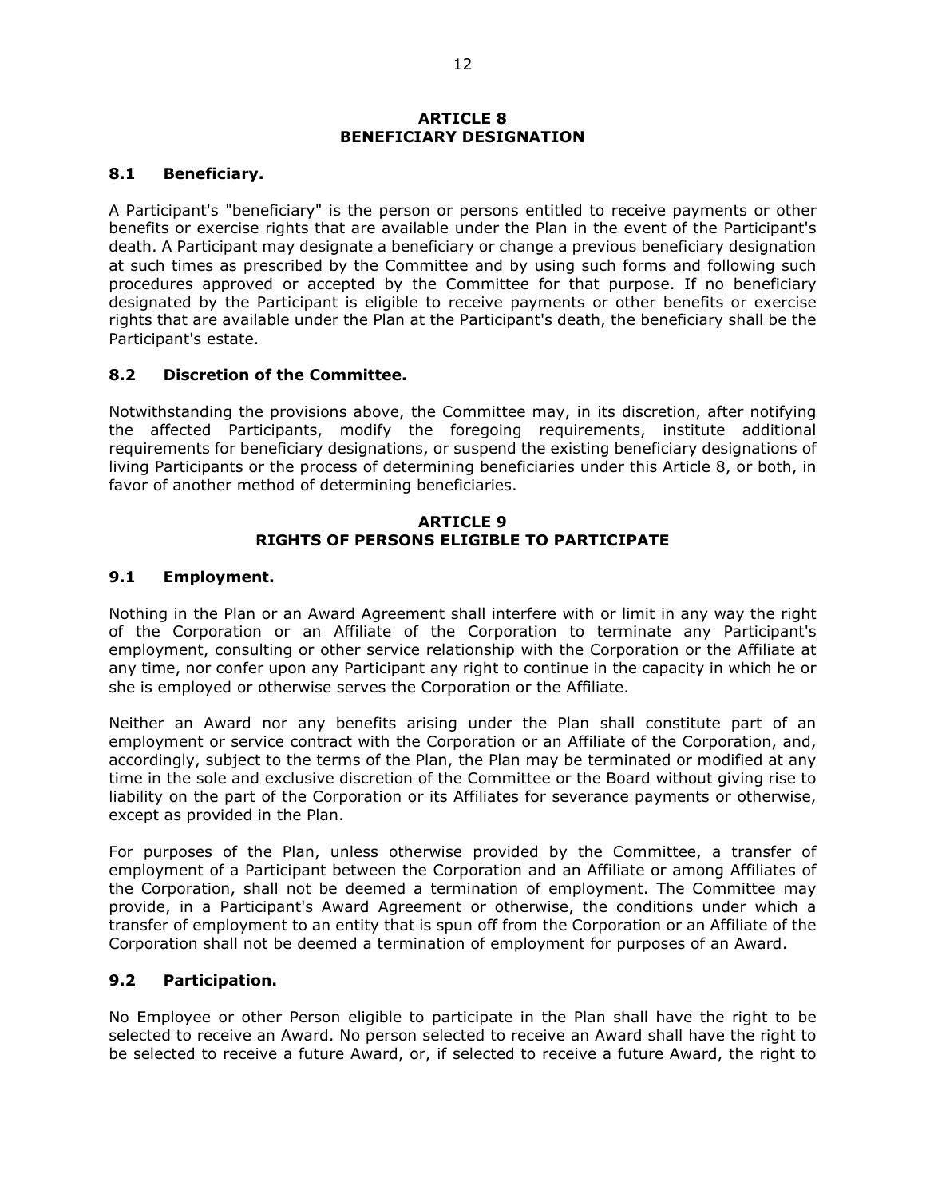## ARTICLE 8
## BENEFICIARY DESIGNATION

### 8.1 Beneficiary.

A Participant's "beneficiary" is the person or persons entitled to receive payments or other benefits or exercise rights that are available under the Plan in the event of the Participant's death. A Participant may designate a beneficiary or change a previous beneficiary designation at such times as prescribed by the Committee and by using such forms and following such procedures approved or accepted by the Committee for that purpose. If no beneficiary designated by the Participant is eligible to receive payments or other benefits or exercise rights that are available under the Plan at the Participant's death, the beneficiary shall be the Participant's estate.

### 8.2 Discretion of the Committee.

Notwithstanding the provisions above, the Committee may, in its discretion, after notifying the affected Participants, modify the foregoing requirements, institute additional requirements for beneficiary designations, or suspend the existing beneficiary designations of living Participants or the process of determining beneficiaries under this Article 8, or both, in favor of another method of determining beneficiaries.

## ARTICLE 9
## RIGHTS OF PERSONS ELIGIBLE TO PARTICIPATE

### 9.1 Employment.

Nothing in the Plan or an Award Agreement shall interfere with or limit in any way the right of the Corporation or an Affiliate of the Corporation to terminate any Participant's employment, consulting or other service relationship with the Corporation or the Affiliate at any time, nor confer upon any Participant any right to continue in the capacity in which he or she is employed or otherwise serves the Corporation or the Affiliate.

Neither an Award nor any benefits arising under the Plan shall constitute part of an employment or service contract with the Corporation or an Affiliate of the Corporation, and, accordingly, subject to the terms of the Plan, the Plan may be terminated or modified at any time in the sole and exclusive discretion of the Committee or the Board without giving rise to liability on the part of the Corporation or its Affiliates for severance payments or otherwise, except as provided in the Plan.

For purposes of the Plan, unless otherwise provided by the Committee, a transfer of employment of a Participant between the Corporation and an Affiliate or among Affiliates of the Corporation, shall not be deemed a termination of employment. The Committee may provide, in a Participant's Award Agreement or otherwise, the conditions under which a transfer of employment to an entity that is spun off from the Corporation or an Affiliate of the Corporation shall not be deemed a termination of employment for purposes of an Award.

### 9.2 Participation.

No Employee or other Person eligible to participate in the Plan shall have the right to be selected to receive an Award. No person selected to receive an Award shall have the right to be selected to receive a future Award, or, if selected to receive a future Award, the right to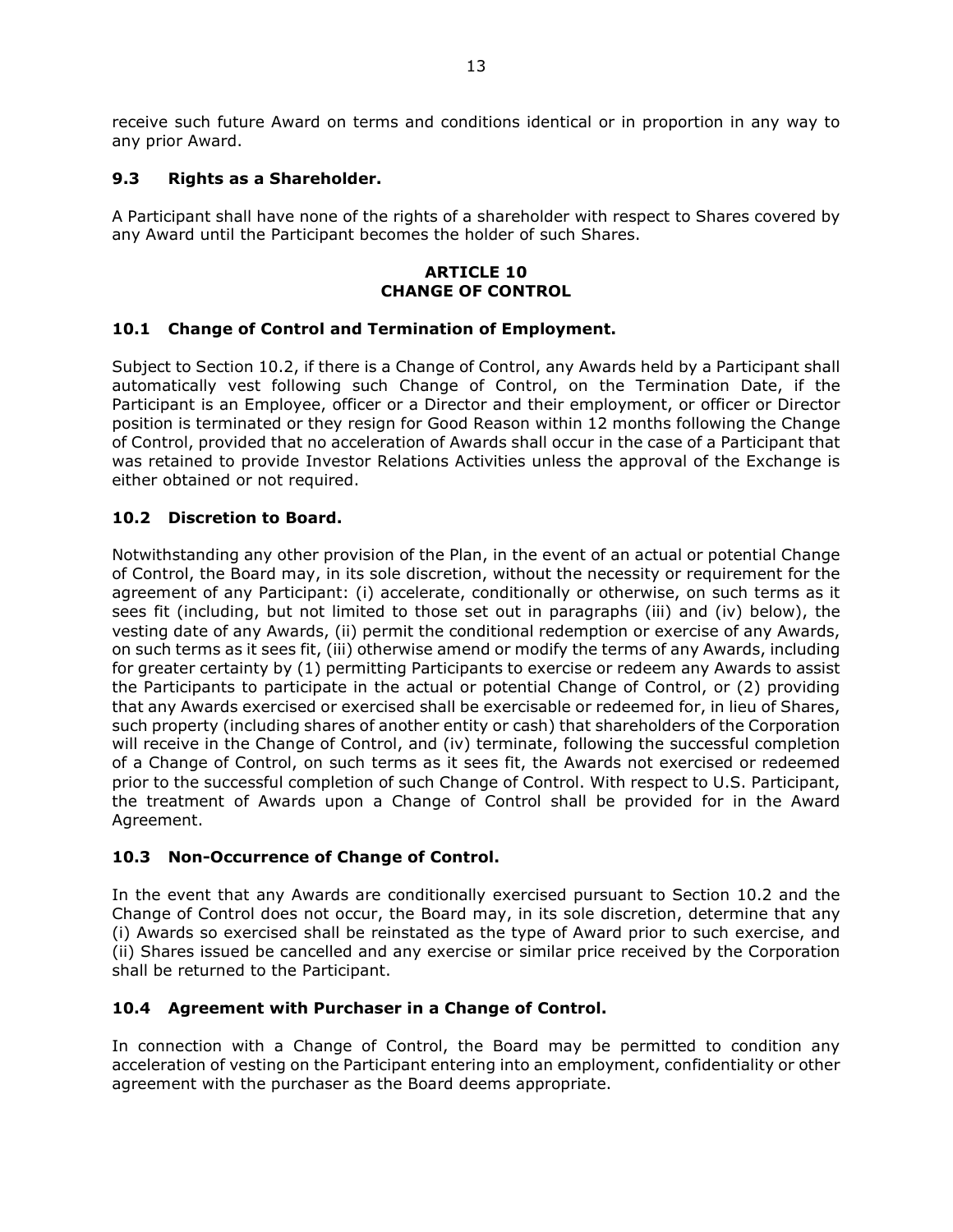receive such future Award on terms and conditions identical or in proportion in any way to any prior Award.

### 9.3 Rights as a Shareholder.

A Participant shall have none of the rights of a shareholder with respect to Shares covered by any Award until the Participant becomes the holder of such Shares.

## ARTICLE 10
## CHANGE OF CONTROL

### 10.1 Change of Control and Termination of Employment.

Subject to Section 10.2, if there is a Change of Control, any Awards held by a Participant shall automatically vest following such Change of Control, on the Termination Date, if the Participant is an Employee, officer or a Director and their employment, or officer or Director position is terminated or they resign for Good Reason within 12 months following the Change of Control, provided that no acceleration of Awards shall occur in the case of a Participant that was retained to provide Investor Relations Activities unless the approval of the Exchange is either obtained or not required.

### 10.2 Discretion to Board.

Notwithstanding any other provision of the Plan, in the event of an actual or potential Change of Control, the Board may, in its sole discretion, without the necessity or requirement for the agreement of any Participant: (i) accelerate, conditionally or otherwise, on such terms as it sees fit (including, but not limited to those set out in paragraphs (iii) and (iv) below), the vesting date of any Awards, (ii) permit the conditional redemption or exercise of any Awards, on such terms as it sees fit, (iii) otherwise amend or modify the terms of any Awards, including for greater certainty by (1) permitting Participants to exercise or redeem any Awards to assist the Participants to participate in the actual or potential Change of Control, or (2) providing that any Awards exercised or exercised shall be exercisable or redeemed for, in lieu of Shares, such property (including shares of another entity or cash) that shareholders of the Corporation will receive in the Change of Control, and (iv) terminate, following the successful completion of a Change of Control, on such terms as it sees fit, the Awards not exercised or redeemed prior to the successful completion of such Change of Control. With respect to U.S. Participant, the treatment of Awards upon a Change of Control shall be provided for in the Award Agreement.

### 10.3 Non-Occurrence of Change of Control.

In the event that any Awards are conditionally exercised pursuant to Section 10.2 and the Change of Control does not occur, the Board may, in its sole discretion, determine that any (i) Awards so exercised shall be reinstated as the type of Award prior to such exercise, and (ii) Shares issued be cancelled and any exercise or similar price received by the Corporation shall be returned to the Participant.

### 10.4 Agreement with Purchaser in a Change of Control.

In connection with a Change of Control, the Board may be permitted to condition any acceleration of vesting on the Participant entering into an employment, confidentiality or other agreement with the purchaser as the Board deems appropriate.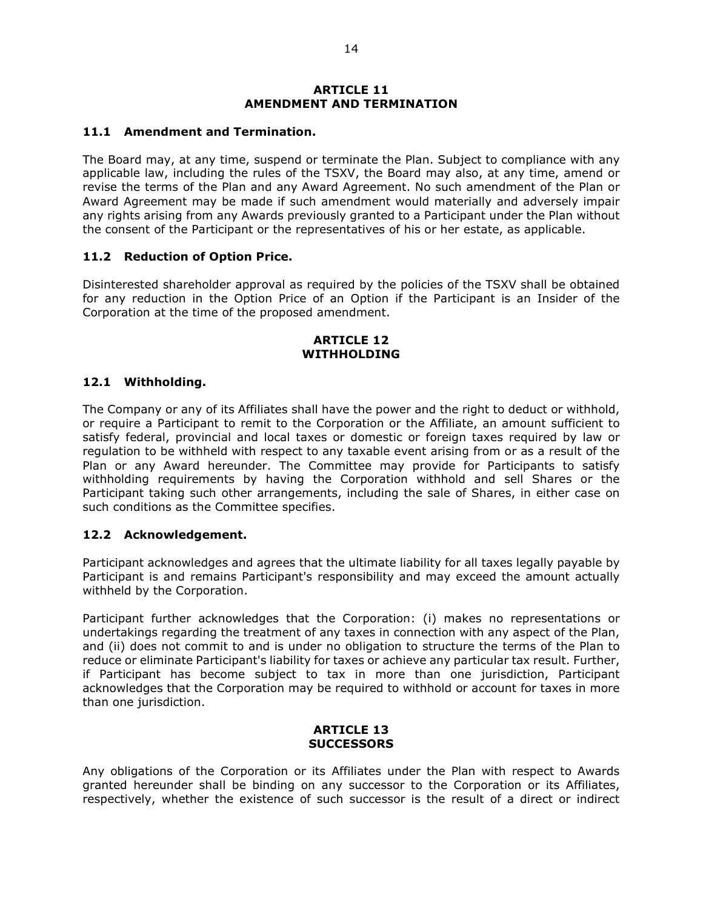## ARTICLE 11
## AMENDMENT AND TERMINATION

### 11.1 Amendment and Termination.

The Board may, at any time, suspend or terminate the Plan. Subject to compliance with any applicable law, including the rules of the TSXV, the Board may also, at any time, amend or revise the terms of the Plan and any Award Agreement. No such amendment of the Plan or Award Agreement may be made if such amendment would materially and adversely impair any rights arising from any Awards previously granted to a Participant under the Plan without the consent of the Participant or the representatives of his or her estate, as applicable.

### 11.2 Reduction of Option Price.

Disinterested shareholder approval as required by the policies of the TSXV shall be obtained for any reduction in the Option Price of an Option if the Participant is an Insider of the Corporation at the time of the proposed amendment.

## ARTICLE 12
## WITHHOLDING

### 12.1 Withholding.

The Company or any of its Affiliates shall have the power and the right to deduct or withhold, or require a Participant to remit to the Corporation or the Affiliate, an amount sufficient to satisfy federal, provincial and local taxes or domestic or foreign taxes required by law or regulation to be withheld with respect to any taxable event arising from or as a result of the Plan or any Award hereunder. The Committee may provide for Participants to satisfy withholding requirements by having the Corporation withhold and sell Shares or the Participant taking such other arrangements, including the sale of Shares, in either case on such conditions as the Committee specifies.

### 12.2 Acknowledgement.

Participant acknowledges and agrees that the ultimate liability for all taxes legally payable by Participant is and remains Participant's responsibility and may exceed the amount actually withheld by the Corporation.

Participant further acknowledges that the Corporation: (i) makes no representations or undertakings regarding the treatment of any taxes in connection with any aspect of the Plan, and (ii) does not commit to and is under no obligation to structure the terms of the Plan to reduce or eliminate Participant's liability for taxes or achieve any particular tax result. Further, if Participant has become subject to tax in more than one jurisdiction, Participant acknowledges that the Corporation may be required to withhold or account for taxes in more than one jurisdiction.

## ARTICLE 13
## SUCCESSORS

Any obligations of the Corporation or its Affiliates under the Plan with respect to Awards granted hereunder shall be binding on any successor to the Corporation or its Affiliates, respectively, whether the existence of such successor is the result of a direct or indirect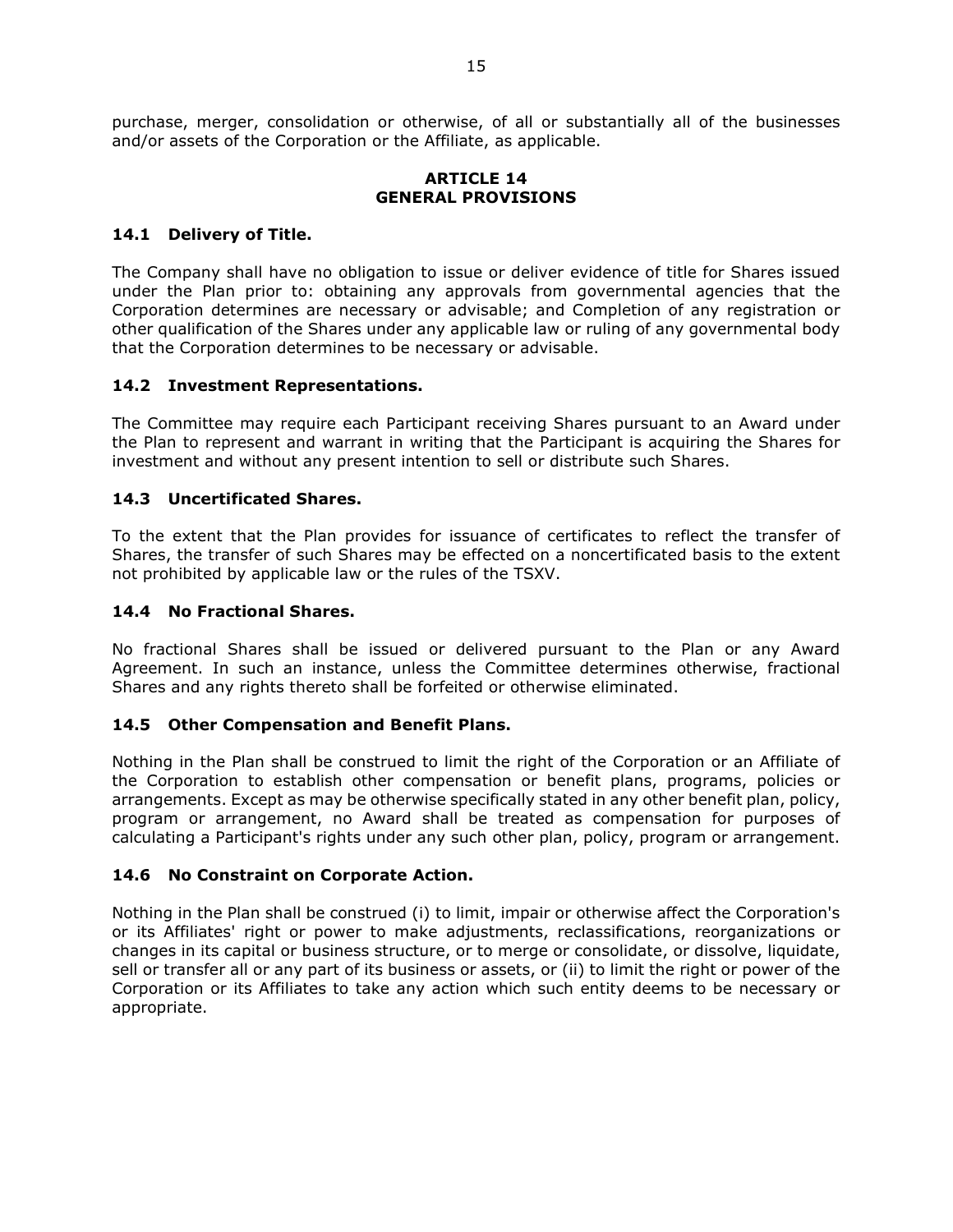purchase, merger, consolidation or otherwise, of all or substantially all of the businesses and/or assets of the Corporation or the Affiliate, as applicable.

## ARTICLE 14
## GENERAL PROVISIONS

### 14.1 Delivery of Title.

The Company shall have no obligation to issue or deliver evidence of title for Shares issued under the Plan prior to: obtaining any approvals from governmental agencies that the Corporation determines are necessary or advisable; and Completion of any registration or other qualification of the Shares under any applicable law or ruling of any governmental body that the Corporation determines to be necessary or advisable.

### 14.2 Investment Representations.

The Committee may require each Participant receiving Shares pursuant to an Award under the Plan to represent and warrant in writing that the Participant is acquiring the Shares for investment and without any present intention to sell or distribute such Shares.

### 14.3 Uncertificated Shares.

To the extent that the Plan provides for issuance of certificates to reflect the transfer of Shares, the transfer of such Shares may be effected on a noncertificated basis to the extent not prohibited by applicable law or the rules of the TSXV.

### 14.4 No Fractional Shares.

No fractional Shares shall be issued or delivered pursuant to the Plan or any Award Agreement. In such an instance, unless the Committee determines otherwise, fractional Shares and any rights thereto shall be forfeited or otherwise eliminated.

### 14.5 Other Compensation and Benefit Plans.

Nothing in the Plan shall be construed to limit the right of the Corporation or an Affiliate of the Corporation to establish other compensation or benefit plans, programs, policies or arrangements. Except as may be otherwise specifically stated in any other benefit plan, policy, program or arrangement, no Award shall be treated as compensation for purposes of calculating a Participant's rights under any such other plan, policy, program or arrangement.

### 14.6 No Constraint on Corporate Action.

Nothing in the Plan shall be construed (i) to limit, impair or otherwise affect the Corporation's or its Affiliates' right or power to make adjustments, reclassifications, reorganizations or changes in its capital or business structure, or to merge or consolidate, or dissolve, liquidate, sell or transfer all or any part of its business or assets, or (ii) to limit the right or power of the Corporation or its Affiliates to take any action which such entity deems to be necessary or appropriate.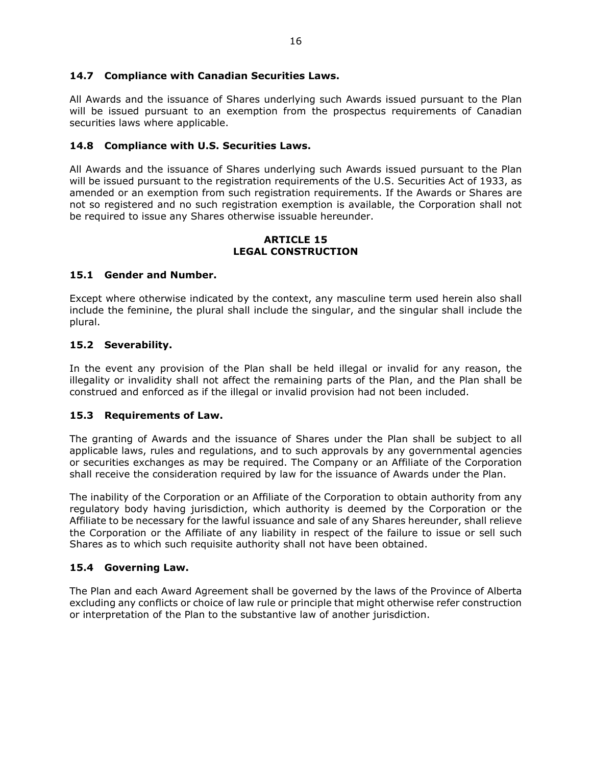### 14.7 Compliance with Canadian Securities Laws.

All Awards and the issuance of Shares underlying such Awards issued pursuant to the Plan will be issued pursuant to an exemption from the prospectus requirements of Canadian securities laws where applicable.

### 14.8 Compliance with U.S. Securities Laws.

All Awards and the issuance of Shares underlying such Awards issued pursuant to the Plan will be issued pursuant to the registration requirements of the U.S. Securities Act of 1933, as amended or an exemption from such registration requirements. If the Awards or Shares are not so registered and no such registration exemption is available, the Corporation shall not be required to issue any Shares otherwise issuable hereunder.

## ARTICLE 15
## LEGAL CONSTRUCTION

### 15.1 Gender and Number.

Except where otherwise indicated by the context, any masculine term used herein also shall include the feminine, the plural shall include the singular, and the singular shall include the plural.

### 15.2 Severability.

In the event any provision of the Plan shall be held illegal or invalid for any reason, the illegality or invalidity shall not affect the remaining parts of the Plan, and the Plan shall be construed and enforced as if the illegal or invalid provision had not been included.

### 15.3 Requirements of Law.

The granting of Awards and the issuance of Shares under the Plan shall be subject to all applicable laws, rules and regulations, and to such approvals by any governmental agencies or securities exchanges as may be required. The Company or an Affiliate of the Corporation shall receive the consideration required by law for the issuance of Awards under the Plan.

The inability of the Corporation or an Affiliate of the Corporation to obtain authority from any regulatory body having jurisdiction, which authority is deemed by the Corporation or the Affiliate to be necessary for the lawful issuance and sale of any Shares hereunder, shall relieve the Corporation or the Affiliate of any liability in respect of the failure to issue or sell such Shares as to which such requisite authority shall not have been obtained.

### 15.4 Governing Law.

The Plan and each Award Agreement shall be governed by the laws of the Province of Alberta excluding any conflicts or choice of law rule or principle that might otherwise refer construction or interpretation of the Plan to the substantive law of another jurisdiction.